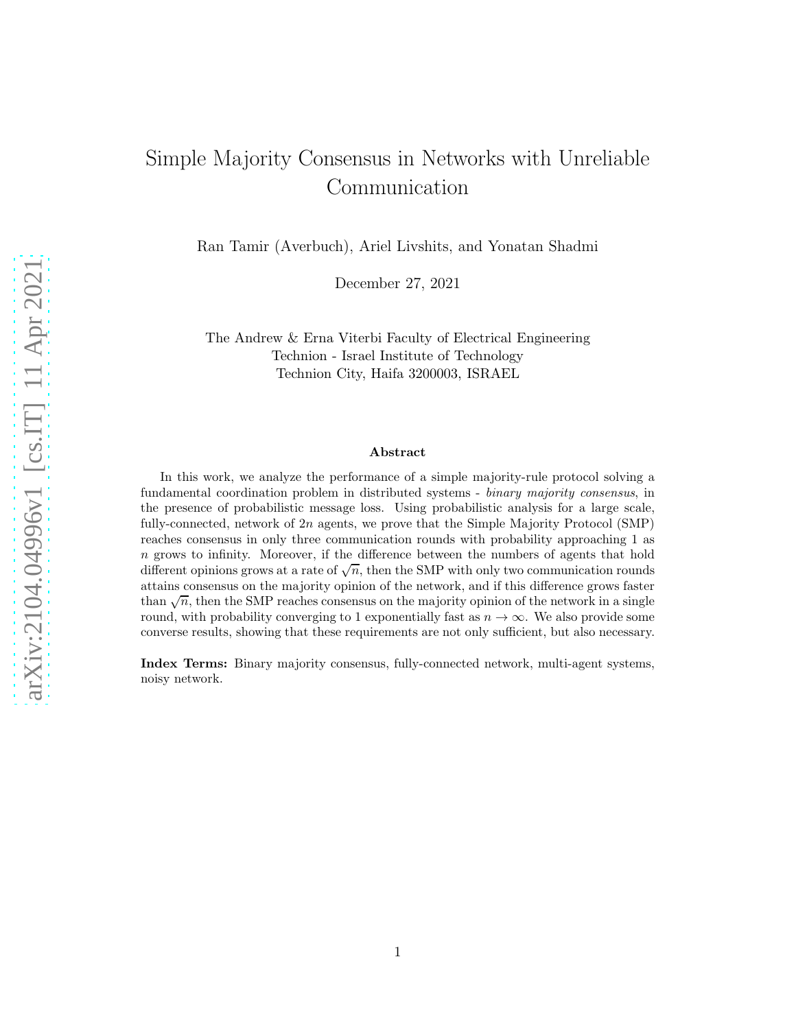# Simple Majority Consensus in Networks with Unreliable Communication

Ran Tamir (Averbuch), Ariel Livshits, and Yonatan Shadmi

December 27, 2021

The Andrew & Erna Viterbi Faculty of Electrical Engineering
Technion - Israel Institute of Technology
Technion City, Haifa 3200003, ISRAEL

### Abstract

In this work, we analyze the performance of a simple majority-rule protocol solving a fundamental coordination problem in distributed systems - *binary majority consensus*, in the presence of probabilistic message loss. Using probabilistic analysis for a large scale, fully-connected, network of $2n$ agents, we prove that the Simple Majority Protocol (SMP) reaches consensus in only three communication rounds with probability approaching 1 as $n$ grows to infinity. Moreover, if the difference between the numbers of agents that hold different opinions grows at a rate of $\sqrt{n}$, then the SMP with only two communication rounds attains consensus on the majority opinion of the network, and if this difference grows faster than $\sqrt{n}$, then the SMP reaches consensus on the majority opinion of the network in a single round, with probability converging to 1 exponentially fast as $n \to \infty$. We also provide some converse results, showing that these requirements are not only sufficient, but also necessary.

**Index Terms:** Binary majority consensus, fully-connected network, multi-agent systems, noisy network.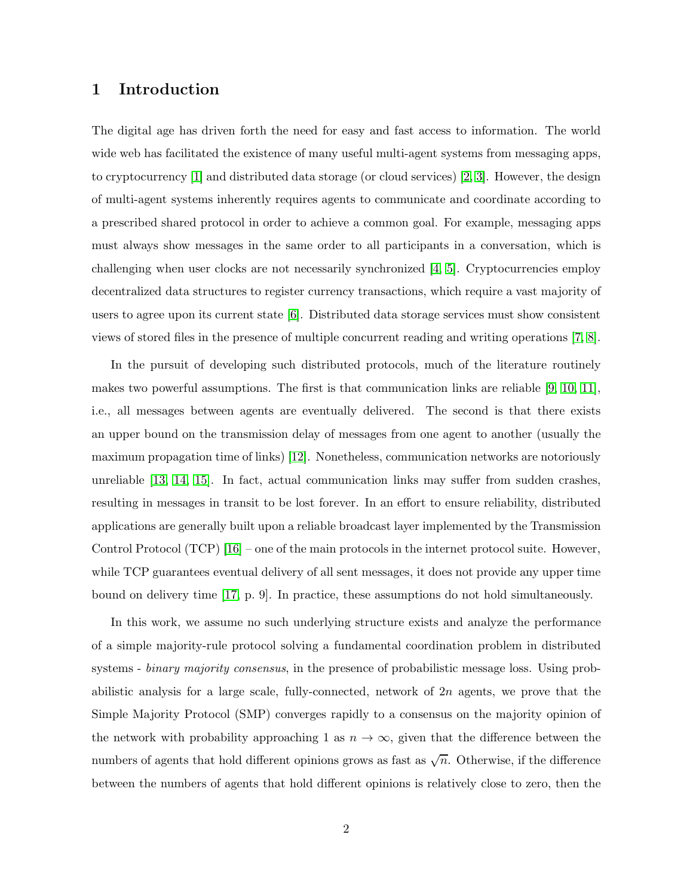# 1 Introduction

The digital age has driven forth the need for easy and fast access to information. The world wide web has facilitated the existence of many useful multi-agent systems from messaging apps, to cryptocurrency [1] and distributed data storage (or cloud services) [2, 3]. However, the design of multi-agent systems inherently requires agents to communicate and coordinate according to a prescribed shared protocol in order to achieve a common goal. For example, messaging apps must always show messages in the same order to all participants in a conversation, which is challenging when user clocks are not necessarily synchronized [4, 5]. Cryptocurrencies employ decentralized data structures to register currency transactions, which require a vast majority of users to agree upon its current state [6]. Distributed data storage services must show consistent views of stored files in the presence of multiple concurrent reading and writing operations [7, 8].

In the pursuit of developing such distributed protocols, much of the literature routinely makes two powerful assumptions. The first is that communication links are reliable [9, 10, 11], i.e., all messages between agents are eventually delivered. The second is that there exists an upper bound on the transmission delay of messages from one agent to another (usually the maximum propagation time of links) [12]. Nonetheless, communication networks are notoriously unreliable [13, 14, 15]. In fact, actual communication links may suffer from sudden crashes, resulting in messages in transit to be lost forever. In an effort to ensure reliability, distributed applications are generally built upon a reliable broadcast layer implemented by the Transmission Control Protocol (TCP) [16] – one of the main protocols in the internet protocol suite. However, while TCP guarantees eventual delivery of all sent messages, it does not provide any upper time bound on delivery time [17, p. 9]. In practice, these assumptions do not hold simultaneously.

In this work, we assume no such underlying structure exists and analyze the performance of a simple majority-rule protocol solving a fundamental coordination problem in distributed systems - *binary majority consensus*, in the presence of probabilistic message loss. Using probabilistic analysis for a large scale, fully-connected, network of $2n$ agents, we prove that the Simple Majority Protocol (SMP) converges rapidly to a consensus on the majority opinion of the network with probability approaching 1 as $n \to \infty$, given that the difference between the numbers of agents that hold different opinions grows as fast as $\sqrt{n}$. Otherwise, if the difference between the numbers of agents that hold different opinions is relatively close to zero, then the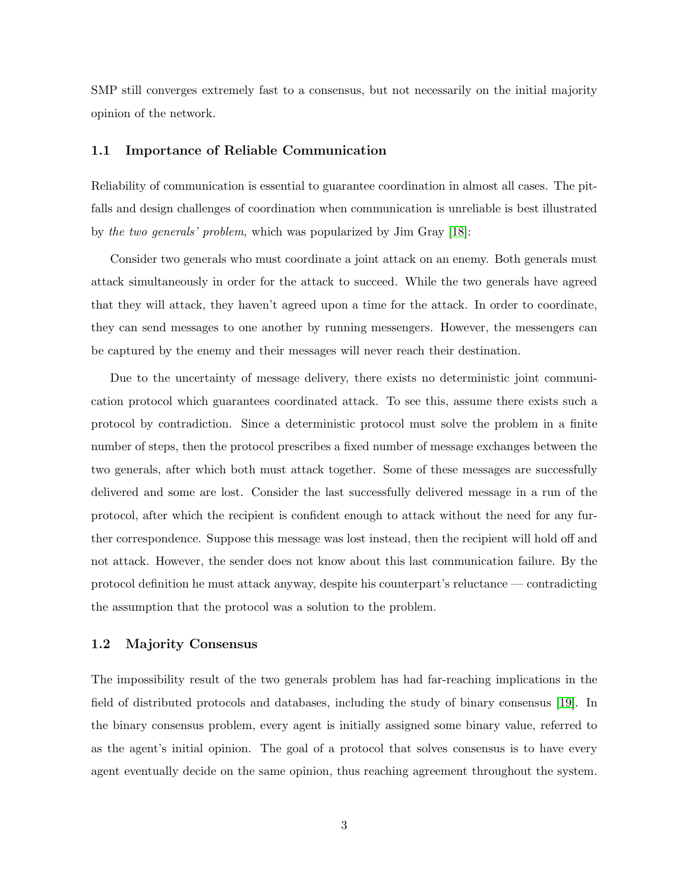SMP still converges extremely fast to a consensus, but not necessarily on the initial majority opinion of the network.

### 1.1 Importance of Reliable Communication

Reliability of communication is essential to guarantee coordination in almost all cases. The pitfalls and design challenges of coordination when communication is unreliable is best illustrated by *the two generals' problem*, which was popularized by Jim Gray [18]:

Consider two generals who must coordinate a joint attack on an enemy. Both generals must attack simultaneously in order for the attack to succeed. While the two generals have agreed that they will attack, they haven't agreed upon a time for the attack. In order to coordinate, they can send messages to one another by running messengers. However, the messengers can be captured by the enemy and their messages will never reach their destination.

Due to the uncertainty of message delivery, there exists no deterministic joint communication protocol which guarantees coordinated attack. To see this, assume there exists such a protocol by contradiction. Since a deterministic protocol must solve the problem in a finite number of steps, then the protocol prescribes a fixed number of message exchanges between the two generals, after which both must attack together. Some of these messages are successfully delivered and some are lost. Consider the last successfully delivered message in a run of the protocol, after which the recipient is confident enough to attack without the need for any further correspondence. Suppose this message was lost instead, then the recipient will hold off and not attack. However, the sender does not know about this last communication failure. By the protocol definition he must attack anyway, despite his counterpart's reluctance — contradicting the assumption that the protocol was a solution to the problem.

### 1.2 Majority Consensus

The impossibility result of the two generals problem has had far-reaching implications in the field of distributed protocols and databases, including the study of binary consensus [19]. In the binary consensus problem, every agent is initially assigned some binary value, referred to as the agent's initial opinion. The goal of a protocol that solves consensus is to have every agent eventually decide on the same opinion, thus reaching agreement throughout the system.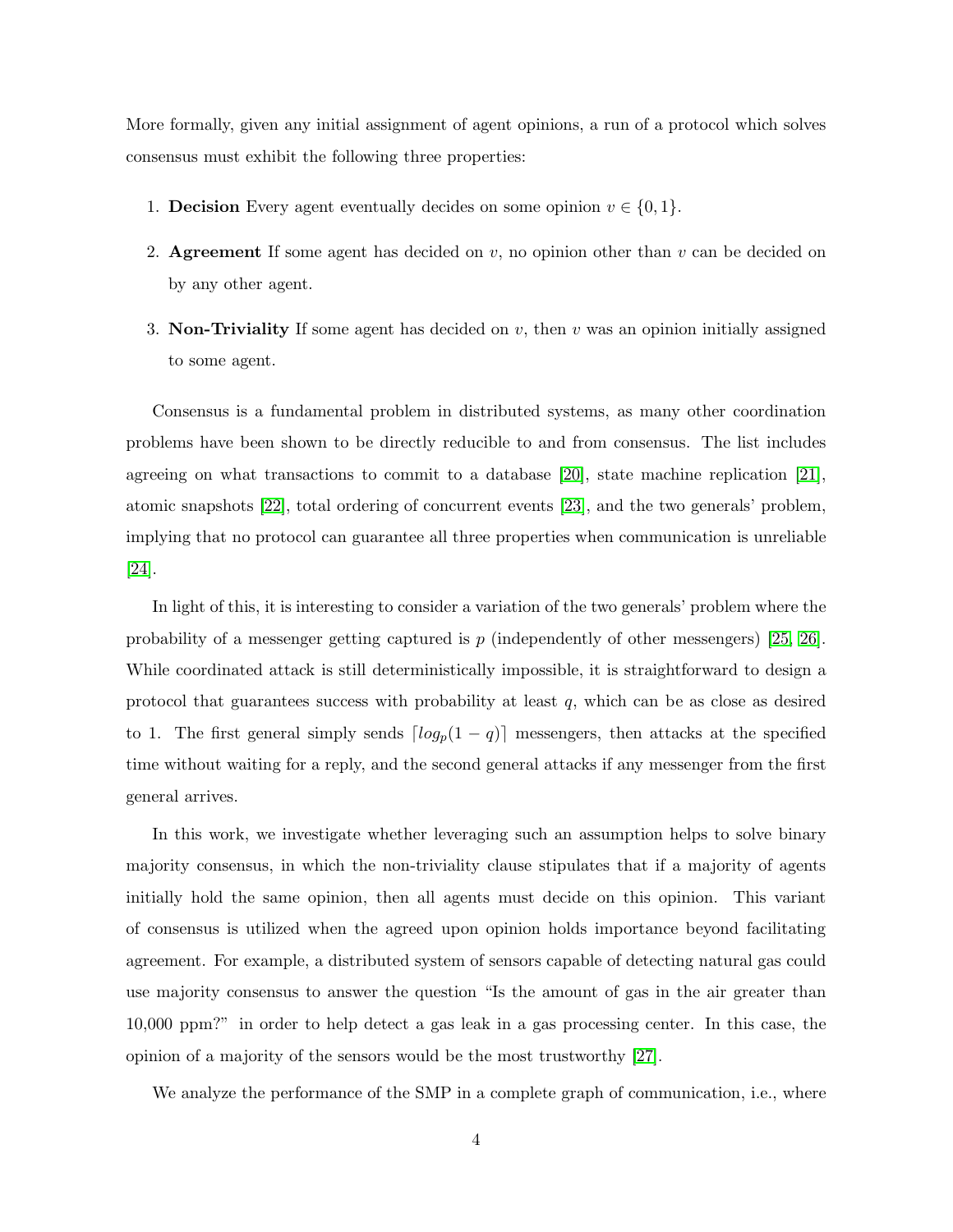More formally, given any initial assignment of agent opinions, a run of a protocol which solves consensus must exhibit the following three properties:

1. **Decision** Every agent eventually decides on some opinion $v \in \{0, 1\}$.
2. **Agreement** If some agent has decided on $v$, no opinion other than $v$ can be decided on by any other agent.
3. **Non-Triviality** If some agent has decided on $v$, then $v$ was an opinion initially assigned to some agent.

Consensus is a fundamental problem in distributed systems, as many other coordination problems have been shown to be directly reducible to and from consensus. The list includes agreeing on what transactions to commit to a database [20], state machine replication [21], atomic snapshots [22], total ordering of concurrent events [23], and the two generals' problem, implying that no protocol can guarantee all three properties when communication is unreliable [24].

In light of this, it is interesting to consider a variation of the two generals' problem where the probability of a messenger getting captured is $p$ (independently of other messengers) [25, 26]. While coordinated attack is still deterministically impossible, it is straightforward to design a protocol that guarantees success with probability at least $q$, which can be as close as desired to 1. The first general simply sends $\lceil log_p(1-q) \rceil$ messengers, then attacks at the specified time without waiting for a reply, and the second general attacks if any messenger from the first general arrives.

In this work, we investigate whether leveraging such an assumption helps to solve binary majority consensus, in which the non-triviality clause stipulates that if a majority of agents initially hold the same opinion, then all agents must decide on this opinion. This variant of consensus is utilized when the agreed upon opinion holds importance beyond facilitating agreement. For example, a distributed system of sensors capable of detecting natural gas could use majority consensus to answer the question "Is the amount of gas in the air greater than 10,000 ppm?" in order to help detect a gas leak in a gas processing center. In this case, the opinion of a majority of the sensors would be the most trustworthy [27].

We analyze the performance of the SMP in a complete graph of communication, i.e., where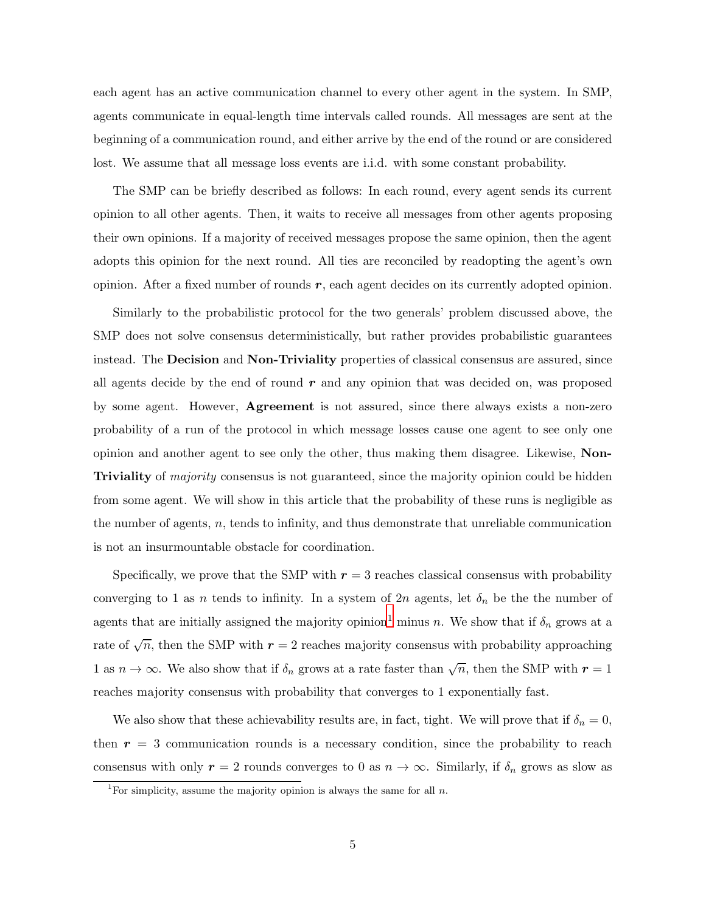each agent has an active communication channel to every other agent in the system. In SMP, agents communicate in equal-length time intervals called rounds. All messages are sent at the beginning of a communication round, and either arrive by the end of the round or are considered lost. We assume that all message loss events are i.i.d. with some constant probability.

The SMP can be briefly described as follows: In each round, every agent sends its current opinion to all other agents. Then, it waits to receive all messages from other agents proposing their own opinions. If a majority of received messages propose the same opinion, then the agent adopts this opinion for the next round. All ties are reconciled by readopting the agent's own opinion. After a fixed number of rounds $\boldsymbol{r}$, each agent decides on its currently adopted opinion.

Similarly to the probabilistic protocol for the two generals' problem discussed above, the SMP does not solve consensus deterministically, but rather provides probabilistic guarantees instead. The **Decision** and **Non-Triviality** properties of classical consensus are assured, since all agents decide by the end of round $\boldsymbol{r}$ and any opinion that was decided on, was proposed by some agent. However, **Agreement** is not assured, since there always exists a non-zero probability of a run of the protocol in which message losses cause one agent to see only one opinion and another agent to see only the other, thus making them disagree. Likewise, **Non-Triviality** of *majority* consensus is not guaranteed, since the majority opinion could be hidden from some agent. We will show in this article that the probability of these runs is negligible as the number of agents, $n$, tends to infinity, and thus demonstrate that unreliable communication is not an insurmountable obstacle for coordination.

Specifically, we prove that the SMP with $\boldsymbol{r} = 3$ reaches classical consensus with probability converging to 1 as $n$ tends to infinity. In a system of $2n$ agents, let $\delta_n$ be the the number of agents that are initially assigned the majority opinion[1] minus $n$. We show that if $\delta_n$ grows at a rate of $\sqrt{n}$, then the SMP with $\boldsymbol{r} = 2$ reaches majority consensus with probability approaching 1 as $n \to \infty$. We also show that if $\delta_n$ grows at a rate faster than $\sqrt{n}$, then the SMP with $\boldsymbol{r} = 1$ reaches majority consensus with probability that converges to 1 exponentially fast.

We also show that these achievability results are, in fact, tight. We will prove that if $\delta_n = 0$, then $\boldsymbol{r} = 3$ communication rounds is a necessary condition, since the probability to reach consensus with only $\boldsymbol{r} = 2$ rounds converges to 0 as $n \to \infty$. Similarly, if $\delta_n$ grows as slow as

[1] For simplicity, assume the majority opinion is always the same for all $n$.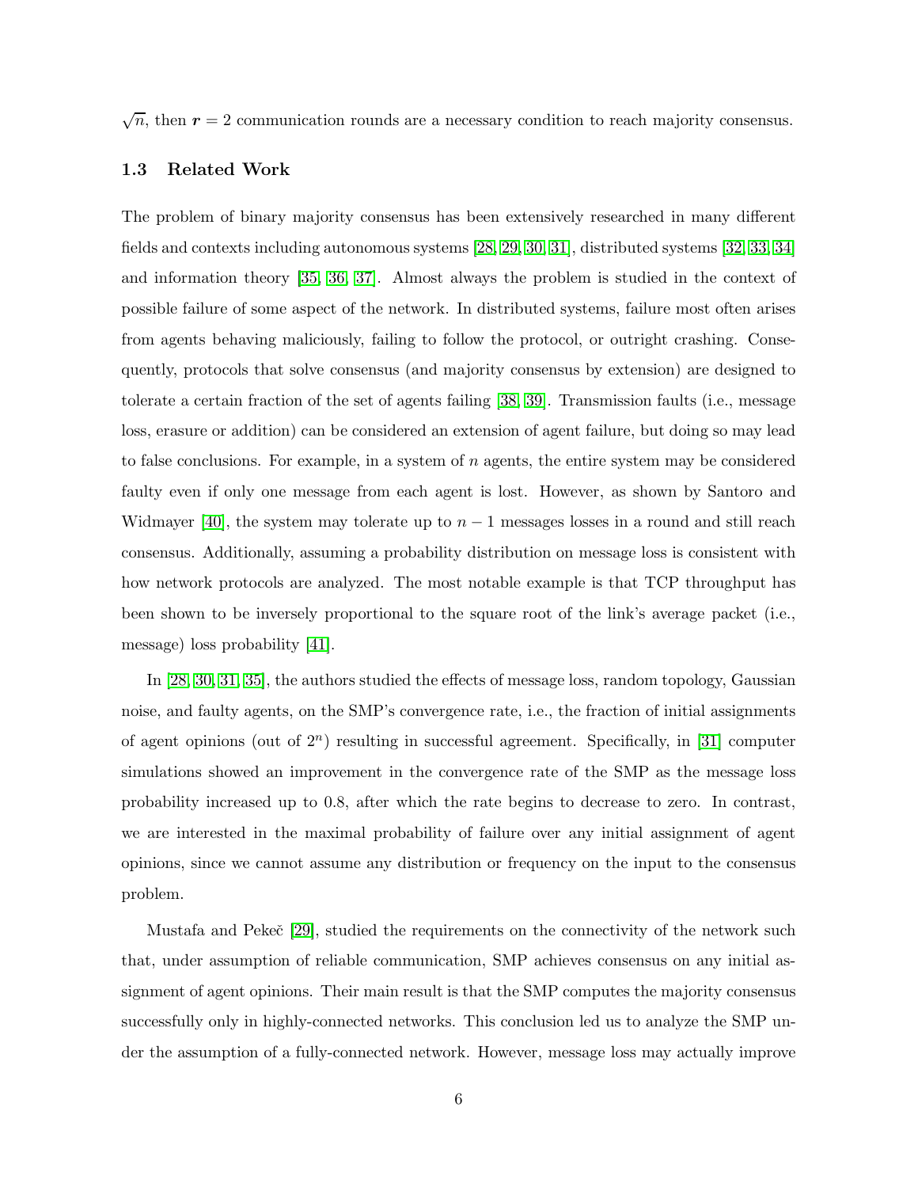$\sqrt{n}$, then $\boldsymbol{r} = 2$ communication rounds are a necessary condition to reach majority consensus.

### 1.3 Related Work

The problem of binary majority consensus has been extensively researched in many different fields and contexts including autonomous systems [28, 29, 30, 31], distributed systems [32, 33, 34] and information theory [35, 36, 37]. Almost always the problem is studied in the context of possible failure of some aspect of the network. In distributed systems, failure most often arises from agents behaving maliciously, failing to follow the protocol, or outright crashing. Consequently, protocols that solve consensus (and majority consensus by extension) are designed to tolerate a certain fraction of the set of agents failing [38, 39]. Transmission faults (i.e., message loss, erasure or addition) can be considered an extension of agent failure, but doing so may lead to false conclusions. For example, in a system of $n$ agents, the entire system may be considered faulty even if only one message from each agent is lost. However, as shown by Santoro and Widmayer [40], the system may tolerate up to $n-1$ messages losses in a round and still reach consensus. Additionally, assuming a probability distribution on message loss is consistent with how network protocols are analyzed. The most notable example is that TCP throughput has been shown to be inversely proportional to the square root of the link's average packet (i.e., message) loss probability [41].

In [28, 30, 31, 35], the authors studied the effects of message loss, random topology, Gaussian noise, and faulty agents, on the SMP's convergence rate, i.e., the fraction of initial assignments of agent opinions (out of $2^n$) resulting in successful agreement. Specifically, in [31] computer simulations showed an improvement in the convergence rate of the SMP as the message loss probability increased up to 0.8, after which the rate begins to decrease to zero. In contrast, we are interested in the maximal probability of failure over any initial assignment of agent opinions, since we cannot assume any distribution or frequency on the input to the consensus problem.

Mustafa and Pekeč [29], studied the requirements on the connectivity of the network such that, under assumption of reliable communication, SMP achieves consensus on any initial assignment of agent opinions. Their main result is that the SMP computes the majority consensus successfully only in highly-connected networks. This conclusion led us to analyze the SMP under the assumption of a fully-connected network. However, message loss may actually improve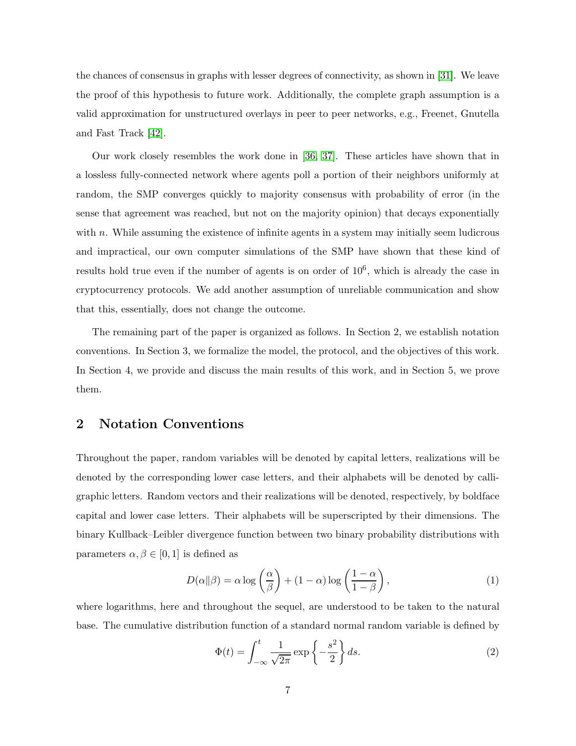the chances of consensus in graphs with lesser degrees of connectivity, as shown in [31]. We leave the proof of this hypothesis to future work. Additionally, the complete graph assumption is a valid approximation for unstructured overlays in peer to peer networks, e.g., Freenet, Gnutella and Fast Track [42].

Our work closely resembles the work done in [36, 37]. These articles have shown that in a lossless fully-connected network where agents poll a portion of their neighbors uniformly at random, the SMP converges quickly to majority consensus with probability of error (in the sense that agreement was reached, but not on the majority opinion) that decays exponentially with $n$. While assuming the existence of infinite agents in a system may initially seem ludicrous and impractical, our own computer simulations of the SMP have shown that these kind of results hold true even if the number of agents is on order of $10^6$, which is already the case in cryptocurrency protocols. We add another assumption of unreliable communication and show that this, essentially, does not change the outcome.

The remaining part of the paper is organized as follows. In Section 2, we establish notation conventions. In Section 3, we formalize the model, the protocol, and the objectives of this work. In Section 4, we provide and discuss the main results of this work, and in Section 5, we prove them.

## 2 Notation Conventions

Throughout the paper, random variables will be denoted by capital letters, realizations will be denoted by the corresponding lower case letters, and their alphabets will be denoted by calligraphic letters. Random vectors and their realizations will be denoted, respectively, by boldface capital and lower case letters. Their alphabets will be superscripted by their dimensions. The binary Kullback–Leibler divergence function between two binary probability distributions with parameters $\alpha, \beta \in [0, 1]$ is defined as

$$D(\alpha \| \beta) = \alpha \log\left(\frac{\alpha}{\beta}\right) + (1 - \alpha) \log\left(\frac{1 - \alpha}{1 - \beta}\right), \tag{1}$$

where logarithms, here and throughout the sequel, are understood to be taken to the natural base. The cumulative distribution function of a standard normal random variable is defined by

$$\Phi(t) = \int_{-\infty}^{t} \frac{1}{\sqrt{2\pi}} \exp\left\{-\frac{s^2}{2}\right\} ds. \tag{2}$$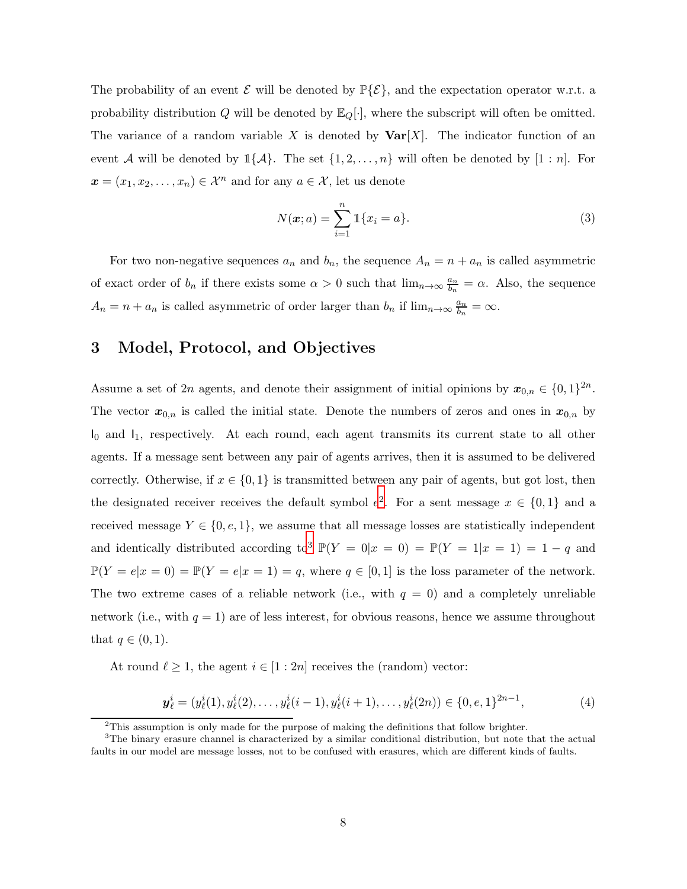The probability of an event $\mathcal{E}$ will be denoted by $\mathbb{P}\{\mathcal{E}\}$, and the expectation operator w.r.t. a probability distribution $Q$ will be denoted by $\mathbb{E}_Q[\cdot]$, where the subscript will often be omitted. The variance of a random variable $X$ is denoted by $\mathbf{Var}[X]$. The indicator function of an event $\mathcal{A}$ will be denoted by $\mathbb{1}\{\mathcal{A}\}$. The set $\{1, 2, \ldots, n\}$ will often be denoted by $[1:n]$. For $\boldsymbol{x} = (x_1, x_2, \ldots, x_n) \in \mathcal{X}^n$ and for any $a \in \mathcal{X}$, let us denote

$$N(\boldsymbol{x}; a) = \sum_{i=1}^{n} \mathbb{1}\{x_i = a\}. \tag{3}$$

For two non-negative sequences $a_n$ and $b_n$, the sequence $A_n = n + a_n$ is called asymmetric of exact order of $b_n$ if there exists some $\alpha > 0$ such that $\lim_{n\to\infty} \frac{a_n}{b_n} = \alpha$. Also, the sequence $A_n = n + a_n$ is called asymmetric of order larger than $b_n$ if $\lim_{n\to\infty} \frac{a_n}{b_n} = \infty$.

## 3 Model, Protocol, and Objectives

Assume a set of $2n$ agents, and denote their assignment of initial opinions by $\boldsymbol{x}_{0,n} \in \{0,1\}^{2n}$. The vector $\boldsymbol{x}_{0,n}$ is called the initial state. Denote the numbers of zeros and ones in $\boldsymbol{x}_{0,n}$ by $\mathsf{I}_0$ and $\mathsf{I}_1$, respectively. At each round, each agent transmits its current state to all other agents. If a message sent between any pair of agents arrives, then it is assumed to be delivered correctly. Otherwise, if $x \in \{0,1\}$ is transmitted between any pair of agents, but got lost, then the designated receiver receives the default symbol $e$[2]. For a sent message $x \in \{0,1\}$ and a received message $Y \in \{0, e, 1\}$, we assume that all message losses are statistically independent and identically distributed according to[3] $\mathbb{P}(Y = 0|x = 0) = \mathbb{P}(Y = 1|x = 1) = 1 - q$ and $\mathbb{P}(Y = e|x = 0) = \mathbb{P}(Y = e|x = 1) = q$, where $q \in [0,1]$ is the loss parameter of the network. The two extreme cases of a reliable network (i.e., with $q = 0$) and a completely unreliable network (i.e., with $q = 1$) are of less interest, for obvious reasons, hence we assume throughout that $q \in (0,1)$.

At round $\ell \geq 1$, the agent $i \in [1:2n]$ receives the (random) vector:

$$\boldsymbol{y}_\ell^i = (y_\ell^i(1), y_\ell^i(2), \ldots, y_\ell^i(i-1), y_\ell^i(i+1), \ldots, y_\ell^i(2n)) \in \{0, e, 1\}^{2n-1}, \tag{4}$$

[2] This assumption is only made for the purpose of making the definitions that follow brighter.

[3] The binary erasure channel is characterized by a similar conditional distribution, but note that the actual faults in our model are message losses, not to be confused with erasures, which are different kinds of faults.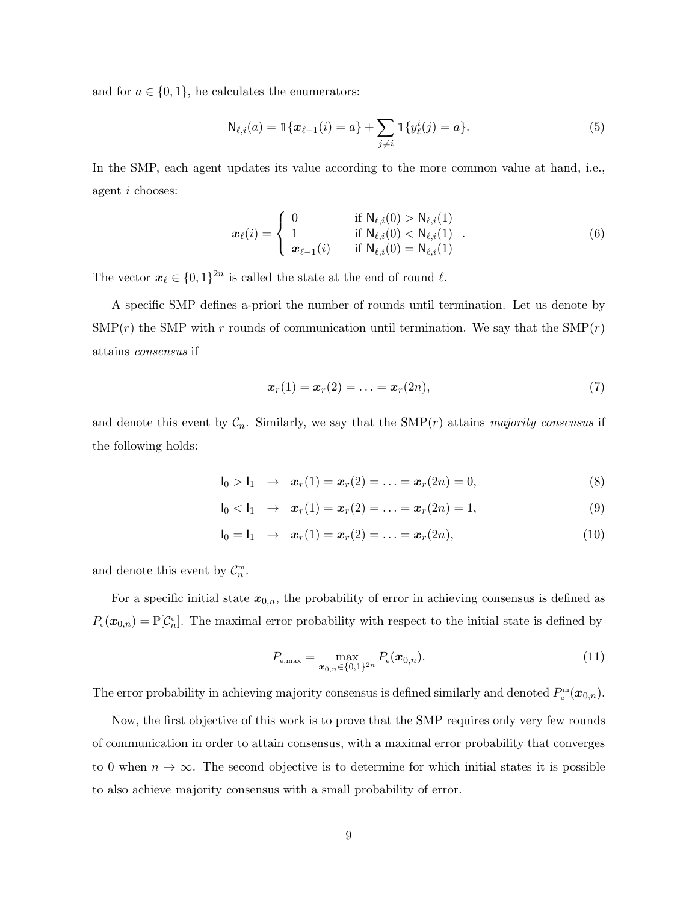and for $a \in \{0,1\}$, he calculates the enumerators:

$$\mathsf{N}_{\ell,i}(a) = \mathbb{1}\{\boldsymbol{x}_{\ell-1}(i) = a\} + \sum_{j \neq i} \mathbb{1}\{y_\ell^i(j) = a\}. \tag{5}$$

In the SMP, each agent updates its value according to the more common value at hand, i.e., agent $i$ chooses:

$$\boldsymbol{x}_\ell(i) = \begin{cases} 0 & \text{if } \mathsf{N}_{\ell,i}(0) > \mathsf{N}_{\ell,i}(1) \\ 1 & \text{if } \mathsf{N}_{\ell,i}(0) < \mathsf{N}_{\ell,i}(1) \\ \boldsymbol{x}_{\ell-1}(i) & \text{if } \mathsf{N}_{\ell,i}(0) = \mathsf{N}_{\ell,i}(1) \end{cases}. \tag{6}$$

The vector $\boldsymbol{x}_\ell \in \{0,1\}^{2n}$ is called the state at the end of round $\ell$.

A specific SMP defines a-priori the number of rounds until termination. Let us denote by $\text{SMP}(r)$ the SMP with $r$ rounds of communication until termination. We say that the $\text{SMP}(r)$ attains *consensus* if

$$\boldsymbol{x}_r(1) = \boldsymbol{x}_r(2) = \ldots = \boldsymbol{x}_r(2n), \tag{7}$$

and denote this event by $\mathcal{C}_n$. Similarly, we say that the $\text{SMP}(r)$ attains *majority consensus* if the following holds:

$$\mathsf{I}_0 > \mathsf{I}_1 \quad \rightarrow \quad \boldsymbol{x}_r(1) = \boldsymbol{x}_r(2) = \ldots = \boldsymbol{x}_r(2n) = 0, \tag{8}$$

$$\mathsf{I}_0 < \mathsf{I}_1 \quad \rightarrow \quad \boldsymbol{x}_r(1) = \boldsymbol{x}_r(2) = \ldots = \boldsymbol{x}_r(2n) = 1, \tag{9}$$

$$\mathsf{I}_0 = \mathsf{I}_1 \quad \rightarrow \quad \boldsymbol{x}_r(1) = \boldsymbol{x}_r(2) = \ldots = \boldsymbol{x}_r(2n), \tag{10}$$

and denote this event by $\mathcal{C}_n^{\mathrm{m}}$.

For a specific initial state $\boldsymbol{x}_{0,n}$, the probability of error in achieving consensus is defined as $P_{\mathrm{e}}(\boldsymbol{x}_{0,n}) = \mathbb{P}[\mathcal{C}_n^{\mathrm{c}}]$. The maximal error probability with respect to the initial state is defined by

$$P_{\mathrm{e,max}} = \max_{\boldsymbol{x}_{0,n} \in \{0,1\}^{2n}} P_{\mathrm{e}}(\boldsymbol{x}_{0,n}). \tag{11}$$

The error probability in achieving majority consensus is defined similarly and denoted $P_{\mathrm{e}}^{\mathrm{m}}(\boldsymbol{x}_{0,n})$.

Now, the first objective of this work is to prove that the SMP requires only very few rounds of communication in order to attain consensus, with a maximal error probability that converges to 0 when $n \to \infty$. The second objective is to determine for which initial states it is possible to also achieve majority consensus with a small probability of error.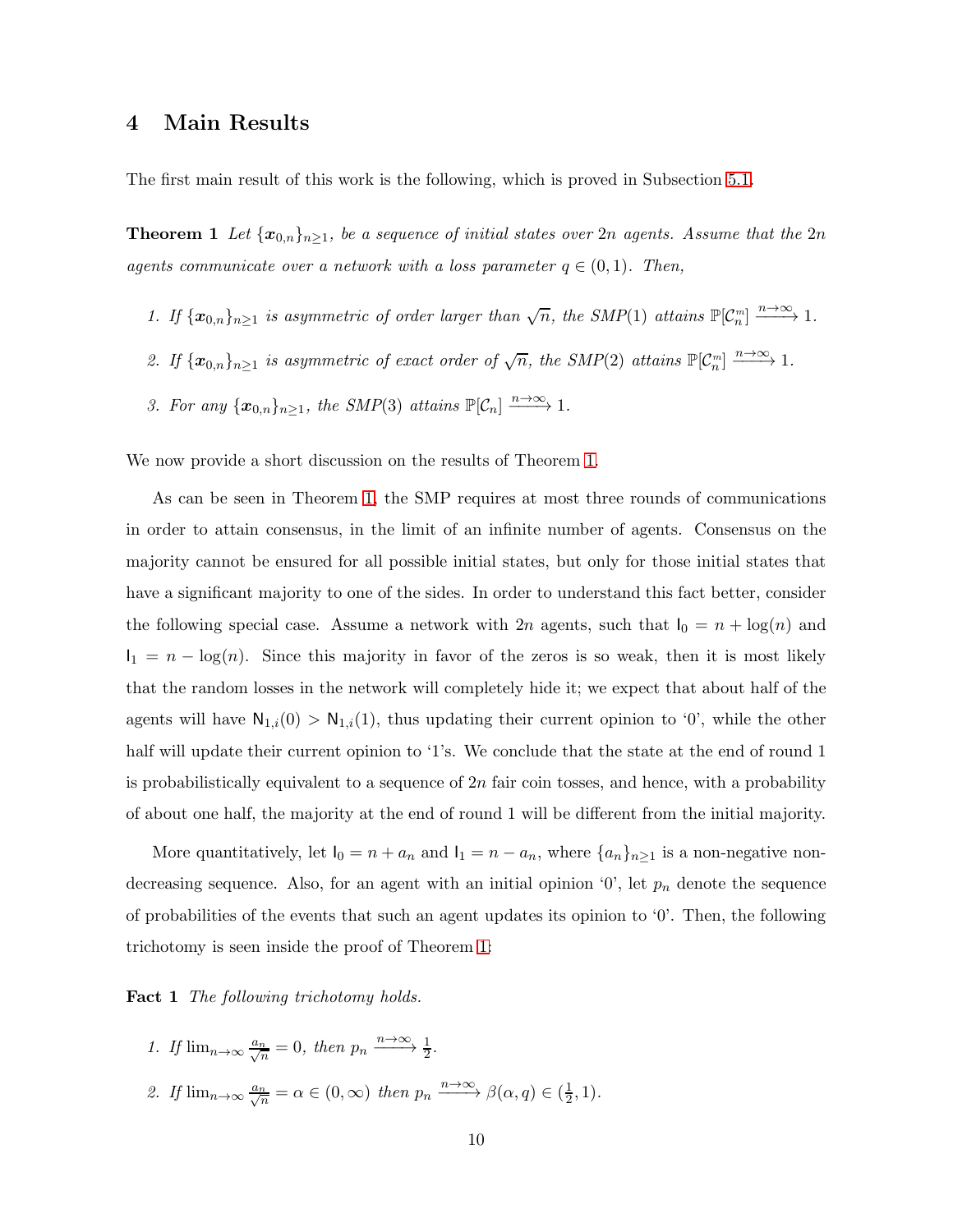## 4 Main Results

The first main result of this work is the following, which is proved in Subsection 5.1.

**Theorem 1** *Let $\{\boldsymbol{x}_{0,n}\}_{n\geq 1}$, be a sequence of initial states over $2n$ agents. Assume that the $2n$ agents communicate over a network with a loss parameter $q \in (0,1)$. Then,*

1. *If $\{\boldsymbol{x}_{0,n}\}_{n\geq 1}$ is asymmetric of order larger than $\sqrt{n}$, the SMP(1) attains $\mathbb{P}[\mathcal{C}_n^m] \xrightarrow{n\to\infty} 1$.*
2. *If $\{\boldsymbol{x}_{0,n}\}_{n\geq 1}$ is asymmetric of exact order of $\sqrt{n}$, the SMP(2) attains $\mathbb{P}[\mathcal{C}_n^m] \xrightarrow{n\to\infty} 1$.*
3. *For any $\{\boldsymbol{x}_{0,n}\}_{n\geq 1}$, the SMP(3) attains $\mathbb{P}[\mathcal{C}_n] \xrightarrow{n\to\infty} 1$.*

We now provide a short discussion on the results of Theorem 1.

As can be seen in Theorem 1, the SMP requires at most three rounds of communications in order to attain consensus, in the limit of an infinite number of agents. Consensus on the majority cannot be ensured for all possible initial states, but only for those initial states that have a significant majority to one of the sides. In order to understand this fact better, consider the following special case. Assume a network with $2n$ agents, such that $\mathsf{I}_0 = n + \log(n)$ and $\mathsf{I}_1 = n - \log(n)$. Since this majority in favor of the zeros is so weak, then it is most likely that the random losses in the network will completely hide it; we expect that about half of the agents will have $\mathsf{N}_{1,i}(0) > \mathsf{N}_{1,i}(1)$, thus updating their current opinion to '0', while the other half will update their current opinion to '1's. We conclude that the state at the end of round 1 is probabilistically equivalent to a sequence of $2n$ fair coin tosses, and hence, with a probability of about one half, the majority at the end of round 1 will be different from the initial majority.

More quantitatively, let $\mathsf{I}_0 = n + a_n$ and $\mathsf{I}_1 = n - a_n$, where $\{a_n\}_{n\geq 1}$ is a non-negative non-decreasing sequence. Also, for an agent with an initial opinion '0', let $p_n$ denote the sequence of probabilities of the events that such an agent updates its opinion to '0'. Then, the following trichotomy is seen inside the proof of Theorem 1:

**Fact 1** *The following trichotomy holds.*

1. *If $\lim_{n\to\infty} \frac{a_n}{\sqrt{n}} = 0$, then $p_n \xrightarrow{n\to\infty} \frac{1}{2}$.*
2. *If $\lim_{n\to\infty} \frac{a_n}{\sqrt{n}} = \alpha \in (0,\infty)$ then $p_n \xrightarrow{n\to\infty} \beta(\alpha, q) \in (\frac{1}{2}, 1)$.*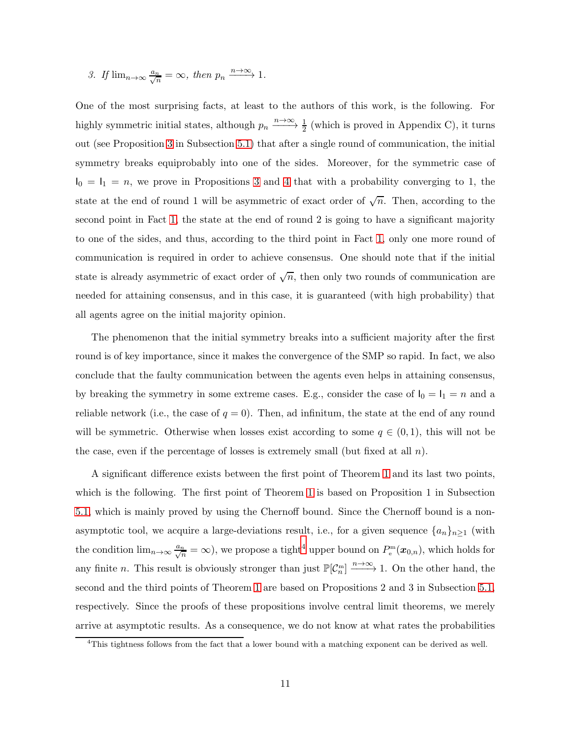3. If $\lim_{n\to\infty} \frac{a_n}{\sqrt{n}} = \infty$, then $p_n \xrightarrow{n\to\infty} 1$.

One of the most surprising facts, at least to the authors of this work, is the following. For highly symmetric initial states, although $p_n \xrightarrow{n\to\infty} \frac{1}{2}$ (which is proved in Appendix C), it turns out (see Proposition 3 in Subsection 5.1) that after a single round of communication, the initial symmetry breaks equiprobably into one of the sides. Moreover, for the symmetric case of $\mathsf{I}_0 = \mathsf{I}_1 = n$, we prove in Propositions 3 and 4 that with a probability converging to 1, the state at the end of round 1 will be asymmetric of exact order of $\sqrt{n}$. Then, according to the second point in Fact 1, the state at the end of round 2 is going to have a significant majority to one of the sides, and thus, according to the third point in Fact 1, only one more round of communication is required in order to achieve consensus. One should note that if the initial state is already asymmetric of exact order of $\sqrt{n}$, then only two rounds of communication are needed for attaining consensus, and in this case, it is guaranteed (with high probability) that all agents agree on the initial majority opinion.

The phenomenon that the initial symmetry breaks into a sufficient majority after the first round is of key importance, since it makes the convergence of the SMP so rapid. In fact, we also conclude that the faulty communication between the agents even helps in attaining consensus, by breaking the symmetry in some extreme cases. E.g., consider the case of $\mathsf{I}_0 = \mathsf{I}_1 = n$ and a reliable network (i.e., the case of $q = 0$). Then, ad infinitum, the state at the end of any round will be symmetric. Otherwise when losses exist according to some $q \in (0, 1)$, this will not be the case, even if the percentage of losses is extremely small (but fixed at all $n$).

A significant difference exists between the first point of Theorem 1 and its last two points, which is the following. The first point of Theorem 1 is based on Proposition 1 in Subsection 5.1, which is mainly proved by using the Chernoff bound. Since the Chernoff bound is a non-asymptotic tool, we acquire a large-deviations result, i.e., for a given sequence $\{a_n\}_{n\geq 1}$ (with the condition $\lim_{n\to\infty} \frac{a_n}{\sqrt{n}} = \infty$), we propose a tight[4] upper bound on $P_{\mathrm{e}}^{\mathrm{m}}(\boldsymbol{x}_{0,n})$, which holds for any finite $n$. This result is obviously stronger than just $\mathbb{P}[\mathcal{C}_n^{\mathrm{m}}] \xrightarrow{n\to\infty} 1$. On the other hand, the second and the third points of Theorem 1 are based on Propositions 2 and 3 in Subsection 5.1, respectively. Since the proofs of these propositions involve central limit theorems, we merely arrive at asymptotic results. As a consequence, we do not know at what rates the probabilities

[4]This tightness follows from the fact that a lower bound with a matching exponent can be derived as well.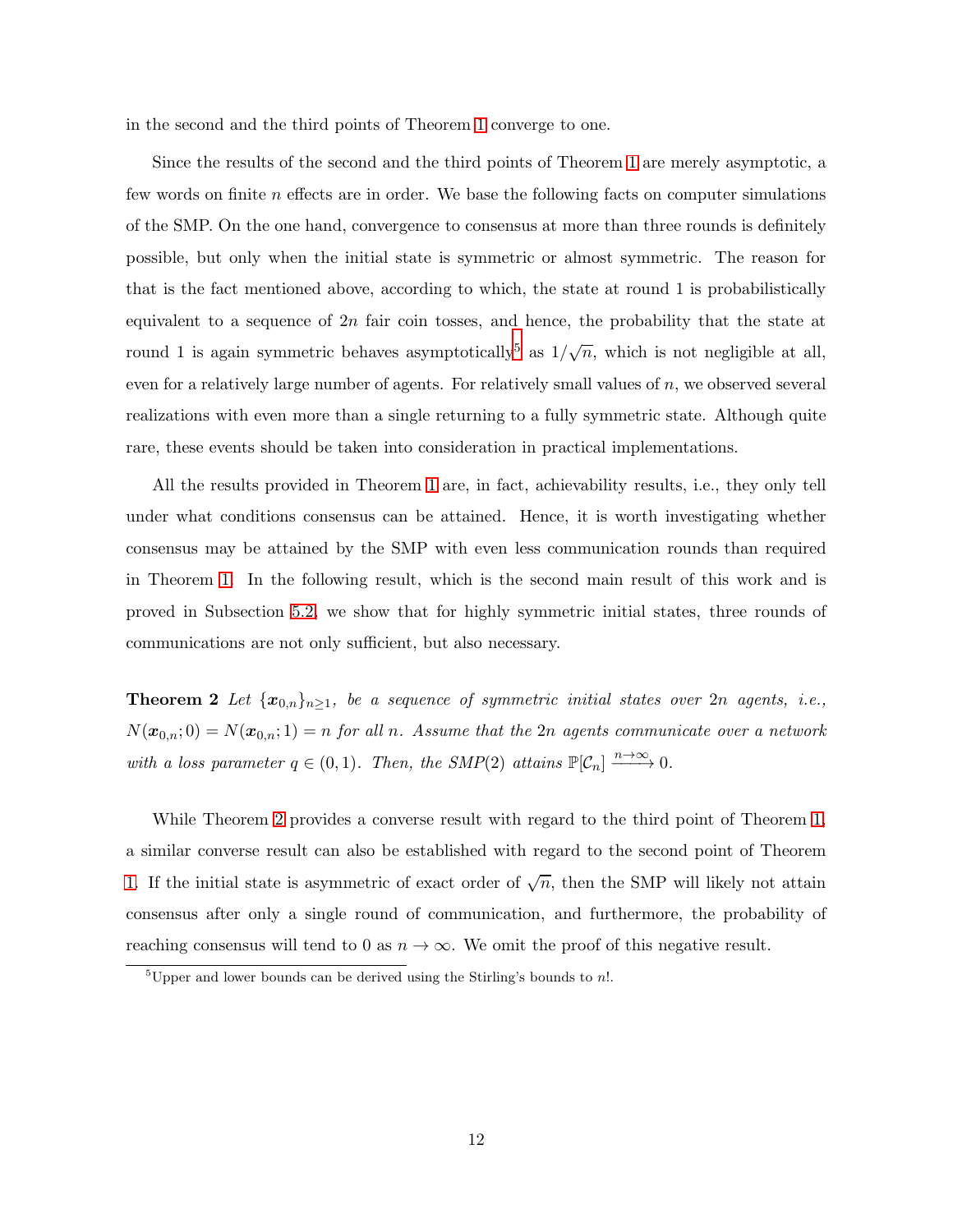in the second and the third points of Theorem 1 converge to one.

Since the results of the second and the third points of Theorem 1 are merely asymptotic, a few words on finite $n$ effects are in order. We base the following facts on computer simulations of the SMP. On the one hand, convergence to consensus at more than three rounds is definitely possible, but only when the initial state is symmetric or almost symmetric. The reason for that is the fact mentioned above, according to which, the state at round 1 is probabilistically equivalent to a sequence of $2n$ fair coin tosses, and hence, the probability that the state at round 1 is again symmetric behaves asymptotically[5] as $1/\sqrt{n}$, which is not negligible at all, even for a relatively large number of agents. For relatively small values of $n$, we observed several realizations with even more than a single returning to a fully symmetric state. Although quite rare, these events should be taken into consideration in practical implementations.

All the results provided in Theorem 1 are, in fact, achievability results, i.e., they only tell under what conditions consensus can be attained. Hence, it is worth investigating whether consensus may be attained by the SMP with even less communication rounds than required in Theorem 1. In the following result, which is the second main result of this work and is proved in Subsection 5.2, we show that for highly symmetric initial states, three rounds of communications are not only sufficient, but also necessary.

**Theorem 2** *Let $\{\boldsymbol{x}_{0,n}\}_{n\geq 1}$, be a sequence of symmetric initial states over $2n$ agents, i.e., $N(\boldsymbol{x}_{0,n}; 0) = N(\boldsymbol{x}_{0,n}; 1) = n$ for all $n$. Assume that the $2n$ agents communicate over a network with a loss parameter $q \in (0, 1)$. Then, the SMP(2) attains $\mathbb{P}[\mathcal{C}_n] \xrightarrow{n\to\infty} 0$.*

While Theorem 2 provides a converse result with regard to the third point of Theorem 1, a similar converse result can also be established with regard to the second point of Theorem 1. If the initial state is asymmetric of exact order of $\sqrt{n}$, then the SMP will likely not attain consensus after only a single round of communication, and furthermore, the probability of reaching consensus will tend to 0 as $n \to \infty$. We omit the proof of this negative result.

[5] Upper and lower bounds can be derived using the Stirling's bounds to $n!$.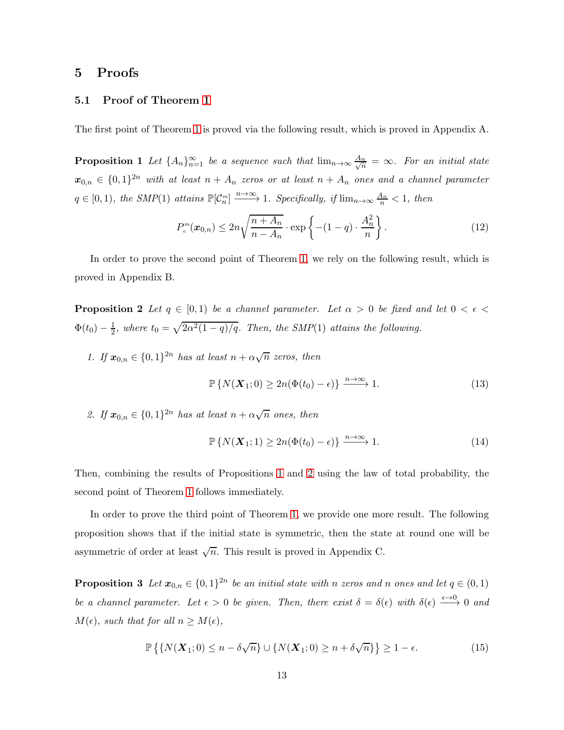## 5 Proofs

### 5.1 Proof of Theorem 1

The first point of Theorem 1 is proved via the following result, which is proved in Appendix A.

**Proposition 1** *Let $\{A_n\}_{n=1}^{\infty}$ be a sequence such that $\lim_{n\to\infty} \frac{A_n}{\sqrt{n}} = \infty$. For an initial state $\boldsymbol{x}_{0,n} \in \{0,1\}^{2n}$ with at least $n + A_n$ zeros or at least $n + A_n$ ones and a channel parameter $q \in [0,1)$, the SMP(1) attains $\mathbb{P}[\mathcal{C}_n^m] \xrightarrow{n\to\infty} 1$. Specifically, if $\lim_{n\to\infty} \frac{A_n}{n} < 1$, then*

$$P_{e}^{m}(\boldsymbol{x}_{0,n}) \leq 2n\sqrt{\frac{n+A_n}{n-A_n}} \cdot \exp\left\{-(1-q)\cdot \frac{A_n^2}{n}\right\}. \tag{12}$$

In order to prove the second point of Theorem 1, we rely on the following result, which is proved in Appendix B.

**Proposition 2** *Let $q \in [0,1)$ be a channel parameter. Let $\alpha > 0$ be fixed and let $0 < \epsilon < \Phi(t_0) - \frac{1}{2}$, where $t_0 = \sqrt{2\alpha^2(1-q)/q}$. Then, the SMP(1) attains the following.*

1. *If $\boldsymbol{x}_{0,n} \in \{0,1\}^{2n}$ has at least $n + \alpha\sqrt{n}$ zeros, then*

$$\mathbb{P}\left\{N(\boldsymbol{X}_1;0) \geq 2n(\Phi(t_0) - \epsilon)\right\} \xrightarrow{n\to\infty} 1. \tag{13}$$

2. *If $\boldsymbol{x}_{0,n} \in \{0,1\}^{2n}$ has at least $n + \alpha\sqrt{n}$ ones, then*

$$\mathbb{P}\left\{N(\boldsymbol{X}_1;1) \geq 2n(\Phi(t_0) - \epsilon)\right\} \xrightarrow{n\to\infty} 1. \tag{14}$$

Then, combining the results of Propositions 1 and 2 using the law of total probability, the second point of Theorem 1 follows immediately.

In order to prove the third point of Theorem 1, we provide one more result. The following proposition shows that if the initial state is symmetric, then the state at round one will be asymmetric of order at least $\sqrt{n}$. This result is proved in Appendix C.

**Proposition 3** *Let $\boldsymbol{x}_{0,n} \in \{0,1\}^{2n}$ be an initial state with $n$ zeros and $n$ ones and let $q \in (0,1)$ be a channel parameter. Let $\epsilon > 0$ be given. Then, there exist $\delta = \delta(\epsilon)$ with $\delta(\epsilon) \xrightarrow{\epsilon\to 0} 0$ and $M(\epsilon)$, such that for all $n \geq M(\epsilon)$,*

$$\mathbb{P}\left\{\{N(\boldsymbol{X}_1;0) \leq n - \delta\sqrt{n}\} \cup \{N(\boldsymbol{X}_1;0) \geq n + \delta\sqrt{n}\}\right\} \geq 1 - \epsilon. \tag{15}$$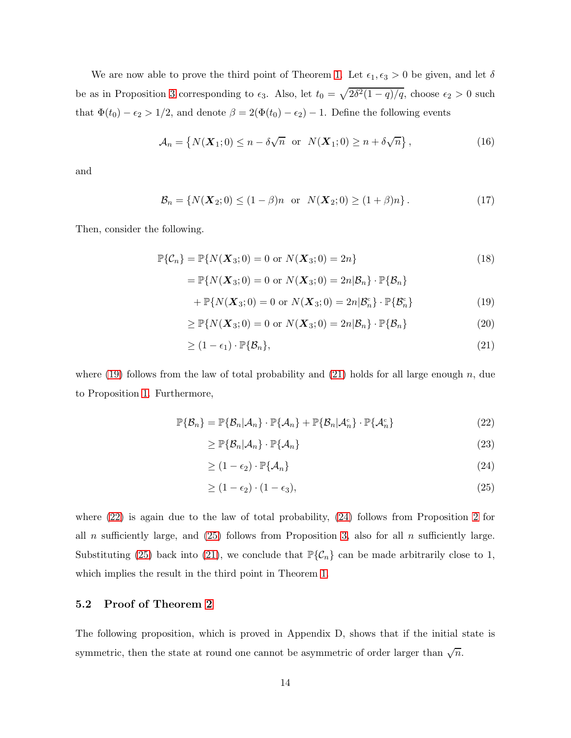We are now able to prove the third point of Theorem 1. Let $\epsilon_1, \epsilon_3 > 0$ be given, and let $\delta$ be as in Proposition 3 corresponding to $\epsilon_3$. Also, let $t_0 = \sqrt{2\delta^2(1-q)/q}$, choose $\epsilon_2 > 0$ such that $\Phi(t_0) - \epsilon_2 > 1/2$, and denote $\beta = 2(\Phi(t_0) - \epsilon_2) - 1$. Define the following events

$$\mathcal{A}_n = \left\{ N(\boldsymbol{X}_1; 0) \leq n - \delta\sqrt{n} \;\text{ or }\; N(\boldsymbol{X}_1; 0) \geq n + \delta\sqrt{n} \right\}, \tag{16}$$

and

$$\mathcal{B}_n = \left\{ N(\boldsymbol{X}_2; 0) \leq (1-\beta)n \;\text{ or }\; N(\boldsymbol{X}_2; 0) \geq (1+\beta)n \right\}. \tag{17}$$

Then, consider the following.

$$\mathbb{P}\{\mathcal{C}_n\} = \mathbb{P}\{N(\boldsymbol{X}_3; 0) = 0 \text{ or } N(\boldsymbol{X}_3; 0) = 2n\} \tag{18}$$

$$= \mathbb{P}\{N(\boldsymbol{X}_3; 0) = 0 \text{ or } N(\boldsymbol{X}_3; 0) = 2n | \mathcal{B}_n\} \cdot \mathbb{P}\{\mathcal{B}_n\}$$
$$+ \mathbb{P}\{N(\boldsymbol{X}_3; 0) = 0 \text{ or } N(\boldsymbol{X}_3; 0) = 2n | \mathcal{B}_n^{\mathsf{c}}\} \cdot \mathbb{P}\{\mathcal{B}_n^{\mathsf{c}}\} \tag{19}$$

$$\geq \mathbb{P}\{N(\boldsymbol{X}_3; 0) = 0 \text{ or } N(\boldsymbol{X}_3; 0) = 2n | \mathcal{B}_n\} \cdot \mathbb{P}\{\mathcal{B}_n\} \tag{20}$$

$$\geq (1 - \epsilon_1) \cdot \mathbb{P}\{\mathcal{B}_n\}, \tag{21}$$

where (19) follows from the law of total probability and (21) holds for all large enough $n$, due to Proposition 1. Furthermore,

$$\mathbb{P}\{\mathcal{B}_n\} = \mathbb{P}\{\mathcal{B}_n | \mathcal{A}_n\} \cdot \mathbb{P}\{\mathcal{A}_n\} + \mathbb{P}\{\mathcal{B}_n | \mathcal{A}_n^{\mathsf{c}}\} \cdot \mathbb{P}\{\mathcal{A}_n^{\mathsf{c}}\} \tag{22}$$

$$\geq \mathbb{P}\{\mathcal{B}_n | \mathcal{A}_n\} \cdot \mathbb{P}\{\mathcal{A}_n\} \tag{23}$$

$$\geq (1 - \epsilon_2) \cdot \mathbb{P}\{\mathcal{A}_n\} \tag{24}$$

$$\geq (1 - \epsilon_2) \cdot (1 - \epsilon_3), \tag{25}$$

where (22) is again due to the law of total probability, (24) follows from Proposition 2 for all $n$ sufficiently large, and (25) follows from Proposition 3, also for all $n$ sufficiently large. Substituting (25) back into (21), we conclude that $\mathbb{P}\{\mathcal{C}_n\}$ can be made arbitrarily close to 1, which implies the result in the third point in Theorem 1.

### 5.2 Proof of Theorem 2

The following proposition, which is proved in Appendix D, shows that if the initial state is symmetric, then the state at round one cannot be asymmetric of order larger than $\sqrt{n}$.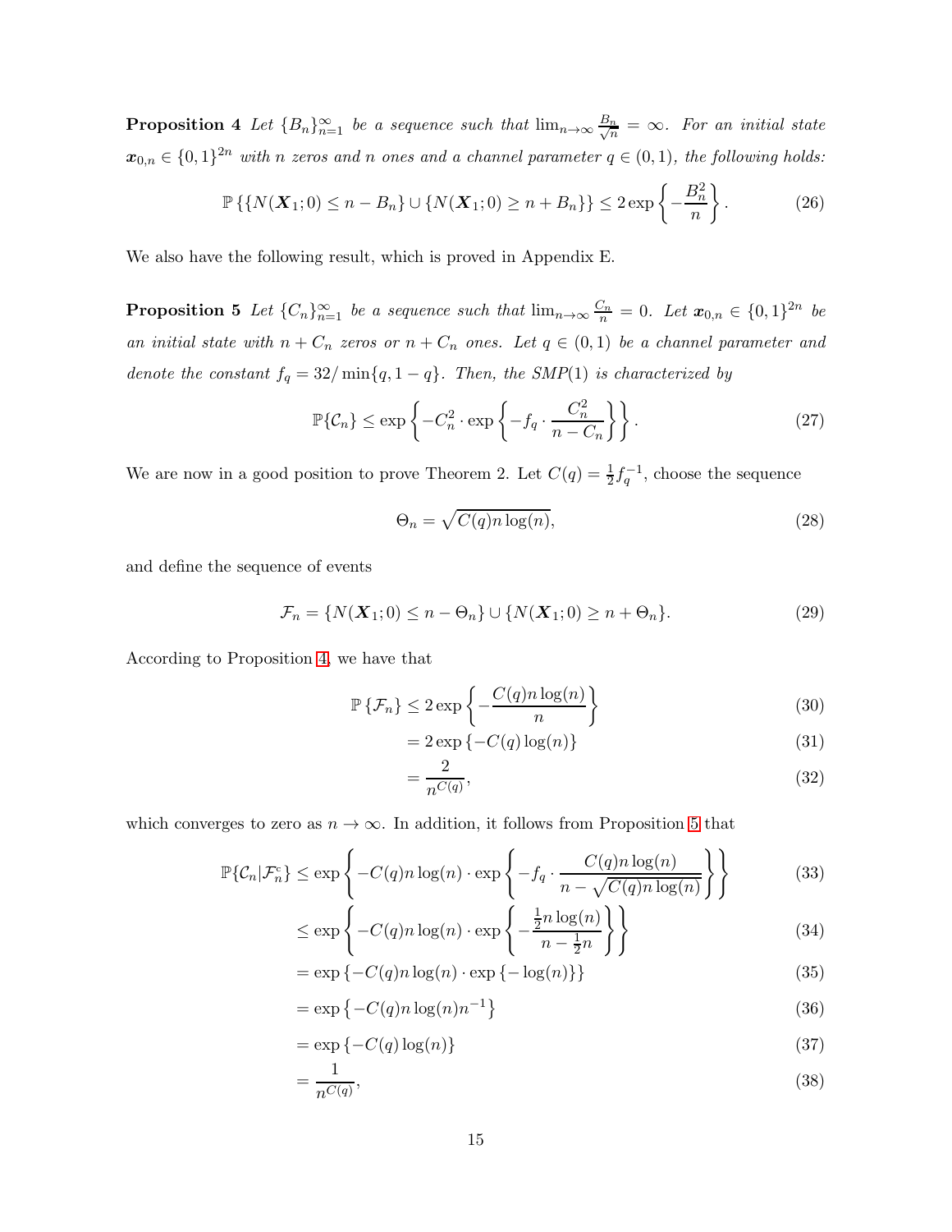**Proposition 4** *Let $\{B_n\}_{n=1}^{\infty}$ be a sequence such that $\lim_{n\to\infty} \frac{B_n}{\sqrt{n}} = \infty$. For an initial state $\boldsymbol{x}_{0,n} \in \{0,1\}^{2n}$ with $n$ zeros and $n$ ones and a channel parameter $q \in (0,1)$, the following holds:*

$$\mathbb{P}\left\{\{N(\boldsymbol{X}_1;0) \leq n - B_n\} \cup \{N(\boldsymbol{X}_1;0) \geq n + B_n\}\right\} \leq 2\exp\left\{-\frac{B_n^2}{n}\right\}. \tag{26}$$

We also have the following result, which is proved in Appendix E.

**Proposition 5** *Let $\{C_n\}_{n=1}^{\infty}$ be a sequence such that $\lim_{n\to\infty} \frac{C_n}{n} = 0$. Let $\boldsymbol{x}_{0,n} \in \{0,1\}^{2n}$ be an initial state with $n + C_n$ zeros or $n + C_n$ ones. Let $q \in (0,1)$ be a channel parameter and denote the constant $f_q = 32/\min\{q, 1-q\}$. Then, the SMP(1) is characterized by*

$$\mathbb{P}\{\mathcal{C}_n\} \leq \exp\left\{-C_n^2 \cdot \exp\left\{-f_q \cdot \frac{C_n^2}{n - C_n}\right\}\right\}. \tag{27}$$

We are now in a good position to prove Theorem 2. Let $C(q) = \frac{1}{2}f_q^{-1}$, choose the sequence

$$\Theta_n = \sqrt{C(q) n \log(n)}, \tag{28}$$

and define the sequence of events

$$\mathcal{F}_n = \{N(\boldsymbol{X}_1;0) \leq n - \Theta_n\} \cup \{N(\boldsymbol{X}_1;0) \geq n + \Theta_n\}. \tag{29}$$

According to Proposition 4, we have that

$$\begin{aligned}
\mathbb{P}\left\{\mathcal{F}_n\right\} &\leq 2\exp\left\{-\frac{C(q)n\log(n)}{n}\right\} && (30)\\
&= 2\exp\left\{-C(q)\log(n)\right\} && (31)\\
&= \frac{2}{n^{C(q)}}, && (32)
\end{aligned}$$

which converges to zero as $n \to \infty$. In addition, it follows from Proposition 5 that

$$\begin{aligned}
\mathbb{P}\{\mathcal{C}_n | \mathcal{F}_n^c\} &\leq \exp\left\{-C(q)n\log(n) \cdot \exp\left\{-f_q \cdot \frac{C(q)n\log(n)}{n - \sqrt{C(q)n\log(n)}}\right\}\right\} && (33)\\
&\leq \exp\left\{-C(q)n\log(n) \cdot \exp\left\{-\frac{\frac{1}{2}n\log(n)}{n - \frac{1}{2}n}\right\}\right\} && (34)\\
&= \exp\left\{-C(q)n\log(n) \cdot \exp\left\{-\log(n)\right\}\right\} && (35)\\
&= \exp\left\{-C(q)n\log(n)n^{-1}\right\} && (36)\\
&= \exp\left\{-C(q)\log(n)\right\} && (37)\\
&= \frac{1}{n^{C(q)}}, && (38)
\end{aligned}$$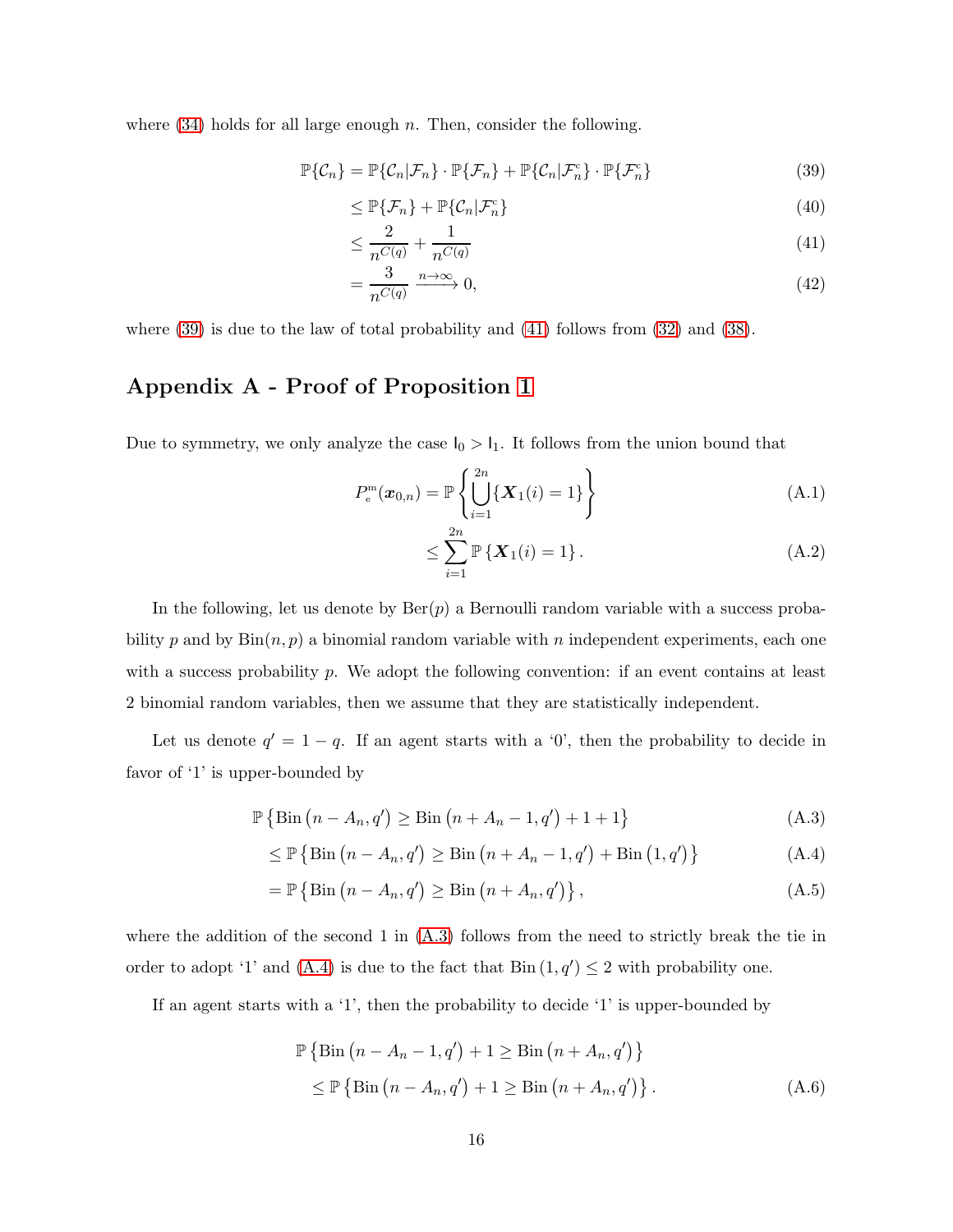where (34) holds for all large enough $n$. Then, consider the following.

$$
\begin{aligned}
\mathbb{P}\{\mathcal{C}_n\} &= \mathbb{P}\{\mathcal{C}_n|\mathcal{F}_n\} \cdot \mathbb{P}\{\mathcal{F}_n\} + \mathbb{P}\{\mathcal{C}_n|\mathcal{F}_n^{\mathrm{c}}\} \cdot \mathbb{P}\{\mathcal{F}_n^{\mathrm{c}}\} && (39)\\
&\leq \mathbb{P}\{\mathcal{F}_n\} + \mathbb{P}\{\mathcal{C}_n|\mathcal{F}_n^{\mathrm{c}}\} && (40)\\
&\leq \frac{2}{n^{C(q)}} + \frac{1}{n^{C(q)}} && (41)\\
&= \frac{3}{n^{C(q)}} \xrightarrow{n\to\infty} 0, && (42)
\end{aligned}
$$

where (39) is due to the law of total probability and (41) follows from (32) and (38).

## Appendix A - Proof of Proposition 1

Due to symmetry, we only analyze the case $\mathsf{I}_0 > \mathsf{I}_1$. It follows from the union bound that

$$
\begin{aligned}
P_{\mathrm{e}}^{\mathrm{m}}(\boldsymbol{x}_{0,n}) &= \mathbb{P}\left\{\bigcup_{i=1}^{2n}\{\boldsymbol{X}_1(i) = 1\}\right\} && (\mathrm{A.1})\\
&\leq \sum_{i=1}^{2n} \mathbb{P}\left\{\boldsymbol{X}_1(i) = 1\right\}. && (\mathrm{A.2})
\end{aligned}
$$

In the following, let us denote by $\mathrm{Ber}(p)$ a Bernoulli random variable with a success probability $p$ and by $\mathrm{Bin}(n,p)$ a binomial random variable with $n$ independent experiments, each one with a success probability $p$. We adopt the following convention: if an event contains at least 2 binomial random variables, then we assume that they are statistically independent.

Let us denote $q' = 1-q$. If an agent starts with a '0', then the probability to decide in favor of '1' is upper-bounded by

$$
\begin{aligned}
&\mathbb{P}\left\{\mathrm{Bin}\left(n - A_n, q'\right) \geq \mathrm{Bin}\left(n + A_n - 1, q'\right) + 1 + 1\right\} && (\mathrm{A.3})\\
&\leq \mathbb{P}\left\{\mathrm{Bin}\left(n - A_n, q'\right) \geq \mathrm{Bin}\left(n + A_n - 1, q'\right) + \mathrm{Bin}\left(1, q'\right)\right\} && (\mathrm{A.4})\\
&= \mathbb{P}\left\{\mathrm{Bin}\left(n - A_n, q'\right) \geq \mathrm{Bin}\left(n + A_n, q'\right)\right\}, && (\mathrm{A.5})
\end{aligned}
$$

where the addition of the second 1 in (A.3) follows from the need to strictly break the tie in order to adopt '1' and (A.4) is due to the fact that $\mathrm{Bin}\left(1, q'\right) \leq 2$ with probability one.

If an agent starts with a '1', then the probability to decide '1' is upper-bounded by

$$
\begin{aligned}
&\mathbb{P}\left\{\mathrm{Bin}\left(n - A_n - 1, q'\right) + 1 \geq \mathrm{Bin}\left(n + A_n, q'\right)\right\}\\
&\quad \leq \mathbb{P}\left\{\mathrm{Bin}\left(n - A_n, q'\right) + 1 \geq \mathrm{Bin}\left(n + A_n, q'\right)\right\}. && (\mathrm{A.6})
\end{aligned}
$$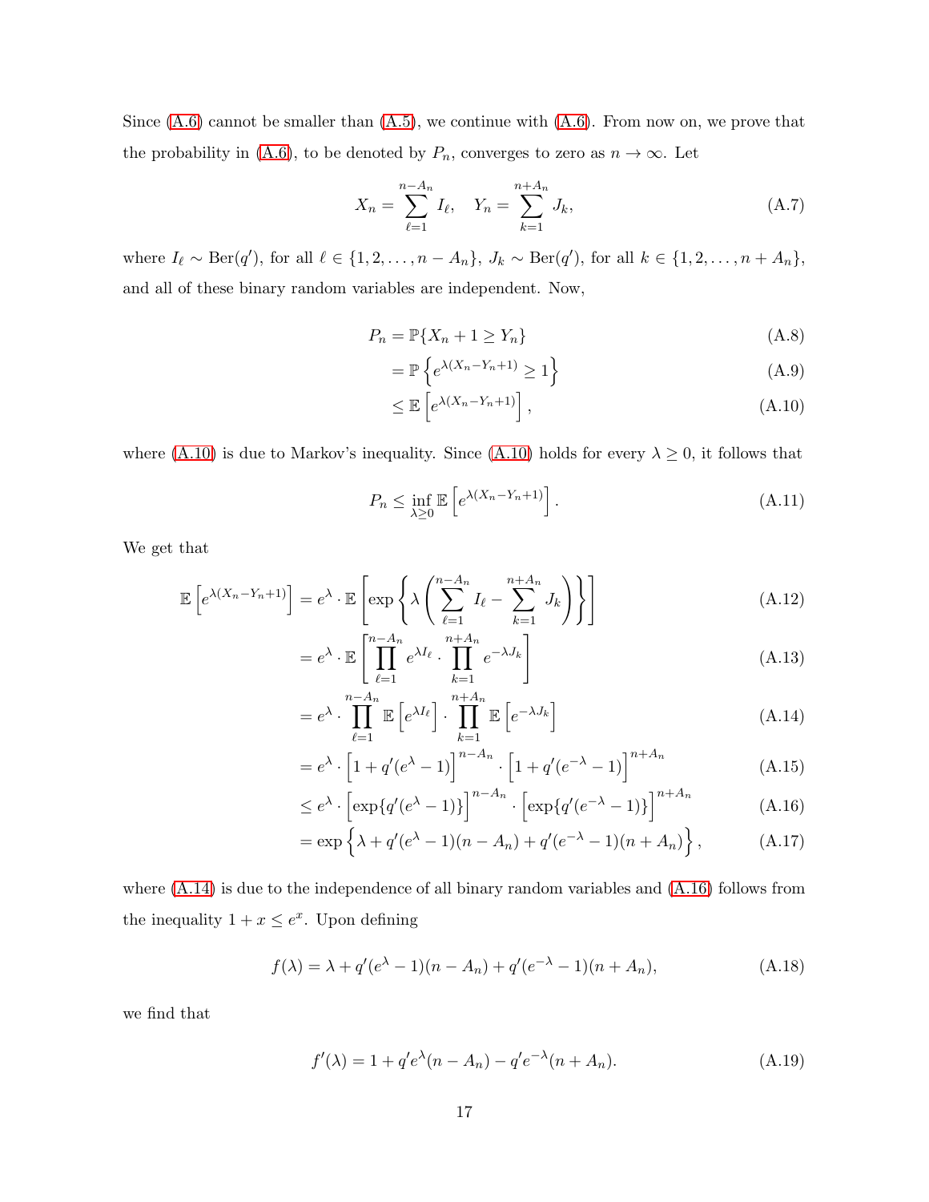Since (A.6) cannot be smaller than (A.5), we continue with (A.6). From now on, we prove that the probability in (A.6), to be denoted by $P_n$, converges to zero as $n \to \infty$. Let

$$X_n = \sum_{\ell=1}^{n-A_n} I_\ell, \quad Y_n = \sum_{k=1}^{n+A_n} J_k, \tag{A.7}$$

where $I_\ell \sim \text{Ber}(q')$, for all $\ell \in \{1, 2, \ldots, n - A_n\}$, $J_k \sim \text{Ber}(q')$, for all $k \in \{1, 2, \ldots, n + A_n\}$, and all of these binary random variables are independent. Now,

$$P_n = \mathbb{P}\{X_n + 1 \geq Y_n\} \tag{A.8}$$

$$= \mathbb{P}\left\{e^{\lambda(X_n - Y_n + 1)} \geq 1\right\} \tag{A.9}$$

$$\leq \mathbb{E}\left[e^{\lambda(X_n - Y_n + 1)}\right], \tag{A.10}$$

where (A.10) is due to Markov's inequality. Since (A.10) holds for every $\lambda \geq 0$, it follows that

$$P_n \leq \inf_{\lambda \geq 0} \mathbb{E}\left[e^{\lambda(X_n - Y_n + 1)}\right]. \tag{A.11}$$

We get that

$$\mathbb{E}\left[e^{\lambda(X_n - Y_n + 1)}\right] = e^\lambda \cdot \mathbb{E}\left[\exp\left\{\lambda\left(\sum_{\ell=1}^{n-A_n} I_\ell - \sum_{k=1}^{n+A_n} J_k\right)\right\}\right] \tag{A.12}$$

$$= e^\lambda \cdot \mathbb{E}\left[\prod_{\ell=1}^{n-A_n} e^{\lambda I_\ell} \cdot \prod_{k=1}^{n+A_n} e^{-\lambda J_k}\right] \tag{A.13}$$

$$= e^\lambda \cdot \prod_{\ell=1}^{n-A_n} \mathbb{E}\left[e^{\lambda I_\ell}\right] \cdot \prod_{k=1}^{n+A_n} \mathbb{E}\left[e^{-\lambda J_k}\right] \tag{A.14}$$

$$= e^\lambda \cdot \left[1 + q'(e^\lambda - 1)\right]^{n-A_n} \cdot \left[1 + q'(e^{-\lambda} - 1)\right]^{n+A_n} \tag{A.15}$$

$$\leq e^\lambda \cdot \left[\exp\{q'(e^\lambda - 1)\}\right]^{n-A_n} \cdot \left[\exp\{q'(e^{-\lambda} - 1)\}\right]^{n+A_n} \tag{A.16}$$

$$= \exp\left\{\lambda + q'(e^\lambda - 1)(n - A_n) + q'(e^{-\lambda} - 1)(n + A_n)\right\}, \tag{A.17}$$

where (A.14) is due to the independence of all binary random variables and (A.16) follows from the inequality $1 + x \leq e^x$. Upon defining

$$f(\lambda) = \lambda + q'(e^\lambda - 1)(n - A_n) + q'(e^{-\lambda} - 1)(n + A_n), \tag{A.18}$$

we find that

$$f'(\lambda) = 1 + q'e^\lambda(n - A_n) - q'e^{-\lambda}(n + A_n). \tag{A.19}$$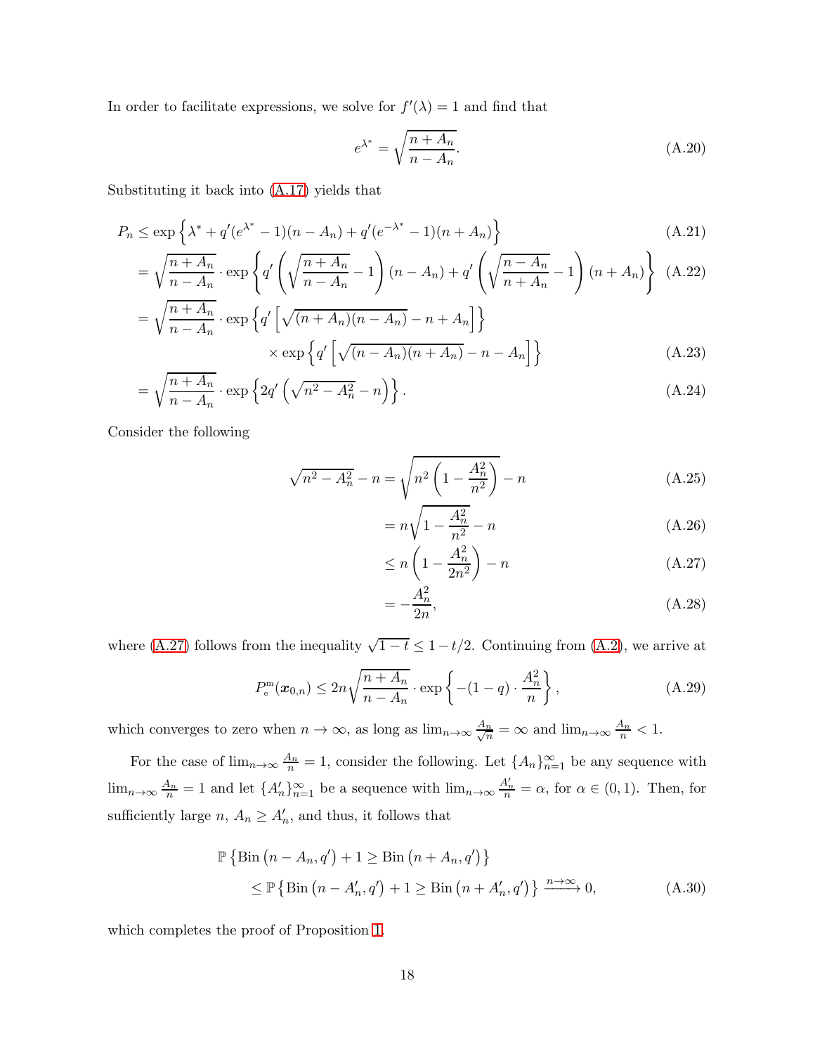In order to facilitate expressions, we solve for $f'(\lambda) = 1$ and find that

$$e^{\lambda^*} = \sqrt{\frac{n + A_n}{n - A_n}}. \tag{A.20}$$

Substituting it back into (A.17) yields that

$$
\begin{aligned}
P_n &\leq \exp\left\{\lambda^* + q'(e^{\lambda^*} - 1)(n - A_n) + q'(e^{-\lambda^*} - 1)(n + A_n)\right\} && \text{(A.21)} \\
&= \sqrt{\frac{n + A_n}{n - A_n}} \cdot \exp\left\{q'\left(\sqrt{\frac{n + A_n}{n - A_n}} - 1\right)(n - A_n) + q'\left(\sqrt{\frac{n - A_n}{n + A_n}} - 1\right)(n + A_n)\right\} && \text{(A.22)} \\
&= \sqrt{\frac{n + A_n}{n - A_n}} \cdot \exp\left\{q'\left[\sqrt{(n + A_n)(n - A_n)} - n + A_n\right]\right\} \\
&\qquad\qquad \times \exp\left\{q'\left[\sqrt{(n - A_n)(n + A_n)} - n - A_n\right]\right\} && \text{(A.23)} \\
&= \sqrt{\frac{n + A_n}{n - A_n}} \cdot \exp\left\{2q'\left(\sqrt{n^2 - A_n^2} - n\right)\right\}. && \text{(A.24)}
\end{aligned}
$$

Consider the following

$$
\begin{aligned}
\sqrt{n^2 - A_n^2} - n &= \sqrt{n^2\left(1 - \frac{A_n^2}{n^2}\right)} - n && \text{(A.25)} \\
&= n\sqrt{1 - \frac{A_n^2}{n^2}} - n && \text{(A.26)} \\
&\leq n\left(1 - \frac{A_n^2}{2n^2}\right) - n && \text{(A.27)} \\
&= -\frac{A_n^2}{2n}, && \text{(A.28)}
\end{aligned}
$$

where (A.27) follows from the inequality $\sqrt{1 - t} \leq 1 - t/2$. Continuing from (A.2), we arrive at

$$P_{\mathrm{e}}^{\mathrm{m}}(\boldsymbol{x}_{0,n}) \leq 2n\sqrt{\frac{n + A_n}{n - A_n}} \cdot \exp\left\{-(1 - q) \cdot \frac{A_n^2}{n}\right\}, \tag{A.29}$$

which converges to zero when $n \to \infty$, as long as $\lim_{n\to\infty} \frac{A_n}{\sqrt{n}} = \infty$ and $\lim_{n\to\infty} \frac{A_n}{n} < 1$.

For the case of $\lim_{n\to\infty} \frac{A_n}{n} = 1$, consider the following. Let $\{A_n\}_{n=1}^{\infty}$ be any sequence with $\lim_{n\to\infty} \frac{A_n}{n} = 1$ and let $\{A'_n\}_{n=1}^{\infty}$ be a sequence with $\lim_{n\to\infty} \frac{A'_n}{n} = \alpha$, for $\alpha \in (0, 1)$. Then, for sufficiently large $n$, $A_n \geq A'_n$, and thus, it follows that

$$
\begin{aligned}
&\mathbb{P}\left\{\mathrm{Bin}\left(n - A_n, q'\right) + 1 \geq \mathrm{Bin}\left(n + A_n, q'\right)\right\} \\
&\qquad \leq \mathbb{P}\left\{\mathrm{Bin}\left(n - A'_n, q'\right) + 1 \geq \mathrm{Bin}\left(n + A'_n, q'\right)\right\} \xrightarrow{n\to\infty} 0, && \text{(A.30)}
\end{aligned}
$$

which completes the proof of Proposition 1.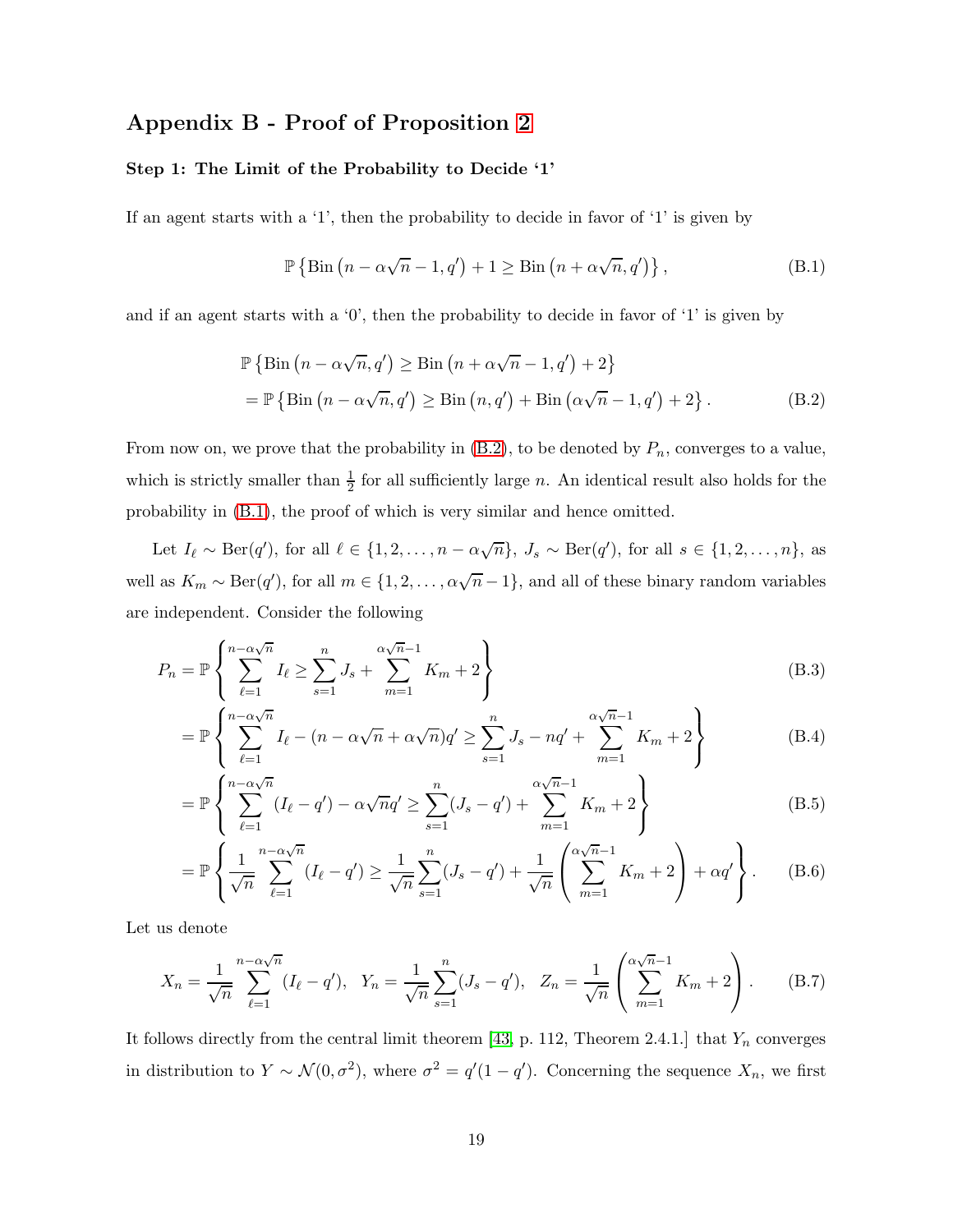## Appendix B - Proof of Proposition 2

### Step 1: The Limit of the Probability to Decide '1'

If an agent starts with a '1', then the probability to decide in favor of '1' is given by

$$\mathbb{P}\left\{\text{Bin}\left(n-\alpha\sqrt{n}-1,q'\right)+1 \geq \text{Bin}\left(n+\alpha\sqrt{n},q'\right)\right\}, \tag{B.1}$$

and if an agent starts with a '0', then the probability to decide in favor of '1' is given by

$$\begin{aligned}
&\mathbb{P}\left\{\text{Bin}\left(n-\alpha\sqrt{n},q'\right) \geq \text{Bin}\left(n+\alpha\sqrt{n}-1,q'\right)+2\right\} \\
&= \mathbb{P}\left\{\text{Bin}\left(n-\alpha\sqrt{n},q'\right) \geq \text{Bin}\left(n,q'\right)+\text{Bin}\left(\alpha\sqrt{n}-1,q'\right)+2\right\}.
\end{aligned} \tag{B.2}$$

From now on, we prove that the probability in (B.2), to be denoted by $P_n$, converges to a value, which is strictly smaller than $\frac{1}{2}$ for all sufficiently large $n$. An identical result also holds for the probability in (B.1), the proof of which is very similar and hence omitted.

Let $I_\ell \sim \text{Ber}(q')$, for all $\ell \in \{1,2,\dots,n-\alpha\sqrt{n}\}$, $J_s \sim \text{Ber}(q')$, for all $s \in \{1,2,\dots,n\}$, as well as $K_m \sim \text{Ber}(q')$, for all $m \in \{1,2,\dots,\alpha\sqrt{n}-1\}$, and all of these binary random variables are independent. Consider the following

$$P_n = \mathbb{P}\left\{\sum_{\ell=1}^{n-\alpha\sqrt{n}} I_\ell \geq \sum_{s=1}^{n} J_s + \sum_{m=1}^{\alpha\sqrt{n}-1} K_m + 2\right\} \tag{B.3}$$

$$= \mathbb{P}\left\{\sum_{\ell=1}^{n-\alpha\sqrt{n}} I_\ell - (n-\alpha\sqrt{n}+\alpha\sqrt{n})q' \geq \sum_{s=1}^{n} J_s - nq' + \sum_{m=1}^{\alpha\sqrt{n}-1} K_m + 2\right\} \tag{B.4}$$

$$= \mathbb{P}\left\{\sum_{\ell=1}^{n-\alpha\sqrt{n}} (I_\ell - q') - \alpha\sqrt{n}q' \geq \sum_{s=1}^{n} (J_s - q') + \sum_{m=1}^{\alpha\sqrt{n}-1} K_m + 2\right\} \tag{B.5}$$

$$= \mathbb{P}\left\{\frac{1}{\sqrt{n}}\sum_{\ell=1}^{n-\alpha\sqrt{n}} (I_\ell - q') \geq \frac{1}{\sqrt{n}}\sum_{s=1}^{n} (J_s - q') + \frac{1}{\sqrt{n}}\left(\sum_{m=1}^{\alpha\sqrt{n}-1} K_m + 2\right) + \alpha q'\right\}. \tag{B.6}$$

Let us denote

$$X_n = \frac{1}{\sqrt{n}}\sum_{\ell=1}^{n-\alpha\sqrt{n}} (I_\ell - q'), \quad Y_n = \frac{1}{\sqrt{n}}\sum_{s=1}^{n} (J_s - q'), \quad Z_n = \frac{1}{\sqrt{n}}\left(\sum_{m=1}^{\alpha\sqrt{n}-1} K_m + 2\right). \tag{B.7}$$

It follows directly from the central limit theorem [43, p. 112, Theorem 2.4.1.] that $Y_n$ converges in distribution to $Y \sim \mathcal{N}(0,\sigma^2)$, where $\sigma^2 = q'(1-q')$. Concerning the sequence $X_n$, we first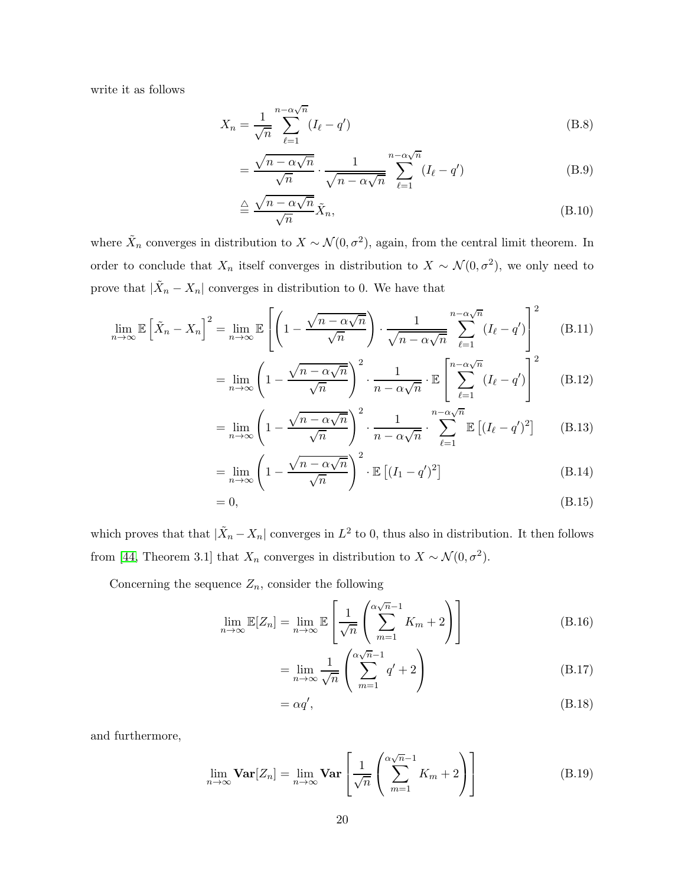write it as follows

$$X_n = \frac{1}{\sqrt{n}} \sum_{\ell=1}^{n-\alpha\sqrt{n}} (I_\ell - q') \tag{B.8}$$

$$= \frac{\sqrt{n-\alpha\sqrt{n}}}{\sqrt{n}} \cdot \frac{1}{\sqrt{n-\alpha\sqrt{n}}} \sum_{\ell=1}^{n-\alpha\sqrt{n}} (I_\ell - q') \tag{B.9}$$

$$\triangleq \frac{\sqrt{n-\alpha\sqrt{n}}}{\sqrt{n}} \tilde{X}_n, \tag{B.10}$$

where $\tilde{X}_n$ converges in distribution to $X \sim \mathcal{N}(0, \sigma^2)$, again, from the central limit theorem. In order to conclude that $X_n$ itself converges in distribution to $X \sim \mathcal{N}(0, \sigma^2)$, we only need to prove that $|\tilde{X}_n - X_n|$ converges in distribution to 0. We have that

$$\lim_{n\to\infty} \mathbb{E}\left[\tilde{X}_n - X_n\right]^2 = \lim_{n\to\infty} \mathbb{E}\left[\left(1 - \frac{\sqrt{n-\alpha\sqrt{n}}}{\sqrt{n}}\right) \cdot \frac{1}{\sqrt{n-\alpha\sqrt{n}}} \sum_{\ell=1}^{n-\alpha\sqrt{n}} (I_\ell - q')\right]^2 \tag{B.11}$$

$$= \lim_{n\to\infty} \left(1 - \frac{\sqrt{n-\alpha\sqrt{n}}}{\sqrt{n}}\right)^2 \cdot \frac{1}{n-\alpha\sqrt{n}} \cdot \mathbb{E}\left[\sum_{\ell=1}^{n-\alpha\sqrt{n}} (I_\ell - q')\right]^2 \tag{B.12}$$

$$= \lim_{n\to\infty} \left(1 - \frac{\sqrt{n-\alpha\sqrt{n}}}{\sqrt{n}}\right)^2 \cdot \frac{1}{n-\alpha\sqrt{n}} \cdot \sum_{\ell=1}^{n-\alpha\sqrt{n}} \mathbb{E}\left[(I_\ell - q')^2\right] \tag{B.13}$$

$$= \lim_{n\to\infty} \left(1 - \frac{\sqrt{n-\alpha\sqrt{n}}}{\sqrt{n}}\right)^2 \cdot \mathbb{E}\left[(I_1 - q')^2\right] \tag{B.14}$$

$$= 0, \tag{B.15}$$

which proves that that $|\tilde{X}_n - X_n|$ converges in $L^2$ to 0, thus also in distribution. It then follows from [44, Theorem 3.1] that $X_n$ converges in distribution to $X \sim \mathcal{N}(0, \sigma^2)$.

Concerning the sequence $Z_n$, consider the following

$$\lim_{n\to\infty} \mathbb{E}[Z_n] = \lim_{n\to\infty} \mathbb{E}\left[\frac{1}{\sqrt{n}}\left(\sum_{m=1}^{\alpha\sqrt{n}-1} K_m + 2\right)\right] \tag{B.16}$$

$$= \lim_{n\to\infty} \frac{1}{\sqrt{n}}\left(\sum_{m=1}^{\alpha\sqrt{n}-1} q' + 2\right) \tag{B.17}$$

$$= \alpha q', \tag{B.18}$$

and furthermore,

$$\lim_{n\to\infty} \mathbf{Var}[Z_n] = \lim_{n\to\infty} \mathbf{Var}\left[\frac{1}{\sqrt{n}}\left(\sum_{m=1}^{\alpha\sqrt{n}-1} K_m + 2\right)\right] \tag{B.19}$$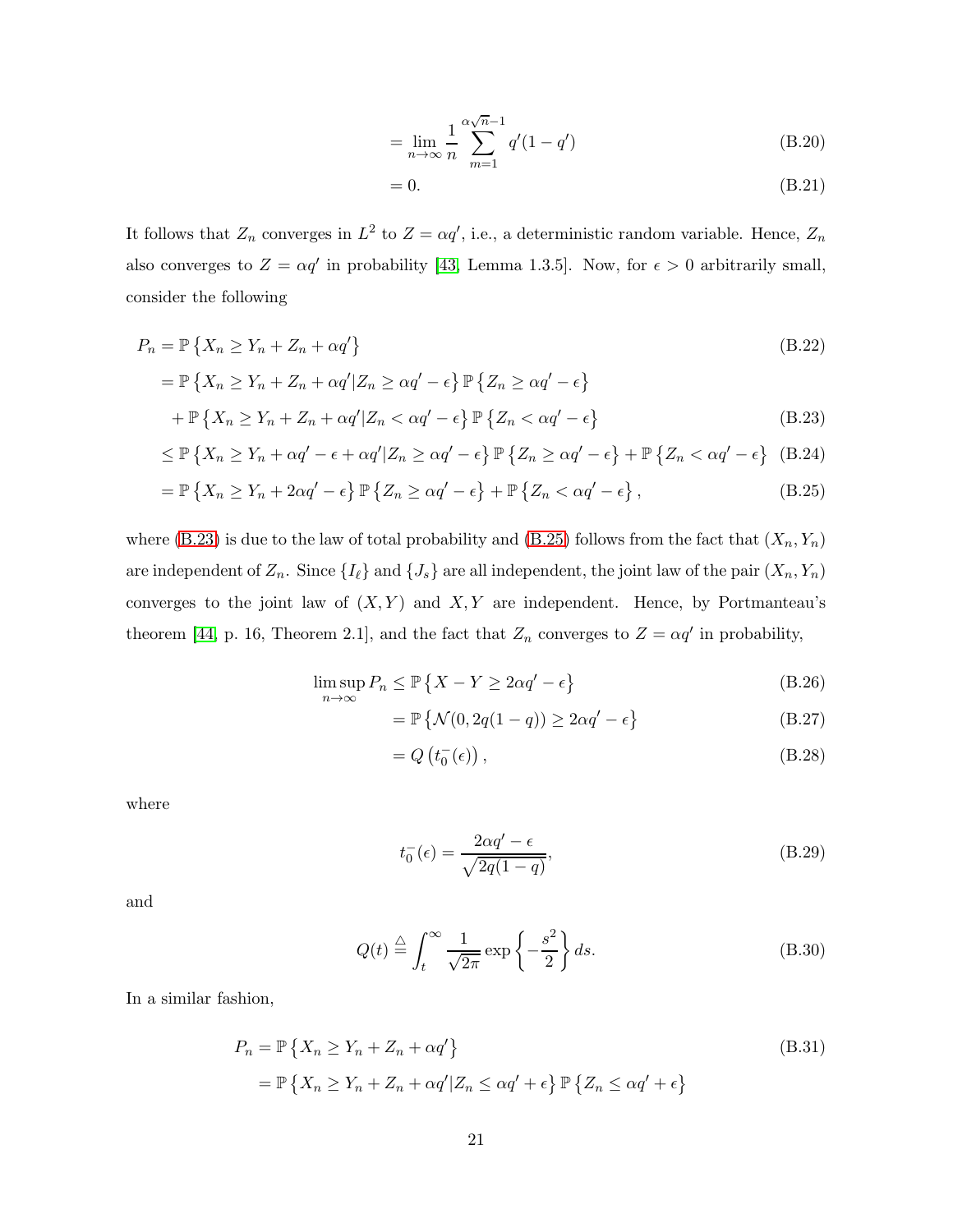$$= \lim_{n\to\infty} \frac{1}{n} \sum_{m=1}^{\alpha\sqrt{n}-1} q'(1-q') \tag{B.20}$$

$$= 0. \tag{B.21}$$

It follows that $Z_n$ converges in $L^2$ to $Z = \alpha q'$, i.e., a deterministic random variable. Hence, $Z_n$ also converges to $Z = \alpha q'$ in probability [43, Lemma 1.3.5]. Now, for $\epsilon > 0$ arbitrarily small, consider the following

$$P_n = \mathbb{P}\left\{X_n \geq Y_n + Z_n + \alpha q'\right\} \tag{B.22}$$

$$= \mathbb{P}\left\{X_n \geq Y_n + Z_n + \alpha q' | Z_n \geq \alpha q' - \epsilon\right\} \mathbb{P}\left\{Z_n \geq \alpha q' - \epsilon\right\}$$
$$+ \mathbb{P}\left\{X_n \geq Y_n + Z_n + \alpha q' | Z_n < \alpha q' - \epsilon\right\} \mathbb{P}\left\{Z_n < \alpha q' - \epsilon\right\} \tag{B.23}$$

$$\leq \mathbb{P}\left\{X_n \geq Y_n + \alpha q' - \epsilon + \alpha q' | Z_n \geq \alpha q' - \epsilon\right\} \mathbb{P}\left\{Z_n \geq \alpha q' - \epsilon\right\} + \mathbb{P}\left\{Z_n < \alpha q' - \epsilon\right\} \tag{B.24}$$

$$= \mathbb{P}\left\{X_n \geq Y_n + 2\alpha q' - \epsilon\right\} \mathbb{P}\left\{Z_n \geq \alpha q' - \epsilon\right\} + \mathbb{P}\left\{Z_n < \alpha q' - \epsilon\right\}, \tag{B.25}$$

where (B.23) is due to the law of total probability and (B.25) follows from the fact that $(X_n, Y_n)$ are independent of $Z_n$. Since $\{I_\ell\}$ and $\{J_s\}$ are all independent, the joint law of the pair $(X_n, Y_n)$ converges to the joint law of $(X, Y)$ and $X, Y$ are independent. Hence, by Portmanteau's theorem [44, p. 16, Theorem 2.1], and the fact that $Z_n$ converges to $Z = \alpha q'$ in probability,

$$\limsup_{n\to\infty} P_n \leq \mathbb{P}\left\{X - Y \geq 2\alpha q' - \epsilon\right\} \tag{B.26}$$

$$= \mathbb{P}\left\{\mathcal{N}(0, 2q(1-q)) \geq 2\alpha q' - \epsilon\right\} \tag{B.27}$$

$$= Q\left(t_0^-(\epsilon)\right), \tag{B.28}$$

where

$$t_0^-(\epsilon) = \frac{2\alpha q' - \epsilon}{\sqrt{2q(1-q)}}, \tag{B.29}$$

and

$$Q(t) \triangleq \int_t^\infty \frac{1}{\sqrt{2\pi}} \exp\left\{-\frac{s^2}{2}\right\} ds. \tag{B.30}$$

In a similar fashion,

$$P_n = \mathbb{P}\left\{X_n \geq Y_n + Z_n + \alpha q'\right\} \tag{B.31}$$

$$= \mathbb{P}\left\{X_n \geq Y_n + Z_n + \alpha q' | Z_n \leq \alpha q' + \epsilon\right\} \mathbb{P}\left\{Z_n \leq \alpha q' + \epsilon\right\}$$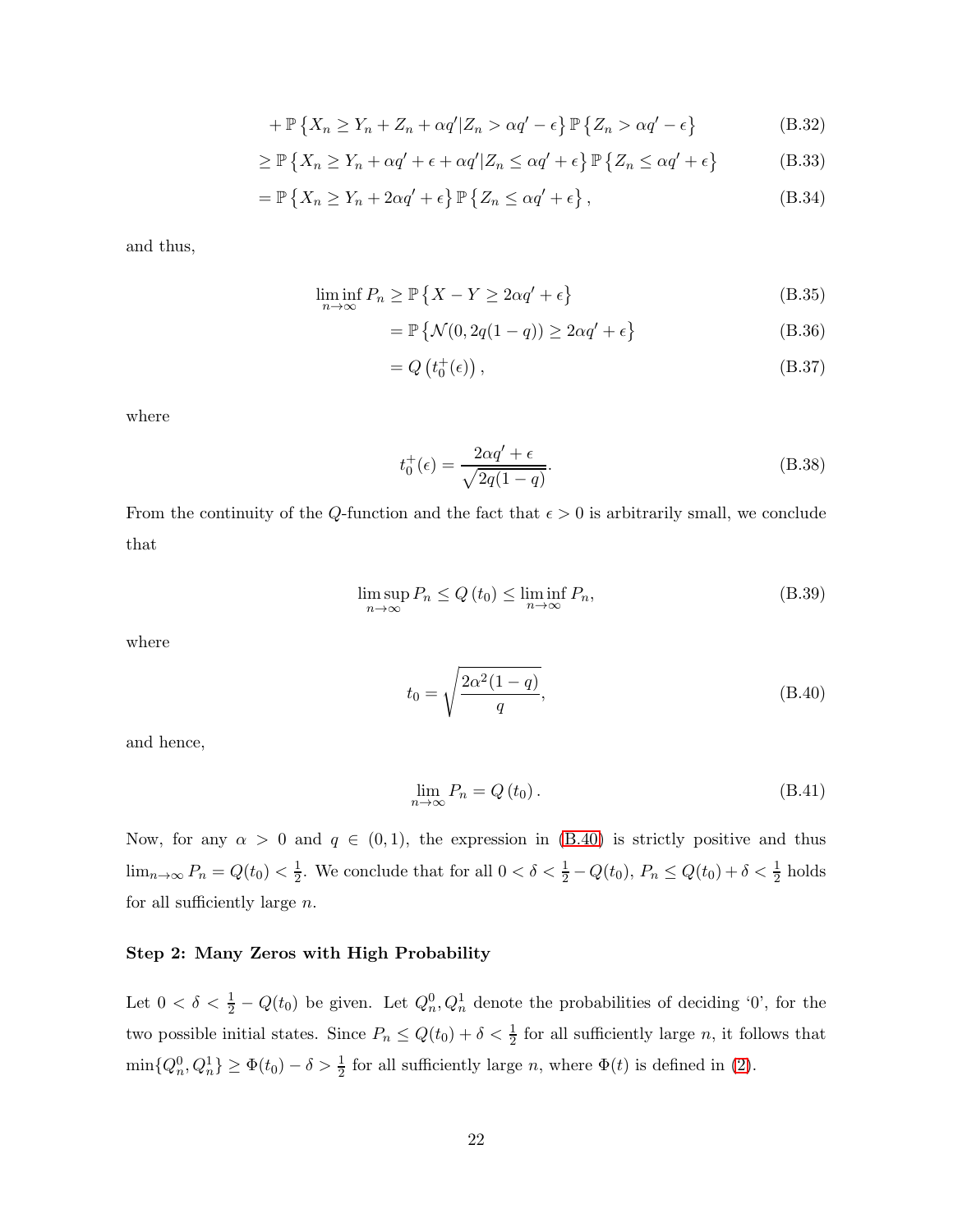$$+ \mathbb{P}\left\{X_n \geq Y_n + Z_n + \alpha q' | Z_n > \alpha q' - \epsilon\right\} \mathbb{P}\left\{Z_n > \alpha q' - \epsilon\right\} \tag{B.32}$$

$$\geq \mathbb{P}\left\{X_n \geq Y_n + \alpha q' + \epsilon + \alpha q' | Z_n \leq \alpha q' + \epsilon\right\} \mathbb{P}\left\{Z_n \leq \alpha q' + \epsilon\right\} \tag{B.33}$$

$$= \mathbb{P}\left\{X_n \geq Y_n + 2\alpha q' + \epsilon\right\} \mathbb{P}\left\{Z_n \leq \alpha q' + \epsilon\right\}, \tag{B.34}$$

and thus,

$$\liminf_{n\to\infty} P_n \geq \mathbb{P}\left\{X - Y \geq 2\alpha q' + \epsilon\right\} \tag{B.35}$$

$$= \mathbb{P}\left\{\mathcal{N}(0, 2q(1-q)) \geq 2\alpha q' + \epsilon\right\} \tag{B.36}$$

$$= Q\left(t_0^+(\epsilon)\right), \tag{B.37}$$

where

$$t_0^+(\epsilon) = \frac{2\alpha q' + \epsilon}{\sqrt{2q(1-q)}}. \tag{B.38}$$

From the continuity of the $Q$-function and the fact that $\epsilon > 0$ is arbitrarily small, we conclude that

$$\limsup_{n\to\infty} P_n \leq Q\left(t_0\right) \leq \liminf_{n\to\infty} P_n, \tag{B.39}$$

where

$$t_0 = \sqrt{\frac{2\alpha^2(1-q)}{q}}, \tag{B.40}$$

and hence,

$$\lim_{n\to\infty} P_n = Q\left(t_0\right). \tag{B.41}$$

Now, for any $\alpha > 0$ and $q \in (0, 1)$, the expression in (B.40) is strictly positive and thus $\lim_{n\to\infty} P_n = Q(t_0) < \frac{1}{2}$. We conclude that for all $0 < \delta < \frac{1}{2} - Q(t_0)$, $P_n \leq Q(t_0) + \delta < \frac{1}{2}$ holds for all sufficiently large $n$.

**Step 2: Many Zeros with High Probability**

Let $0 < \delta < \frac{1}{2} - Q(t_0)$ be given. Let $Q_n^0, Q_n^1$ denote the probabilities of deciding '0', for the two possible initial states. Since $P_n \leq Q(t_0) + \delta < \frac{1}{2}$ for all sufficiently large $n$, it follows that $\min\{Q_n^0, Q_n^1\} \geq \Phi(t_0) - \delta > \frac{1}{2}$ for all sufficiently large $n$, where $\Phi(t)$ is defined in (2).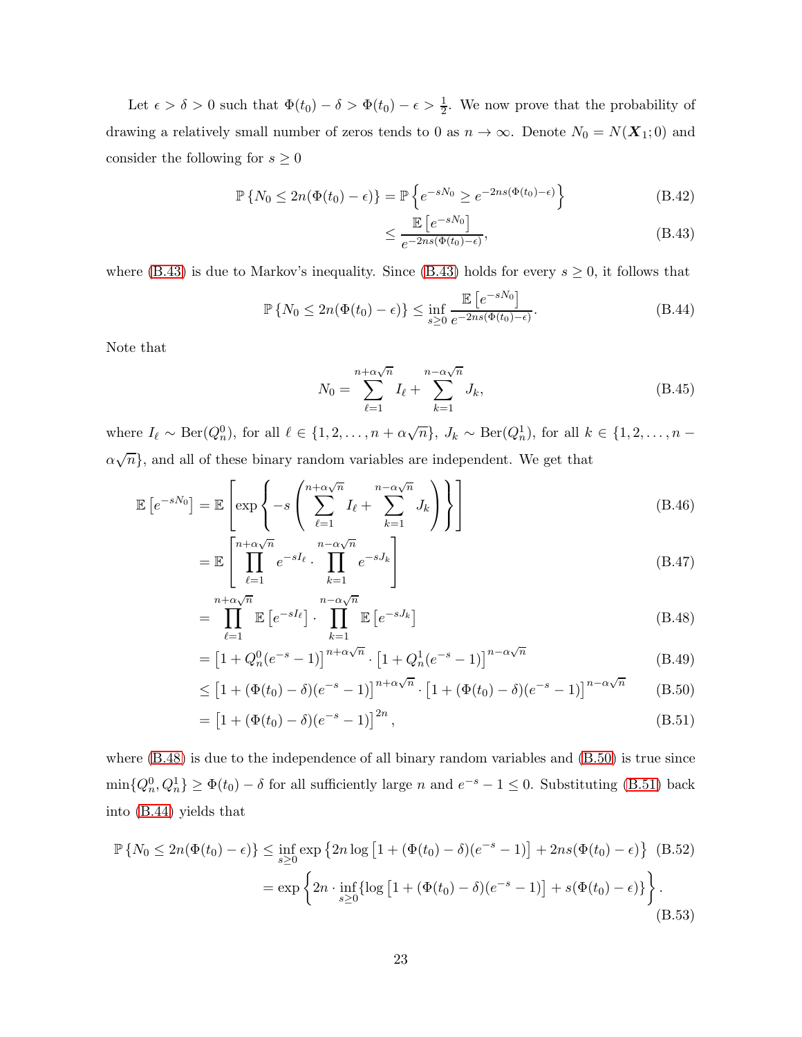Let $\epsilon > \delta > 0$ such that $\Phi(t_0) - \delta > \Phi(t_0) - \epsilon > \frac{1}{2}$. We now prove that the probability of drawing a relatively small number of zeros tends to 0 as $n \to \infty$. Denote $N_0 = N(\boldsymbol{X}_1; 0)$ and consider the following for $s \geq 0$

$$\mathbb{P}\left\{N_0 \leq 2n(\Phi(t_0) - \epsilon)\right\} = \mathbb{P}\left\{e^{-sN_0} \geq e^{-2ns(\Phi(t_0)-\epsilon)}\right\} \tag{B.42}$$

$$\leq \frac{\mathbb{E}\left[e^{-sN_0}\right]}{e^{-2ns(\Phi(t_0)-\epsilon)}}, \tag{B.43}$$

where (B.43) is due to Markov's inequality. Since (B.43) holds for every $s \geq 0$, it follows that

$$\mathbb{P}\left\{N_0 \leq 2n(\Phi(t_0) - \epsilon)\right\} \leq \inf_{s \geq 0} \frac{\mathbb{E}\left[e^{-sN_0}\right]}{e^{-2ns(\Phi(t_0)-\epsilon)}}. \tag{B.44}$$

Note that

$$N_0 = \sum_{\ell=1}^{n+\alpha\sqrt{n}} I_\ell + \sum_{k=1}^{n-\alpha\sqrt{n}} J_k, \tag{B.45}$$

where $I_\ell \sim \text{Ber}(Q_n^0)$, for all $\ell \in \{1, 2, \ldots, n + \alpha\sqrt{n}\}$, $J_k \sim \text{Ber}(Q_n^1)$, for all $k \in \{1, 2, \ldots, n - \alpha\sqrt{n}\}$, and all of these binary random variables are independent. We get that

$$\mathbb{E}\left[e^{-sN_0}\right] = \mathbb{E}\left[\exp\left\{-s\left(\sum_{\ell=1}^{n+\alpha\sqrt{n}} I_\ell + \sum_{k=1}^{n-\alpha\sqrt{n}} J_k\right)\right\}\right] \tag{B.46}$$

$$= \mathbb{E}\left[\prod_{\ell=1}^{n+\alpha\sqrt{n}} e^{-sI_\ell} \cdot \prod_{k=1}^{n-\alpha\sqrt{n}} e^{-sJ_k}\right] \tag{B.47}$$

$$= \prod_{\ell=1}^{n+\alpha\sqrt{n}} \mathbb{E}\left[e^{-sI_\ell}\right] \cdot \prod_{k=1}^{n-\alpha\sqrt{n}} \mathbb{E}\left[e^{-sJ_k}\right] \tag{B.48}$$

$$= \left[1 + Q_n^0(e^{-s} - 1)\right]^{n+\alpha\sqrt{n}} \cdot \left[1 + Q_n^1(e^{-s} - 1)\right]^{n-\alpha\sqrt{n}} \tag{B.49}$$

$$\leq \left[1 + (\Phi(t_0) - \delta)(e^{-s} - 1)\right]^{n+\alpha\sqrt{n}} \cdot \left[1 + (\Phi(t_0) - \delta)(e^{-s} - 1)\right]^{n-\alpha\sqrt{n}} \tag{B.50}$$

$$= \left[1 + (\Phi(t_0) - \delta)(e^{-s} - 1)\right]^{2n}, \tag{B.51}$$

where (B.48) is due to the independence of all binary random variables and (B.50) is true since $\min\{Q_n^0, Q_n^1\} \geq \Phi(t_0) - \delta$ for all sufficiently large $n$ and $e^{-s} - 1 \leq 0$. Substituting (B.51) back into (B.44) yields that

$$\mathbb{P}\left\{N_0 \leq 2n(\Phi(t_0) - \epsilon)\right\} \leq \inf_{s \geq 0} \exp\left\{2n \log\left[1 + (\Phi(t_0) - \delta)(e^{-s} - 1)\right] + 2ns(\Phi(t_0) - \epsilon)\right\} \tag{B.52}$$

$$= \exp\left\{2n \cdot \inf_{s \geq 0}\{\log\left[1 + (\Phi(t_0) - \delta)(e^{-s} - 1)\right] + s(\Phi(t_0) - \epsilon)\}\right\}. \tag{B.53}$$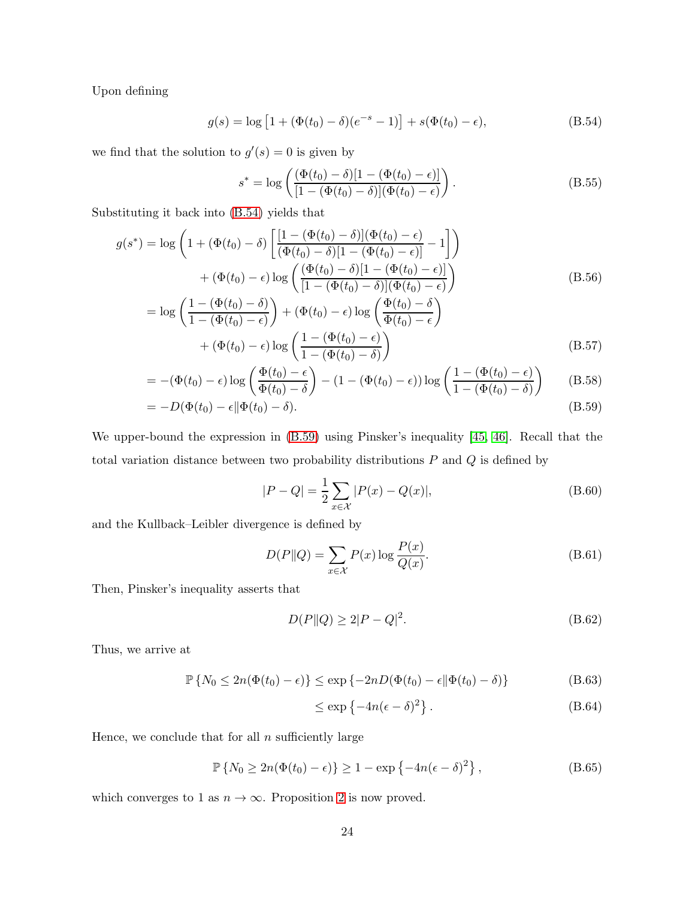Upon defining

$$g(s) = \log\left[1 + (\Phi(t_0) - \delta)(e^{-s} - 1)\right] + s(\Phi(t_0) - \epsilon), \tag{B.54}$$

we find that the solution to $g'(s) = 0$ is given by

$$s^* = \log\left(\frac{(\Phi(t_0) - \delta)[1 - (\Phi(t_0) - \epsilon)]}{[1 - (\Phi(t_0) - \delta)](\Phi(t_0) - \epsilon)}\right). \tag{B.55}$$

Substituting it back into (B.54) yields that

$$\begin{aligned}
g(s^*) &= \log\left(1 + (\Phi(t_0) - \delta)\left[\frac{[1 - (\Phi(t_0) - \delta)](\Phi(t_0) - \epsilon)}{(\Phi(t_0) - \delta)[1 - (\Phi(t_0) - \epsilon)]} - 1\right]\right) \\
&\quad + (\Phi(t_0) - \epsilon)\log\left(\frac{(\Phi(t_0) - \delta)[1 - (\Phi(t_0) - \epsilon)]}{[1 - (\Phi(t_0) - \delta)](\Phi(t_0) - \epsilon)}\right) \qquad \text{(B.56)} \\
&= \log\left(\frac{1 - (\Phi(t_0) - \delta)}{1 - (\Phi(t_0) - \epsilon)}\right) + (\Phi(t_0) - \epsilon)\log\left(\frac{\Phi(t_0) - \delta}{\Phi(t_0) - \epsilon}\right) \\
&\quad + (\Phi(t_0) - \epsilon)\log\left(\frac{1 - (\Phi(t_0) - \epsilon)}{1 - (\Phi(t_0) - \delta)}\right) \qquad \text{(B.57)} \\
&= -(\Phi(t_0) - \epsilon)\log\left(\frac{\Phi(t_0) - \epsilon}{\Phi(t_0) - \delta}\right) - (1 - (\Phi(t_0) - \epsilon))\log\left(\frac{1 - (\Phi(t_0) - \epsilon)}{1 - (\Phi(t_0) - \delta)}\right) \qquad \text{(B.58)} \\
&= -D(\Phi(t_0) - \epsilon \| \Phi(t_0) - \delta). \qquad \text{(B.59)}
\end{aligned}$$

We upper-bound the expression in (B.59) using Pinsker's inequality [45, 46]. Recall that the total variation distance between two probability distributions $P$ and $Q$ is defined by

$$|P - Q| = \frac{1}{2}\sum_{x \in \mathcal{X}} |P(x) - Q(x)|, \tag{B.60}$$

and the Kullback–Leibler divergence is defined by

$$D(P\|Q) = \sum_{x \in \mathcal{X}} P(x)\log\frac{P(x)}{Q(x)}. \tag{B.61}$$

Then, Pinsker's inequality asserts that

$$D(P\|Q) \geq 2|P - Q|^2. \tag{B.62}$$

Thus, we arrive at

$$\begin{aligned}
\mathbb{P}\left\{N_0 \leq 2n(\Phi(t_0) - \epsilon)\right\} &\leq \exp\left\{-2nD(\Phi(t_0) - \epsilon \| \Phi(t_0) - \delta)\right\} \qquad \text{(B.63)} \\
&\leq \exp\left\{-4n(\epsilon - \delta)^2\right\}. \qquad \text{(B.64)}
\end{aligned}$$

Hence, we conclude that for all $n$ sufficiently large

$$\mathbb{P}\left\{N_0 \geq 2n(\Phi(t_0) - \epsilon)\right\} \geq 1 - \exp\left\{-4n(\epsilon - \delta)^2\right\}, \tag{B.65}$$

which converges to 1 as $n \to \infty$. Proposition 2 is now proved.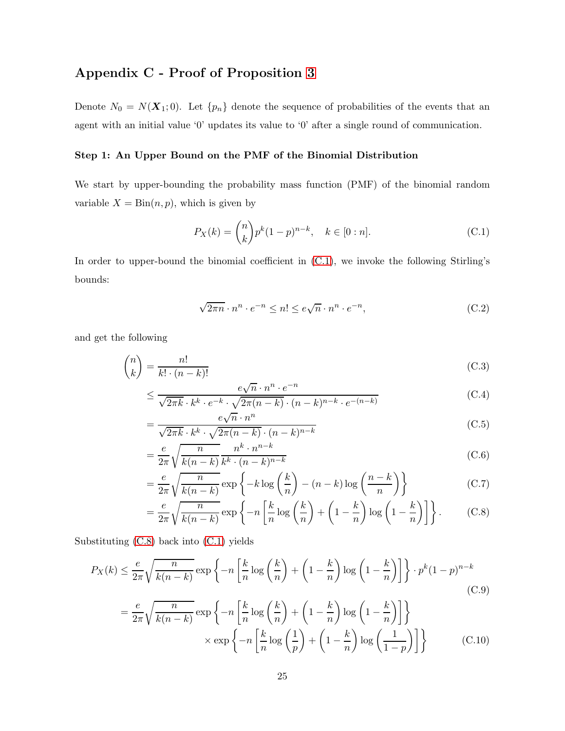## Appendix C - Proof of Proposition 3

Denote $N_0 = N(\boldsymbol{X}_1; 0)$. Let $\{p_n\}$ denote the sequence of probabilities of the events that an agent with an initial value '0' updates its value to '0' after a single round of communication.

### Step 1: An Upper Bound on the PMF of the Binomial Distribution

We start by upper-bounding the probability mass function (PMF) of the binomial random variable $X = \text{Bin}(n, p)$, which is given by

$$P_X(k) = \binom{n}{k} p^k (1-p)^{n-k}, \quad k \in [0:n]. \tag{C.1}$$

In order to upper-bound the binomial coefficient in (C.1), we invoke the following Stirling's bounds:

$$\sqrt{2\pi n} \cdot n^n \cdot e^{-n} \leq n! \leq e\sqrt{n} \cdot n^n \cdot e^{-n}, \tag{C.2}$$

and get the following

$$\begin{aligned}
\binom{n}{k} &= \frac{n!}{k! \cdot (n-k)!} && \text{(C.3)}\\
&\leq \frac{e\sqrt{n} \cdot n^n \cdot e^{-n}}{\sqrt{2\pi k} \cdot k^k \cdot e^{-k} \cdot \sqrt{2\pi(n-k)} \cdot (n-k)^{n-k} \cdot e^{-(n-k)}} && \text{(C.4)}\\
&= \frac{e\sqrt{n} \cdot n^n}{\sqrt{2\pi k} \cdot k^k \cdot \sqrt{2\pi(n-k)} \cdot (n-k)^{n-k}} && \text{(C.5)}\\
&= \frac{e}{2\pi}\sqrt{\frac{n}{k(n-k)}} \frac{n^k \cdot n^{n-k}}{k^k \cdot (n-k)^{n-k}} && \text{(C.6)}\\
&= \frac{e}{2\pi}\sqrt{\frac{n}{k(n-k)}} \exp\left\{-k\log\left(\frac{k}{n}\right) - (n-k)\log\left(\frac{n-k}{n}\right)\right\} && \text{(C.7)}\\
&= \frac{e}{2\pi}\sqrt{\frac{n}{k(n-k)}} \exp\left\{-n\left[\frac{k}{n}\log\left(\frac{k}{n}\right) + \left(1-\frac{k}{n}\right)\log\left(1-\frac{k}{n}\right)\right]\right\}. && \text{(C.8)}
\end{aligned}$$

Substituting (C.8) back into (C.1) yields

$$\begin{aligned}
P_X(k) &\leq \frac{e}{2\pi}\sqrt{\frac{n}{k(n-k)}} \exp\left\{-n\left[\frac{k}{n}\log\left(\frac{k}{n}\right) + \left(1-\frac{k}{n}\right)\log\left(1-\frac{k}{n}\right)\right]\right\} \cdot p^k(1-p)^{n-k} && \text{(C.9)}\\
&= \frac{e}{2\pi}\sqrt{\frac{n}{k(n-k)}} \exp\left\{-n\left[\frac{k}{n}\log\left(\frac{k}{n}\right) + \left(1-\frac{k}{n}\right)\log\left(1-\frac{k}{n}\right)\right]\right\}\\
&\qquad \times \exp\left\{-n\left[\frac{k}{n}\log\left(\frac{1}{p}\right) + \left(1-\frac{k}{n}\right)\log\left(\frac{1}{1-p}\right)\right]\right\} && \text{(C.10)}
\end{aligned}$$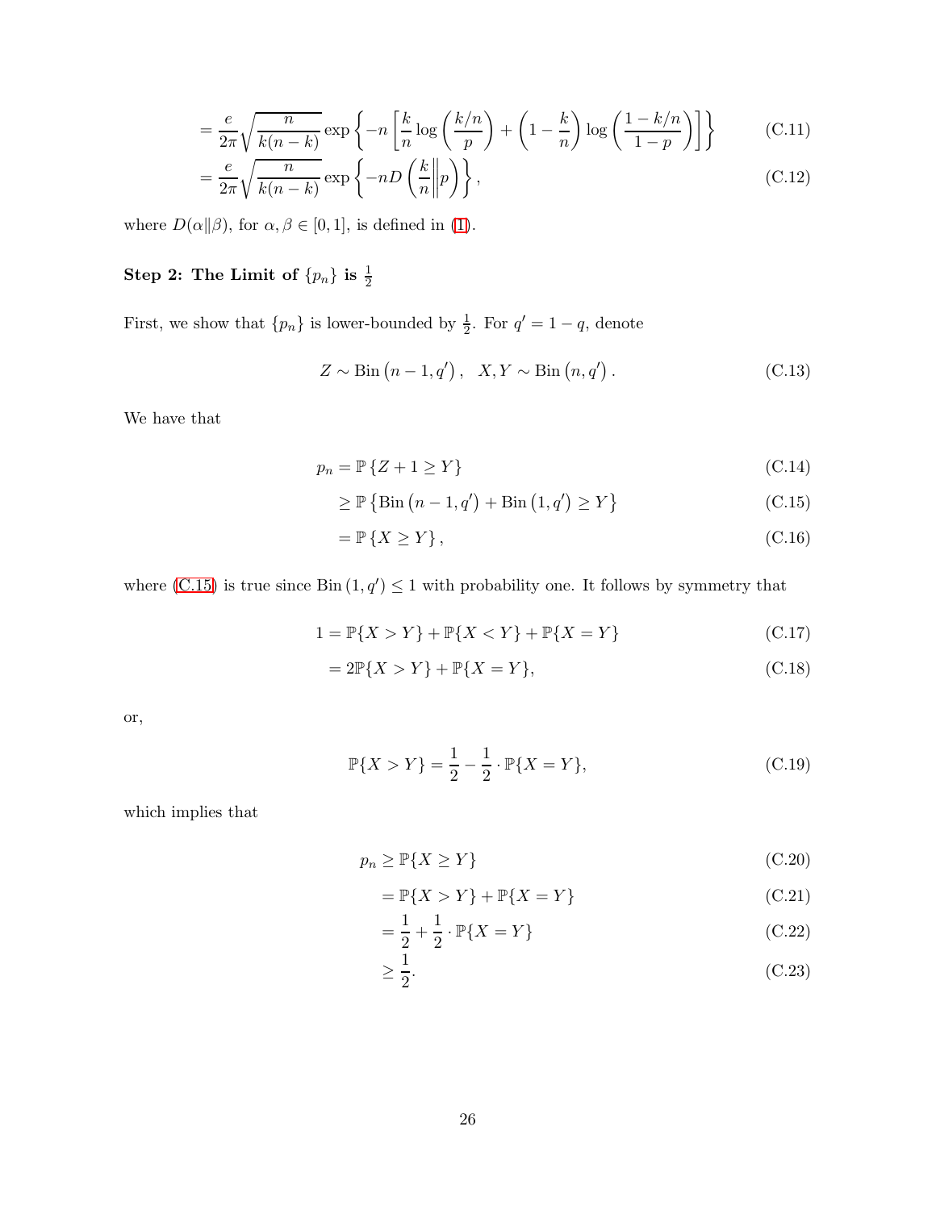$$= \frac{e}{2\pi}\sqrt{\frac{n}{k(n-k)}} \exp\left\{-n\left[\frac{k}{n}\log\left(\frac{k/n}{p}\right) + \left(1-\frac{k}{n}\right)\log\left(\frac{1-k/n}{1-p}\right)\right]\right\} \tag{C.11}$$

$$= \frac{e}{2\pi}\sqrt{\frac{n}{k(n-k)}} \exp\left\{-nD\left(\frac{k}{n}\middle\| p\right)\right\}, \tag{C.12}$$

where $D(\alpha\|\beta)$, for $\alpha, \beta \in [0,1]$, is defined in (1).

### Step 2: The Limit of $\{p_n\}$ is $\frac{1}{2}$

First, we show that $\{p_n\}$ is lower-bounded by $\frac{1}{2}$. For $q' = 1-q$, denote

$$Z \sim \text{Bin}\left(n-1, q'\right), \quad X, Y \sim \text{Bin}\left(n, q'\right). \tag{C.13}$$

We have that

$$p_n = \mathbb{P}\left\{Z + 1 \geq Y\right\} \tag{C.14}$$

$$\geq \mathbb{P}\left\{\text{Bin}\left(n-1, q'\right) + \text{Bin}\left(1, q'\right) \geq Y\right\} \tag{C.15}$$

$$= \mathbb{P}\left\{X \geq Y\right\}, \tag{C.16}$$

where (C.15) is true since $\text{Bin}\left(1, q'\right) \leq 1$ with probability one. It follows by symmetry that

$$1 = \mathbb{P}\{X > Y\} + \mathbb{P}\{X < Y\} + \mathbb{P}\{X = Y\} \tag{C.17}$$

$$= 2\mathbb{P}\{X > Y\} + \mathbb{P}\{X = Y\}, \tag{C.18}$$

or,

$$\mathbb{P}\{X > Y\} = \frac{1}{2} - \frac{1}{2}\cdot\mathbb{P}\{X = Y\}, \tag{C.19}$$

which implies that

$$p_n \geq \mathbb{P}\{X \geq Y\} \tag{C.20}$$

$$= \mathbb{P}\{X > Y\} + \mathbb{P}\{X = Y\} \tag{C.21}$$

$$= \frac{1}{2} + \frac{1}{2}\cdot\mathbb{P}\{X = Y\} \tag{C.22}$$

$$\geq \frac{1}{2}. \tag{C.23}$$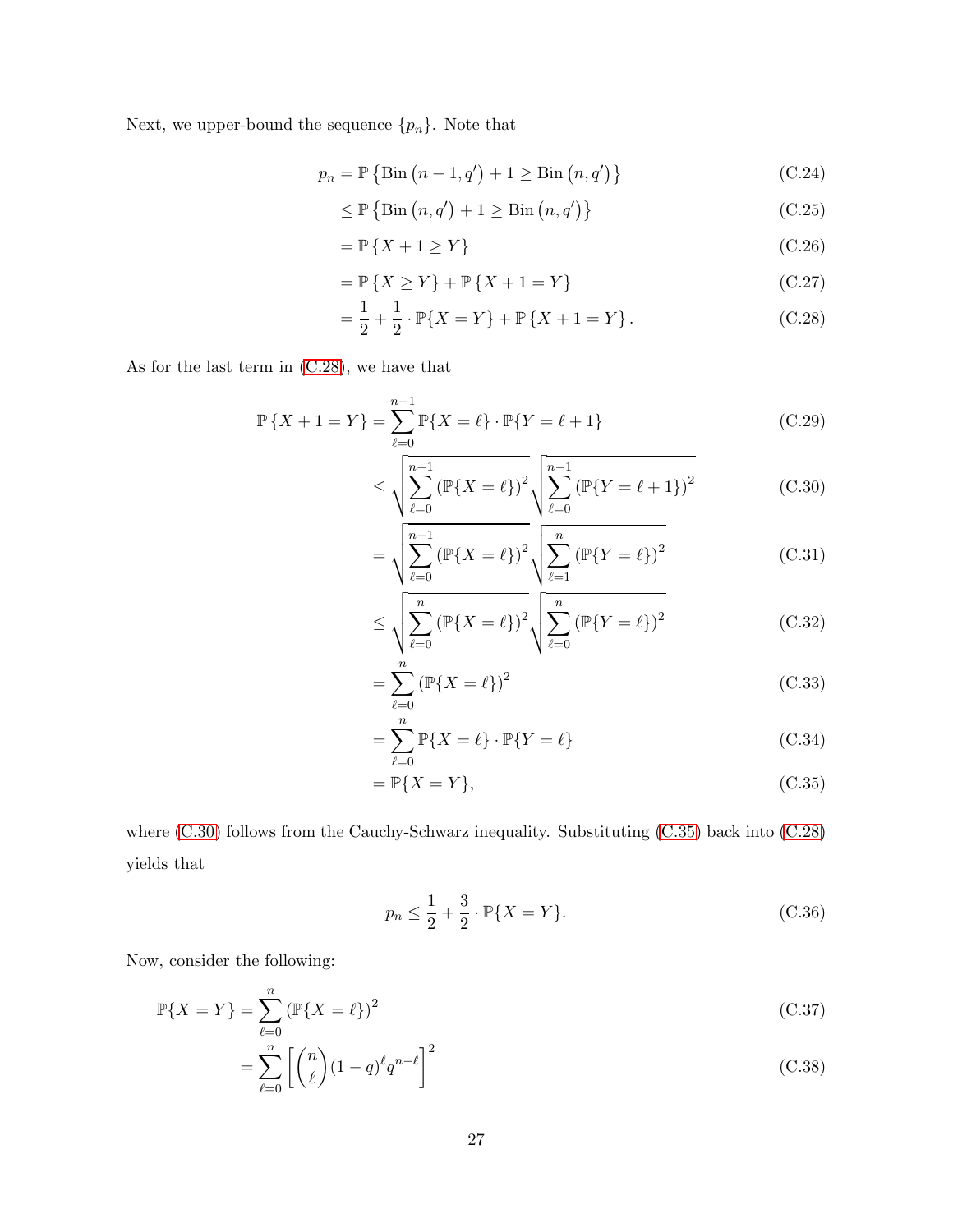Next, we upper-bound the sequence $\{p_n\}$. Note that

$$
\begin{aligned}
p_n &= \mathbb{P}\left\{\mathrm{Bin}\left(n-1, q'\right) + 1 \geq \mathrm{Bin}\left(n, q'\right)\right\} && \text{(C.24)}\\
&\leq \mathbb{P}\left\{\mathrm{Bin}\left(n, q'\right) + 1 \geq \mathrm{Bin}\left(n, q'\right)\right\} && \text{(C.25)}\\
&= \mathbb{P}\left\{X + 1 \geq Y\right\} && \text{(C.26)}\\
&= \mathbb{P}\left\{X \geq Y\right\} + \mathbb{P}\left\{X + 1 = Y\right\} && \text{(C.27)}\\
&= \frac{1}{2} + \frac{1}{2} \cdot \mathbb{P}\{X = Y\} + \mathbb{P}\left\{X + 1 = Y\right\}. && \text{(C.28)}
\end{aligned}
$$

As for the last term in (C.28), we have that

$$
\begin{aligned}
\mathbb{P}\left\{X + 1 = Y\right\} &= \sum_{\ell=0}^{n-1} \mathbb{P}\{X = \ell\} \cdot \mathbb{P}\{Y = \ell + 1\} && \text{(C.29)}\\
&\leq \sqrt{\sum_{\ell=0}^{n-1} \left(\mathbb{P}\{X = \ell\}\right)^2} \sqrt{\sum_{\ell=0}^{n-1} \left(\mathbb{P}\{Y = \ell + 1\}\right)^2} && \text{(C.30)}\\
&= \sqrt{\sum_{\ell=0}^{n-1} \left(\mathbb{P}\{X = \ell\}\right)^2} \sqrt{\sum_{\ell=1}^{n} \left(\mathbb{P}\{Y = \ell\}\right)^2} && \text{(C.31)}\\
&\leq \sqrt{\sum_{\ell=0}^{n} \left(\mathbb{P}\{X = \ell\}\right)^2} \sqrt{\sum_{\ell=0}^{n} \left(\mathbb{P}\{Y = \ell\}\right)^2} && \text{(C.32)}\\
&= \sum_{\ell=0}^{n} \left(\mathbb{P}\{X = \ell\}\right)^2 && \text{(C.33)}\\
&= \sum_{\ell=0}^{n} \mathbb{P}\{X = \ell\} \cdot \mathbb{P}\{Y = \ell\} && \text{(C.34)}\\
&= \mathbb{P}\{X = Y\}, && \text{(C.35)}
\end{aligned}
$$

where (C.30) follows from the Cauchy-Schwarz inequality. Substituting (C.35) back into (C.28) yields that

$$
p_n \leq \frac{1}{2} + \frac{3}{2} \cdot \mathbb{P}\{X = Y\}. \tag{C.36}
$$

Now, consider the following:

$$
\begin{aligned}
\mathbb{P}\{X = Y\} &= \sum_{\ell=0}^{n} \left(\mathbb{P}\{X = \ell\}\right)^2 && \text{(C.37)}\\
&= \sum_{\ell=0}^{n} \left[\binom{n}{\ell} (1-q)^{\ell} q^{n-\ell}\right]^2 && \text{(C.38)}
\end{aligned}
$$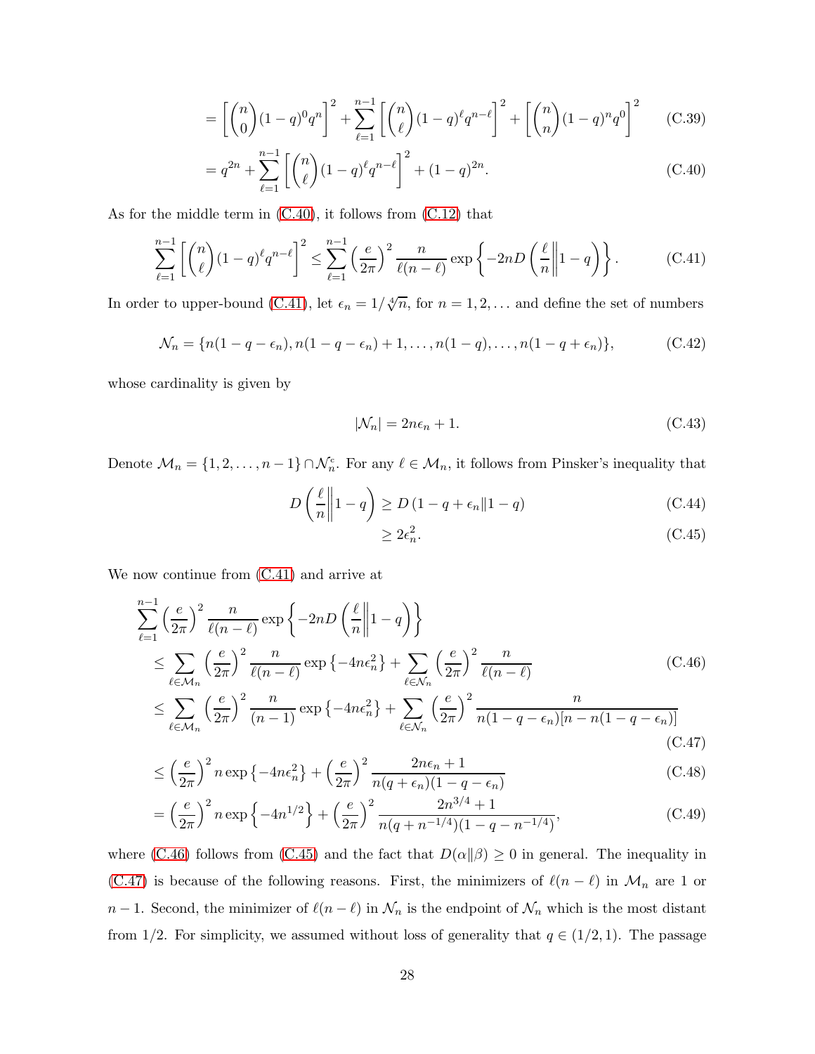$$= \left[\binom{n}{0}(1-q)^0 q^n\right]^2 + \sum_{\ell=1}^{n-1}\left[\binom{n}{\ell}(1-q)^\ell q^{n-\ell}\right]^2 + \left[\binom{n}{n}(1-q)^n q^0\right]^2 \tag{C.39}$$

$$= q^{2n} + \sum_{\ell=1}^{n-1}\left[\binom{n}{\ell}(1-q)^\ell q^{n-\ell}\right]^2 + (1-q)^{2n}. \tag{C.40}$$

As for the middle term in (C.40), it follows from (C.12) that

$$\sum_{\ell=1}^{n-1}\left[\binom{n}{\ell}(1-q)^\ell q^{n-\ell}\right]^2 \leq \sum_{\ell=1}^{n-1}\left(\frac{e}{2\pi}\right)^2 \frac{n}{\ell(n-\ell)} \exp\left\{-2nD\left(\frac{\ell}{n}\middle\|1-q\right)\right\}. \tag{C.41}$$

In order to upper-bound (C.41), let $\epsilon_n = 1/\sqrt[4]{n}$, for $n = 1, 2, \ldots$ and define the set of numbers

$$\mathcal{N}_n = \{n(1-q-\epsilon_n), n(1-q-\epsilon_n)+1, \ldots, n(1-q), \ldots, n(1-q+\epsilon_n)\}, \tag{C.42}$$

whose cardinality is given by

$$|\mathcal{N}_n| = 2n\epsilon_n + 1. \tag{C.43}$$

Denote $\mathcal{M}_n = \{1, 2, \ldots, n-1\} \cap \mathcal{N}_n^{\mathrm{c}}$. For any $\ell \in \mathcal{M}_n$, it follows from Pinsker's inequality that

$$D\left(\frac{\ell}{n}\middle\|1-q\right) \geq D\left(1-q+\epsilon_n \| 1-q\right) \tag{C.44}$$

$$\geq 2\epsilon_n^2. \tag{C.45}$$

We now continue from (C.41) and arrive at

$$\sum_{\ell=1}^{n-1}\left(\frac{e}{2\pi}\right)^2 \frac{n}{\ell(n-\ell)} \exp\left\{-2nD\left(\frac{\ell}{n}\middle\|1-q\right)\right\}$$

$$\leq \sum_{\ell\in\mathcal{M}_n}\left(\frac{e}{2\pi}\right)^2 \frac{n}{\ell(n-\ell)} \exp\left\{-4n\epsilon_n^2\right\} + \sum_{\ell\in\mathcal{N}_n}\left(\frac{e}{2\pi}\right)^2 \frac{n}{\ell(n-\ell)} \tag{C.46}$$

$$\leq \sum_{\ell\in\mathcal{M}_n}\left(\frac{e}{2\pi}\right)^2 \frac{n}{(n-1)} \exp\left\{-4n\epsilon_n^2\right\} + \sum_{\ell\in\mathcal{N}_n}\left(\frac{e}{2\pi}\right)^2 \frac{n}{n(1-q-\epsilon_n)[n-n(1-q-\epsilon_n)]} \tag{C.47}$$

$$\leq \left(\frac{e}{2\pi}\right)^2 n \exp\left\{-4n\epsilon_n^2\right\} + \left(\frac{e}{2\pi}\right)^2 \frac{2n\epsilon_n+1}{n(q+\epsilon_n)(1-q-\epsilon_n)} \tag{C.48}$$

$$= \left(\frac{e}{2\pi}\right)^2 n \exp\left\{-4n^{1/2}\right\} + \left(\frac{e}{2\pi}\right)^2 \frac{2n^{3/4}+1}{n(q+n^{-1/4})(1-q-n^{-1/4})}, \tag{C.49}$$

where (C.46) follows from (C.45) and the fact that $D(\alpha\|\beta) \geq 0$ in general. The inequality in (C.47) is because of the following reasons. First, the minimizers of $\ell(n-\ell)$ in $\mathcal{M}_n$ are 1 or $n-1$. Second, the minimizer of $\ell(n-\ell)$ in $\mathcal{N}_n$ is the endpoint of $\mathcal{N}_n$ which is the most distant from $1/2$. For simplicity, we assumed without loss of generality that $q \in (1/2, 1)$. The passage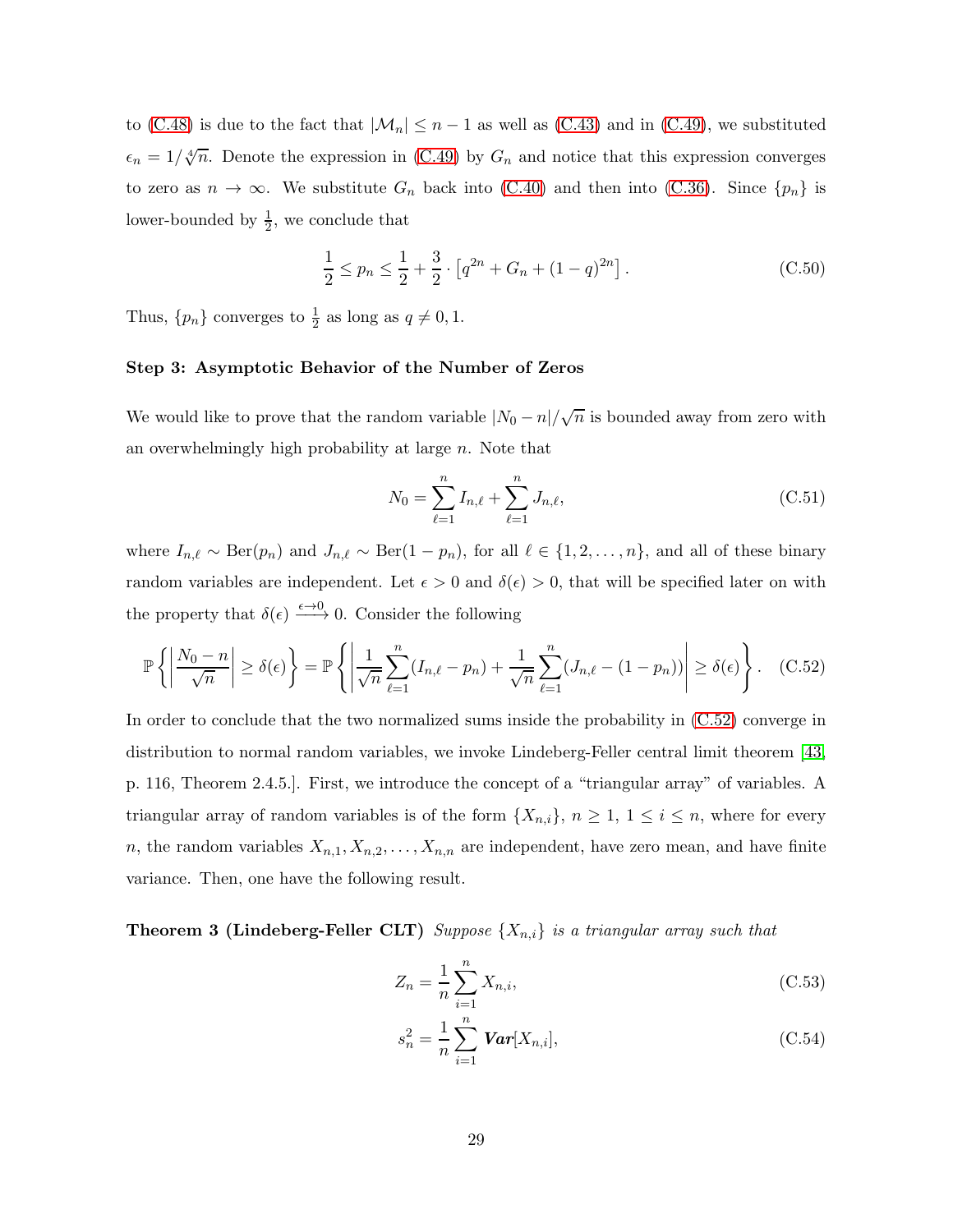to (C.48) is due to the fact that $|\mathcal{M}_n| \leq n-1$ as well as (C.43) and in (C.49), we substituted $\epsilon_n = 1/\sqrt[4]{n}$. Denote the expression in (C.49) by $G_n$ and notice that this expression converges to zero as $n \to \infty$. We substitute $G_n$ back into (C.40) and then into (C.36). Since $\{p_n\}$ is lower-bounded by $\frac{1}{2}$, we conclude that

$$\frac{1}{2} \leq p_n \leq \frac{1}{2} + \frac{3}{2} \cdot \left[q^{2n} + G_n + (1-q)^{2n}\right]. \tag{C.50}$$

Thus, $\{p_n\}$ converges to $\frac{1}{2}$ as long as $q \neq 0, 1$.

**Step 3: Asymptotic Behavior of the Number of Zeros**

We would like to prove that the random variable $|N_0 - n|/\sqrt{n}$ is bounded away from zero with an overwhelmingly high probability at large $n$. Note that

$$N_0 = \sum_{\ell=1}^{n} I_{n,\ell} + \sum_{\ell=1}^{n} J_{n,\ell}, \tag{C.51}$$

where $I_{n,\ell} \sim \text{Ber}(p_n)$ and $J_{n,\ell} \sim \text{Ber}(1-p_n)$, for all $\ell \in \{1, 2, \dots, n\}$, and all of these binary random variables are independent. Let $\epsilon > 0$ and $\delta(\epsilon) > 0$, that will be specified later on with the property that $\delta(\epsilon) \xrightarrow{\epsilon \to 0} 0$. Consider the following

$$\mathbb{P}\left\{\left|\frac{N_0 - n}{\sqrt{n}}\right| \geq \delta(\epsilon)\right\} = \mathbb{P}\left\{\left|\frac{1}{\sqrt{n}}\sum_{\ell=1}^{n}(I_{n,\ell} - p_n) + \frac{1}{\sqrt{n}}\sum_{\ell=1}^{n}(J_{n,\ell} - (1-p_n))\right| \geq \delta(\epsilon)\right\}. \tag{C.52}$$

In order to conclude that the two normalized sums inside the probability in (C.52) converge in distribution to normal random variables, we invoke Lindeberg-Feller central limit theorem [43, p. 116, Theorem 2.4.5.]. First, we introduce the concept of a "triangular array" of variables. A triangular array of random variables is of the form $\{X_{n,i}\}$, $n \geq 1$, $1 \leq i \leq n$, where for every $n$, the random variables $X_{n,1}, X_{n,2}, \dots, X_{n,n}$ are independent, have zero mean, and have finite variance. Then, one have the following result.

**Theorem 3 (Lindeberg-Feller CLT)** *Suppose $\{X_{n,i}\}$ is a triangular array such that*

$$Z_n = \frac{1}{n}\sum_{i=1}^{n} X_{n,i}, \tag{C.53}$$

$$s_n^2 = \frac{1}{n}\sum_{i=1}^{n} \textbf{\textit{Var}}[X_{n,i}], \tag{C.54}$$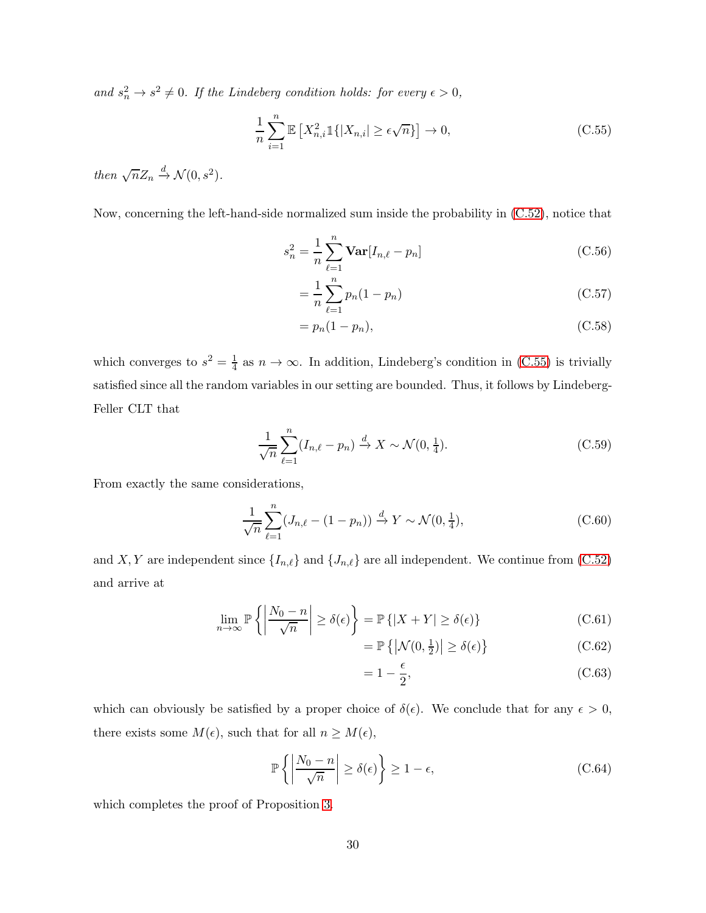*and $s_n^2 \to s^2 \neq 0$. If the Lindeberg condition holds: for every $\epsilon > 0$,*

$$\frac{1}{n}\sum_{i=1}^{n} \mathbb{E}\left[X_{n,i}^2 \mathbb{1}\{|X_{n,i}| \geq \epsilon\sqrt{n}\}\right] \to 0, \tag{C.55}$$

*then $\sqrt{n}Z_n \xrightarrow{d} \mathcal{N}(0, s^2)$.*

Now, concerning the left-hand-side normalized sum inside the probability in (C.52), notice that

$$s_n^2 = \frac{1}{n}\sum_{\ell=1}^{n} \mathbf{Var}[I_{n,\ell} - p_n] \tag{C.56}$$

$$= \frac{1}{n}\sum_{\ell=1}^{n} p_n(1-p_n) \tag{C.57}$$

$$= p_n(1-p_n), \tag{C.58}$$

which converges to $s^2 = \frac{1}{4}$ as $n \to \infty$. In addition, Lindeberg's condition in (C.55) is trivially satisfied since all the random variables in our setting are bounded. Thus, it follows by Lindeberg-Feller CLT that

$$\frac{1}{\sqrt{n}}\sum_{\ell=1}^{n}(I_{n,\ell} - p_n) \xrightarrow{d} X \sim \mathcal{N}(0, \tfrac{1}{4}). \tag{C.59}$$

From exactly the same considerations,

$$\frac{1}{\sqrt{n}}\sum_{\ell=1}^{n}(J_{n,\ell} - (1-p_n)) \xrightarrow{d} Y \sim \mathcal{N}(0, \tfrac{1}{4}), \tag{C.60}$$

and $X, Y$ are independent since $\{I_{n,\ell}\}$ and $\{J_{n,\ell}\}$ are all independent. We continue from (C.52) and arrive at

$$\lim_{n\to\infty} \mathbb{P}\left\{\left|\frac{N_0 - n}{\sqrt{n}}\right| \geq \delta(\epsilon)\right\} = \mathbb{P}\left\{|X + Y| \geq \delta(\epsilon)\right\} \tag{C.61}$$

$$= \mathbb{P}\left\{\left|\mathcal{N}(0, \tfrac{1}{2})\right| \geq \delta(\epsilon)\right\} \tag{C.62}$$

$$= 1 - \frac{\epsilon}{2}, \tag{C.63}$$

which can obviously be satisfied by a proper choice of $\delta(\epsilon)$. We conclude that for any $\epsilon > 0$, there exists some $M(\epsilon)$, such that for all $n \geq M(\epsilon)$,

$$\mathbb{P}\left\{\left|\frac{N_0 - n}{\sqrt{n}}\right| \geq \delta(\epsilon)\right\} \geq 1 - \epsilon, \tag{C.64}$$

which completes the proof of Proposition 3.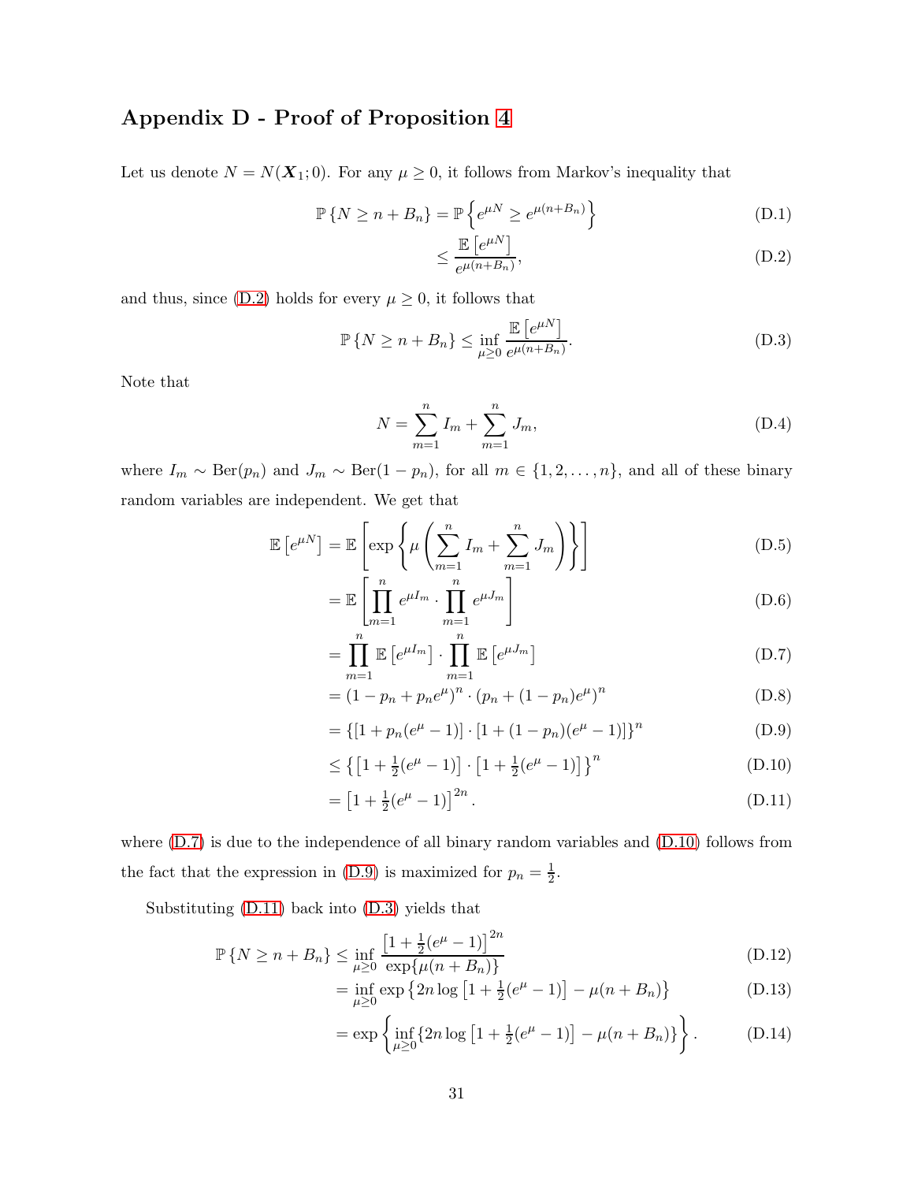## Appendix D - Proof of Proposition 4

Let us denote $N = N(\boldsymbol{X}_1; 0)$. For any $\mu \geq 0$, it follows from Markov's inequality that

$$\mathbb{P}\{N \geq n + B_n\} = \mathbb{P}\left\{e^{\mu N} \geq e^{\mu(n+B_n)}\right\} \tag{D.1}$$

$$\leq \frac{\mathbb{E}\left[e^{\mu N}\right]}{e^{\mu(n+B_n)}}, \tag{D.2}$$

and thus, since (D.2) holds for every $\mu \geq 0$, it follows that

$$\mathbb{P}\{N \geq n + B_n\} \leq \inf_{\mu \geq 0} \frac{\mathbb{E}\left[e^{\mu N}\right]}{e^{\mu(n+B_n)}}. \tag{D.3}$$

Note that

$$N = \sum_{m=1}^{n} I_m + \sum_{m=1}^{n} J_m, \tag{D.4}$$

where $I_m \sim \text{Ber}(p_n)$ and $J_m \sim \text{Ber}(1-p_n)$, for all $m \in \{1, 2, \ldots, n\}$, and all of these binary random variables are independent. We get that

$$\mathbb{E}\left[e^{\mu N}\right] = \mathbb{E}\left[\exp\left\{\mu\left(\sum_{m=1}^{n} I_m + \sum_{m=1}^{n} J_m\right)\right\}\right] \tag{D.5}$$

$$= \mathbb{E}\left[\prod_{m=1}^{n} e^{\mu I_m} \cdot \prod_{m=1}^{n} e^{\mu J_m}\right] \tag{D.6}$$

$$= \prod_{m=1}^{n} \mathbb{E}\left[e^{\mu I_m}\right] \cdot \prod_{m=1}^{n} \mathbb{E}\left[e^{\mu J_m}\right] \tag{D.7}$$

$$= (1 - p_n + p_n e^{\mu})^n \cdot (p_n + (1-p_n)e^{\mu})^n \tag{D.8}$$

$$= \{[1 + p_n(e^{\mu} - 1)] \cdot [1 + (1-p_n)(e^{\mu} - 1)]\}^n \tag{D.9}$$

$$\leq \left\{\left[1 + \tfrac{1}{2}(e^{\mu} - 1)\right] \cdot \left[1 + \tfrac{1}{2}(e^{\mu} - 1)\right]\right\}^n \tag{D.10}$$

$$= \left[1 + \tfrac{1}{2}(e^{\mu} - 1)\right]^{2n}. \tag{D.11}$$

where (D.7) is due to the independence of all binary random variables and (D.10) follows from the fact that the expression in (D.9) is maximized for $p_n = \frac{1}{2}$.

Substituting (D.11) back into (D.3) yields that

$$\mathbb{P}\{N \geq n + B_n\} \leq \inf_{\mu \geq 0} \frac{\left[1 + \frac{1}{2}(e^{\mu} - 1)\right]^{2n}}{\exp\{\mu(n + B_n)\}} \tag{D.12}$$

$$= \inf_{\mu \geq 0} \exp\left\{2n \log\left[1 + \tfrac{1}{2}(e^{\mu} - 1)\right] - \mu(n + B_n)\right\} \tag{D.13}$$

$$= \exp\left\{\inf_{\mu \geq 0}\{2n \log\left[1 + \tfrac{1}{2}(e^{\mu} - 1)\right] - \mu(n + B_n)\}\right\}. \tag{D.14}$$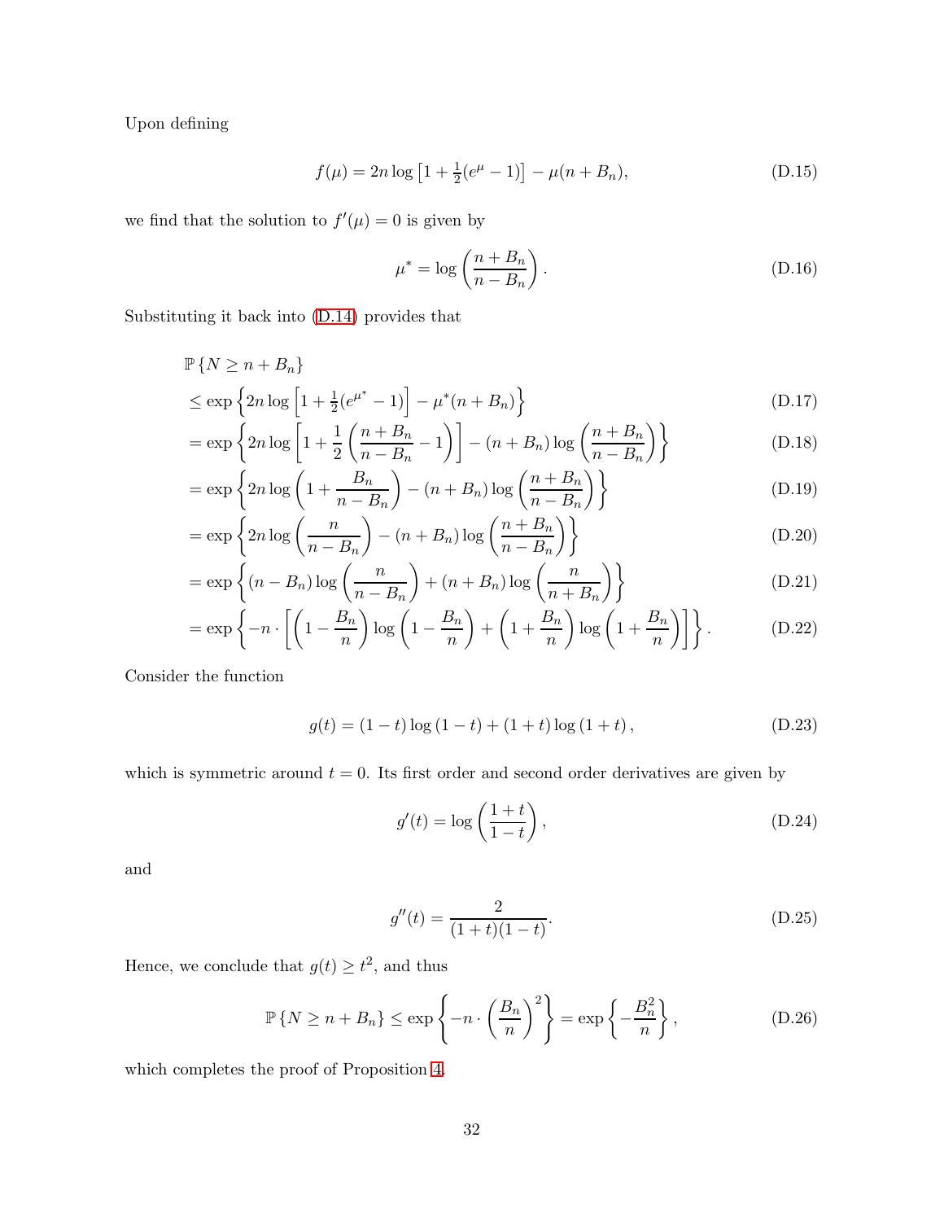Upon defining

$$f(\mu) = 2n \log \left[1 + \tfrac{1}{2}(e^{\mu} - 1)\right] - \mu(n + B_n), \tag{D.15}$$

we find that the solution to $f'(\mu) = 0$ is given by

$$\mu^* = \log \left( \frac{n + B_n}{n - B_n} \right). \tag{D.16}$$

Substituting it back into (D.14) provides that

$$
\begin{aligned}
&\mathbb{P}\left\{N \geq n + B_n\right\} \\
&\leq \exp \left\{ 2n \log \left[1 + \tfrac{1}{2}(e^{\mu^*} - 1)\right] - \mu^*(n + B_n) \right\} && \text{(D.17)} \\
&= \exp \left\{ 2n \log \left[1 + \frac{1}{2}\left(\frac{n + B_n}{n - B_n} - 1\right)\right] - (n + B_n) \log \left(\frac{n + B_n}{n - B_n}\right) \right\} && \text{(D.18)} \\
&= \exp \left\{ 2n \log \left(1 + \frac{B_n}{n - B_n}\right) - (n + B_n) \log \left(\frac{n + B_n}{n - B_n}\right) \right\} && \text{(D.19)} \\
&= \exp \left\{ 2n \log \left(\frac{n}{n - B_n}\right) - (n + B_n) \log \left(\frac{n + B_n}{n - B_n}\right) \right\} && \text{(D.20)} \\
&= \exp \left\{ (n - B_n) \log \left(\frac{n}{n - B_n}\right) + (n + B_n) \log \left(\frac{n}{n + B_n}\right) \right\} && \text{(D.21)} \\
&= \exp \left\{ -n \cdot \left[ \left(1 - \frac{B_n}{n}\right) \log \left(1 - \frac{B_n}{n}\right) + \left(1 + \frac{B_n}{n}\right) \log \left(1 + \frac{B_n}{n}\right) \right] \right\}. && \text{(D.22)}
\end{aligned}
$$

Consider the function

$$g(t) = (1 - t) \log (1 - t) + (1 + t) \log (1 + t), \tag{D.23}$$

which is symmetric around $t = 0$. Its first order and second order derivatives are given by

$$g'(t) = \log \left( \frac{1 + t}{1 - t} \right), \tag{D.24}$$

and

$$g''(t) = \frac{2}{(1 + t)(1 - t)}. \tag{D.25}$$

Hence, we conclude that $g(t) \geq t^2$, and thus

$$\mathbb{P}\left\{N \geq n + B_n\right\} \leq \exp \left\{ -n \cdot \left(\frac{B_n}{n}\right)^2 \right\} = \exp \left\{ -\frac{B_n^2}{n} \right\}, \tag{D.26}$$

which completes the proof of Proposition 4.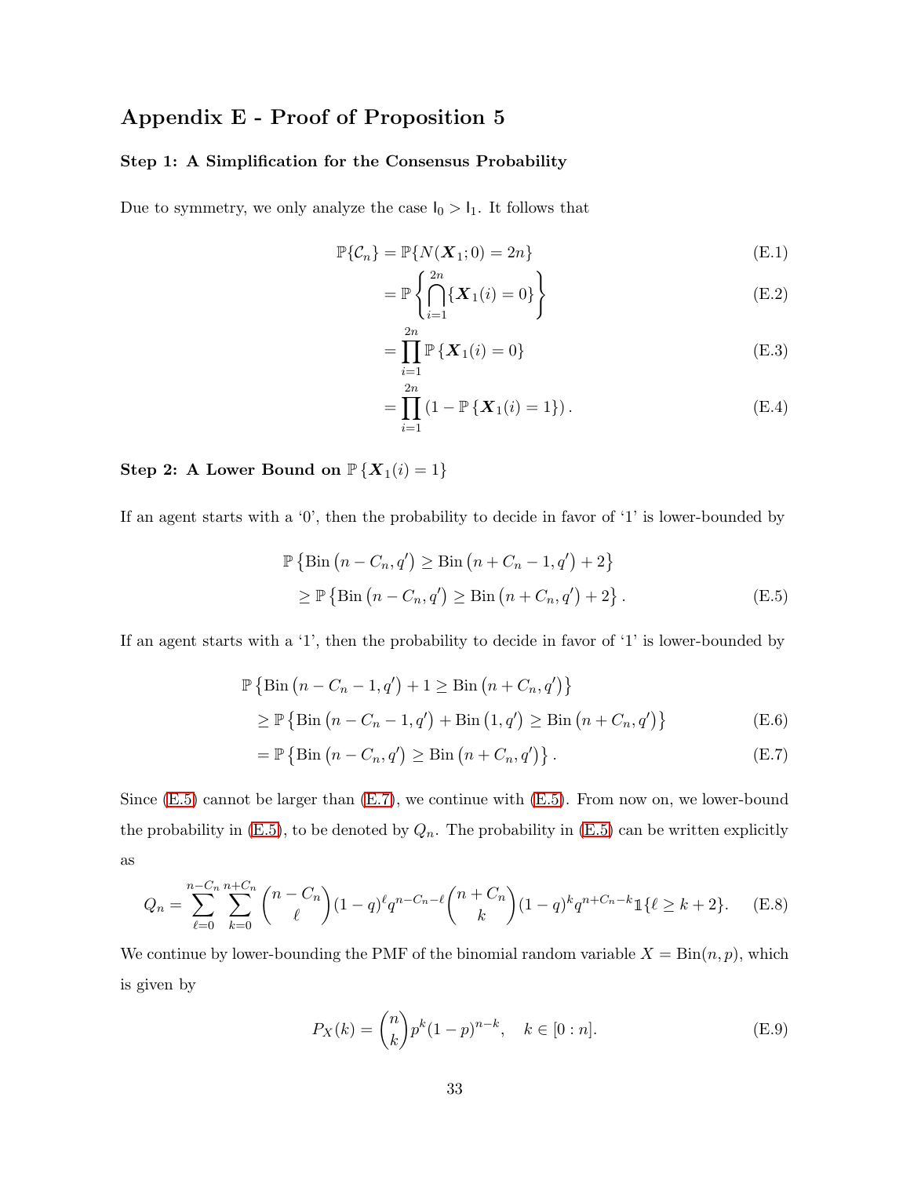# Appendix E - Proof of Proposition 5

### Step 1: A Simplification for the Consensus Probability

Due to symmetry, we only analyze the case $\mathsf{I}_0 > \mathsf{I}_1$. It follows that

$$
\begin{aligned}
\mathbb{P}\{\mathcal{C}_n\} &= \mathbb{P}\{N(\boldsymbol{X}_1; 0) = 2n\} && \text{(E.1)} \\
&= \mathbb{P}\left\{\bigcap_{i=1}^{2n} \{\boldsymbol{X}_1(i) = 0\}\right\} && \text{(E.2)} \\
&= \prod_{i=1}^{2n} \mathbb{P}\left\{\boldsymbol{X}_1(i) = 0\right\} && \text{(E.3)} \\
&= \prod_{i=1}^{2n} \left(1 - \mathbb{P}\left\{\boldsymbol{X}_1(i) = 1\right\}\right). && \text{(E.4)}
\end{aligned}
$$

### Step 2: A Lower Bound on $\mathbb{P}\left\{\boldsymbol{X}_1(i) = 1\right\}$

If an agent starts with a '0', then the probability to decide in favor of '1' is lower-bounded by

$$
\begin{aligned}
&\mathbb{P}\left\{\mathrm{Bin}\left(n - C_n, q'\right) \geq \mathrm{Bin}\left(n + C_n - 1, q'\right) + 2\right\} \\
&\quad \geq \mathbb{P}\left\{\mathrm{Bin}\left(n - C_n, q'\right) \geq \mathrm{Bin}\left(n + C_n, q'\right) + 2\right\}. \qquad \text{(E.5)}
\end{aligned}
$$

If an agent starts with a '1', then the probability to decide in favor of '1' is lower-bounded by

$$
\begin{aligned}
&\mathbb{P}\left\{\mathrm{Bin}\left(n - C_n - 1, q'\right) + 1 \geq \mathrm{Bin}\left(n + C_n, q'\right)\right\} \\
&\quad \geq \mathbb{P}\left\{\mathrm{Bin}\left(n - C_n - 1, q'\right) + \mathrm{Bin}\left(1, q'\right) \geq \mathrm{Bin}\left(n + C_n, q'\right)\right\} \qquad \text{(E.6)} \\
&\quad = \mathbb{P}\left\{\mathrm{Bin}\left(n - C_n, q'\right) \geq \mathrm{Bin}\left(n + C_n, q'\right)\right\}. \qquad \text{(E.7)}
\end{aligned}
$$

Since (E.5) cannot be larger than (E.7), we continue with (E.5). From now on, we lower-bound the probability in (E.5), to be denoted by $Q_n$. The probability in (E.5) can be written explicitly as

$$
Q_n = \sum_{\ell=0}^{n-C_n} \sum_{k=0}^{n+C_n} \binom{n - C_n}{\ell} (1-q)^{\ell} q^{n-C_n-\ell} \binom{n + C_n}{k} (1-q)^{k} q^{n+C_n-k} \mathbb{1}\{\ell \geq k + 2\}. \qquad \text{(E.8)}
$$

We continue by lower-bounding the PMF of the binomial random variable $X = \mathrm{Bin}(n, p)$, which is given by

$$
P_X(k) = \binom{n}{k} p^k (1-p)^{n-k}, \quad k \in [0:n]. \qquad \text{(E.9)}
$$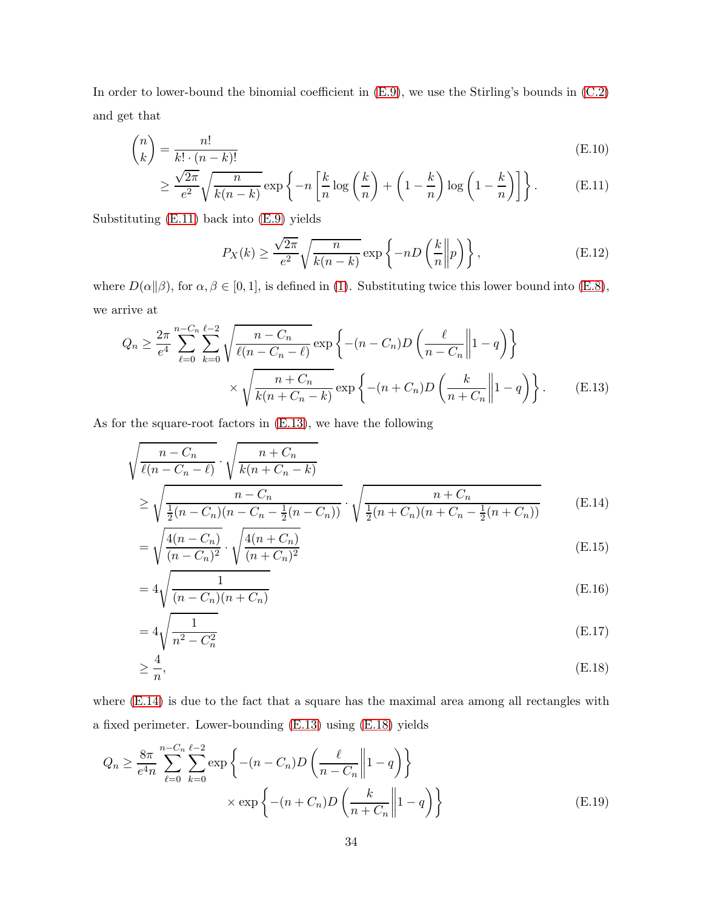In order to lower-bound the binomial coefficient in (E.9), we use the Stirling's bounds in (C.2) and get that

$$\binom{n}{k} = \frac{n!}{k! \cdot (n-k)!} \tag{E.10}$$

$$\geq \frac{\sqrt{2\pi}}{e^2} \sqrt{\frac{n}{k(n-k)}} \exp\left\{ -n \left[ \frac{k}{n} \log\left(\frac{k}{n}\right) + \left(1 - \frac{k}{n}\right) \log\left(1 - \frac{k}{n}\right) \right] \right\}. \tag{E.11}$$

Substituting (E.11) back into (E.9) yields

$$P_X(k) \geq \frac{\sqrt{2\pi}}{e^2} \sqrt{\frac{n}{k(n-k)}} \exp\left\{ -nD\left(\frac{k}{n} \middle\| p\right) \right\}, \tag{E.12}$$

where $D(\alpha\|\beta)$, for $\alpha, \beta \in [0,1]$, is defined in (1). Substituting twice this lower bound into (E.8), we arrive at

$$Q_n \geq \frac{2\pi}{e^4} \sum_{\ell=0}^{n-C_n} \sum_{k=0}^{\ell-2} \sqrt{\frac{n-C_n}{\ell(n-C_n-\ell)}} \exp\left\{ -(n-C_n) D\left(\frac{\ell}{n-C_n} \middle\| 1-q\right) \right\}$$
$$\times \sqrt{\frac{n+C_n}{k(n+C_n-k)}} \exp\left\{ -(n+C_n) D\left(\frac{k}{n+C_n} \middle\| 1-q\right) \right\}. \tag{E.13}$$

As for the square-root factors in (E.13), we have the following

$$\sqrt{\frac{n-C_n}{\ell(n-C_n-\ell)}} \cdot \sqrt{\frac{n+C_n}{k(n+C_n-k)}}$$

$$\geq \sqrt{\frac{n-C_n}{\frac{1}{2}(n-C_n)(n-C_n-\frac{1}{2}(n-C_n))}} \cdot \sqrt{\frac{n+C_n}{\frac{1}{2}(n+C_n)(n+C_n-\frac{1}{2}(n+C_n))}} \tag{E.14}$$

$$= \sqrt{\frac{4(n-C_n)}{(n-C_n)^2}} \cdot \sqrt{\frac{4(n+C_n)}{(n+C_n)^2}} \tag{E.15}$$

$$= 4\sqrt{\frac{1}{(n-C_n)(n+C_n)}} \tag{E.16}$$

$$= 4\sqrt{\frac{1}{n^2-C_n^2}} \tag{E.17}$$

$$\geq \frac{4}{n}, \tag{E.18}$$

where (E.14) is due to the fact that a square has the maximal area among all rectangles with a fixed perimeter. Lower-bounding (E.13) using (E.18) yields

$$Q_n \geq \frac{8\pi}{e^4 n} \sum_{\ell=0}^{n-C_n} \sum_{k=0}^{\ell-2} \exp\left\{ -(n-C_n) D\left(\frac{\ell}{n-C_n} \middle\| 1-q\right) \right\}$$
$$\times \exp\left\{ -(n+C_n) D\left(\frac{k}{n+C_n} \middle\| 1-q\right) \right\} \tag{E.19}$$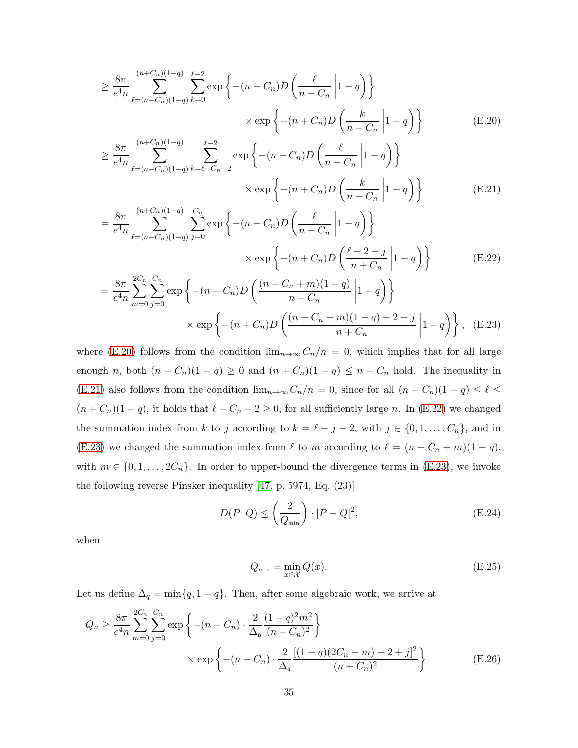$$
\begin{aligned}
&\geq \frac{8\pi}{e^4 n} \sum_{\ell=(n-C_n)(1-q)}^{(n+C_n)(1-q)} \sum_{k=0}^{\ell-2} \exp\left\{-(n-C_n) D\left(\frac{\ell}{n-C_n}\middle\| 1-q\right)\right\} \\
&\qquad\qquad\qquad\qquad\qquad \times \exp\left\{-(n+C_n) D\left(\frac{k}{n+C_n}\middle\| 1-q\right)\right\} \qquad \text{(E.20)} \\
&\geq \frac{8\pi}{e^4 n} \sum_{\ell=(n-C_n)(1-q)}^{(n+C_n)(1-q)} \sum_{k=\ell-C_n-2}^{\ell-2} \exp\left\{-(n-C_n) D\left(\frac{\ell}{n-C_n}\middle\| 1-q\right)\right\} \\
&\qquad\qquad\qquad\qquad\qquad \times \exp\left\{-(n+C_n) D\left(\frac{k}{n+C_n}\middle\| 1-q\right)\right\} \qquad \text{(E.21)} \\
&= \frac{8\pi}{e^4 n} \sum_{\ell=(n-C_n)(1-q)}^{(n+C_n)(1-q)} \sum_{j=0}^{C_n} \exp\left\{-(n-C_n) D\left(\frac{\ell}{n-C_n}\middle\| 1-q\right)\right\} \\
&\qquad\qquad\qquad\qquad\qquad \times \exp\left\{-(n+C_n) D\left(\frac{\ell-2-j}{n+C_n}\middle\| 1-q\right)\right\} \qquad \text{(E.22)} \\
&= \frac{8\pi}{e^4 n} \sum_{m=0}^{2C_n} \sum_{j=0}^{C_n} \exp\left\{-(n-C_n) D\left(\frac{(n-C_n+m)(1-q)}{n-C_n}\middle\| 1-q\right)\right\} \\
&\qquad\qquad \times \exp\left\{-(n+C_n) D\left(\frac{(n-C_n+m)(1-q)-2-j}{n+C_n}\middle\| 1-q\right)\right\}, \qquad \text{(E.23)}
\end{aligned}
$$

where (E.20) follows from the condition $\lim_{n\to\infty} C_n/n = 0$, which implies that for all large enough $n$, both $(n-C_n)(1-q) \geq 0$ and $(n+C_n)(1-q) \leq n - C_n$ hold. The inequality in (E.21) also follows from the condition $\lim_{n\to\infty} C_n/n = 0$, since for all $(n-C_n)(1-q) \leq \ell \leq (n+C_n)(1-q)$, it holds that $\ell - C_n - 2 \geq 0$, for all sufficiently large $n$. In (E.22) we changed the summation index from $k$ to $j$ according to $k = \ell - j - 2$, with $j \in \{0, 1, \ldots, C_n\}$, and in (E.23) we changed the summation index from $\ell$ to $m$ according to $\ell = (n - C_n + m)(1-q)$, with $m \in \{0, 1, \ldots, 2C_n\}$. In order to upper-bound the divergence terms in (E.23), we invoke the following reverse Pinsker inequality [47, p. 5974, Eq. (23)]

$$
D(P\|Q) \leq \left(\frac{2}{Q_{\min}}\right) \cdot |P - Q|^2, \qquad \text{(E.24)}
$$

when

$$
Q_{\min} = \min_{x\in\mathcal{X}} Q(x). \qquad \text{(E.25)}
$$

Let us define $\Delta_q = \min\{q, 1-q\}$. Then, after some algebraic work, we arrive at

$$
\begin{aligned}
Q_n \geq \frac{8\pi}{e^4 n} \sum_{m=0}^{2C_n} \sum_{j=0}^{C_n} &\exp\left\{-(n-C_n) \cdot \frac{2}{\Delta_q} \frac{(1-q)^2 m^2}{(n-C_n)^2}\right\} \\
&\times \exp\left\{-(n+C_n) \cdot \frac{2}{\Delta_q} \frac{[(1-q)(2C_n - m) + 2 + j]^2}{(n+C_n)^2}\right\} \qquad \text{(E.26)}
\end{aligned}
$$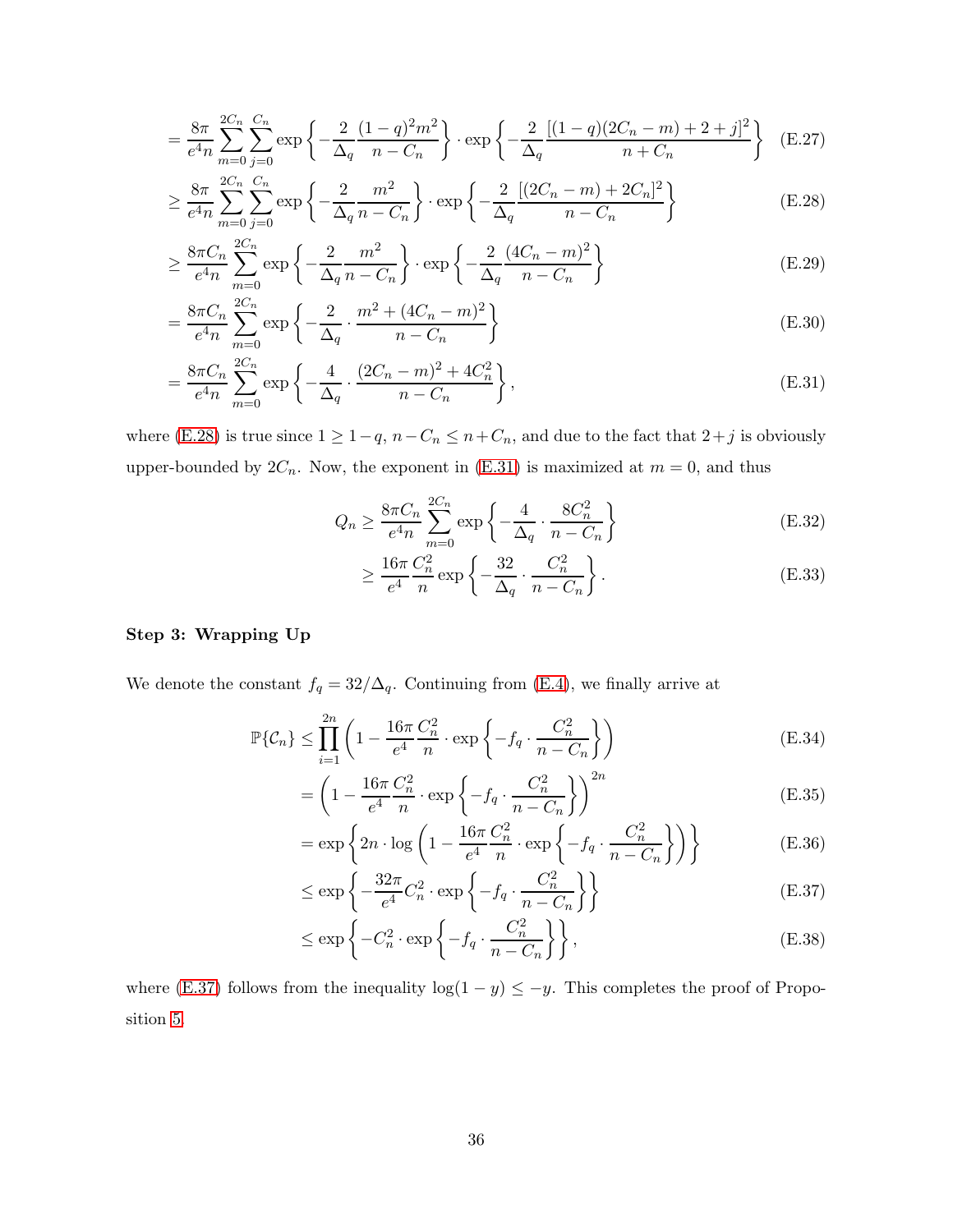$$= \frac{8\pi}{e^4 n} \sum_{m=0}^{2C_n} \sum_{j=0}^{C_n} \exp\left\{-\frac{2}{\Delta_q} \frac{(1-q)^2 m^2}{n - C_n}\right\} \cdot \exp\left\{-\frac{2}{\Delta_q} \frac{[(1-q)(2C_n - m) + 2 + j]^2}{n + C_n}\right\} \tag{E.27}$$

$$\geq \frac{8\pi}{e^4 n} \sum_{m=0}^{2C_n} \sum_{j=0}^{C_n} \exp\left\{-\frac{2}{\Delta_q} \frac{m^2}{n - C_n}\right\} \cdot \exp\left\{-\frac{2}{\Delta_q} \frac{[(2C_n - m) + 2C_n]^2}{n - C_n}\right\} \tag{E.28}$$

$$\geq \frac{8\pi C_n}{e^4 n} \sum_{m=0}^{2C_n} \exp\left\{-\frac{2}{\Delta_q} \frac{m^2}{n - C_n}\right\} \cdot \exp\left\{-\frac{2}{\Delta_q} \frac{(4C_n - m)^2}{n - C_n}\right\} \tag{E.29}$$

$$= \frac{8\pi C_n}{e^4 n} \sum_{m=0}^{2C_n} \exp\left\{-\frac{2}{\Delta_q} \cdot \frac{m^2 + (4C_n - m)^2}{n - C_n}\right\} \tag{E.30}$$

$$= \frac{8\pi C_n}{e^4 n} \sum_{m=0}^{2C_n} \exp\left\{-\frac{4}{\Delta_q} \cdot \frac{(2C_n - m)^2 + 4C_n^2}{n - C_n}\right\}, \tag{E.31}$$

where (E.28) is true since $1 \geq 1-q$, $n - C_n \leq n + C_n$, and due to the fact that $2+j$ is obviously upper-bounded by $2C_n$. Now, the exponent in (E.31) is maximized at $m = 0$, and thus

$$Q_n \geq \frac{8\pi C_n}{e^4 n} \sum_{m=0}^{2C_n} \exp\left\{-\frac{4}{\Delta_q} \cdot \frac{8C_n^2}{n - C_n}\right\} \tag{E.32}$$

$$\geq \frac{16\pi}{e^4} \frac{C_n^2}{n} \exp\left\{-\frac{32}{\Delta_q} \cdot \frac{C_n^2}{n - C_n}\right\}. \tag{E.33}$$

**Step 3: Wrapping Up**

We denote the constant $f_q = 32/\Delta_q$. Continuing from (E.4), we finally arrive at

$$\mathbb{P}\{\mathcal{C}_n\} \leq \prod_{i=1}^{2n} \left(1 - \frac{16\pi}{e^4} \frac{C_n^2}{n} \cdot \exp\left\{-f_q \cdot \frac{C_n^2}{n - C_n}\right\}\right) \tag{E.34}$$

$$= \left(1 - \frac{16\pi}{e^4} \frac{C_n^2}{n} \cdot \exp\left\{-f_q \cdot \frac{C_n^2}{n - C_n}\right\}\right)^{2n} \tag{E.35}$$

$$= \exp\left\{2n \cdot \log\left(1 - \frac{16\pi}{e^4} \frac{C_n^2}{n} \cdot \exp\left\{-f_q \cdot \frac{C_n^2}{n - C_n}\right\}\right)\right\} \tag{E.36}$$

$$\leq \exp\left\{-\frac{32\pi}{e^4} C_n^2 \cdot \exp\left\{-f_q \cdot \frac{C_n^2}{n - C_n}\right\}\right\} \tag{E.37}$$

$$\leq \exp\left\{-C_n^2 \cdot \exp\left\{-f_q \cdot \frac{C_n^2}{n - C_n}\right\}\right\}, \tag{E.38}$$

where (E.37) follows from the inequality $\log(1-y) \leq -y$. This completes the proof of Proposition 5.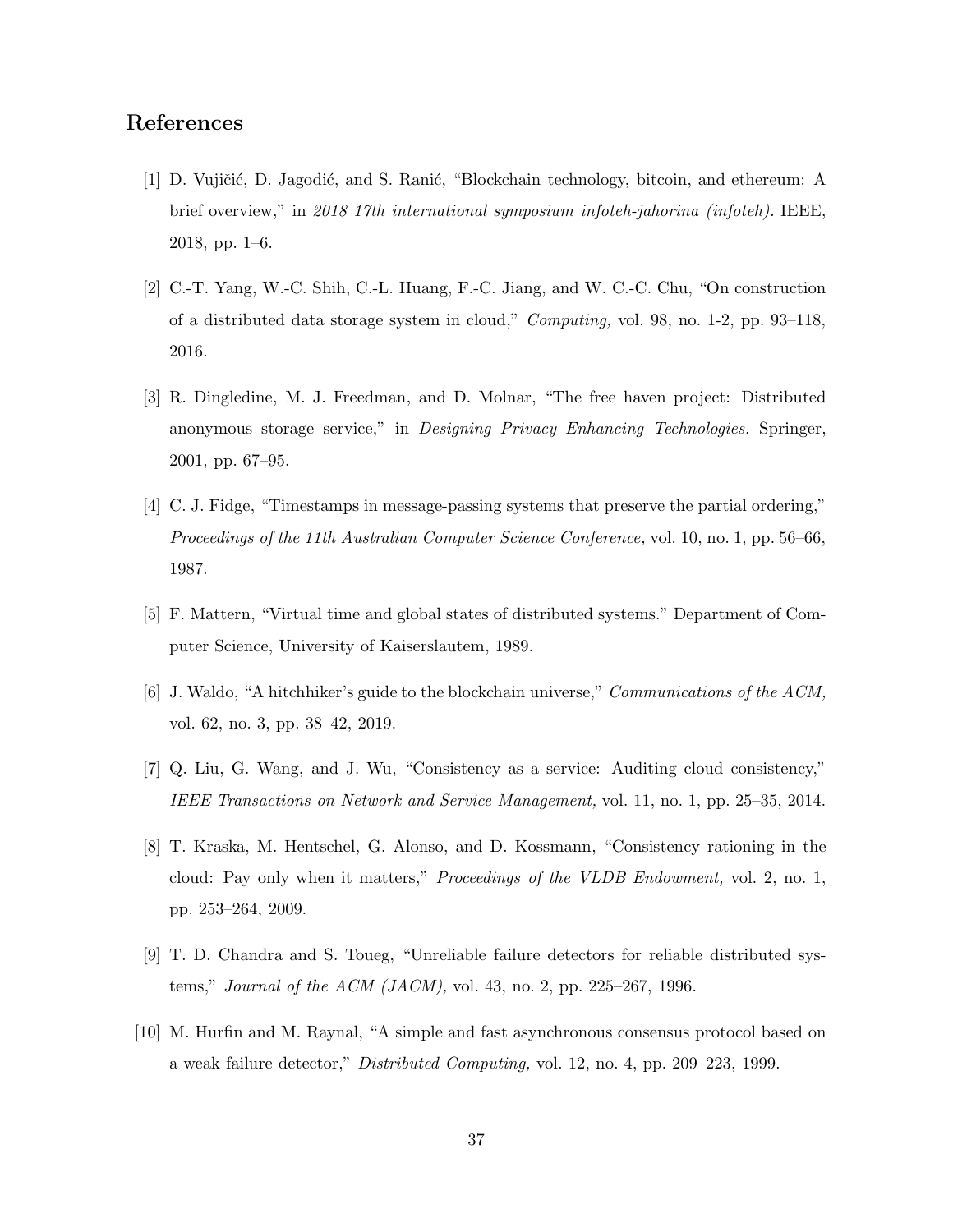## References

[1] D. Vujičić, D. Jagodić, and S. Ranić, "Blockchain technology, bitcoin, and ethereum: A brief overview," in *2018 17th international symposium infoteh-jahorina (infoteh)*. IEEE, 2018, pp. 1–6.

[2] C.-T. Yang, W.-C. Shih, C.-L. Huang, F.-C. Jiang, and W. C.-C. Chu, "On construction of a distributed data storage system in cloud," *Computing,* vol. 98, no. 1-2, pp. 93–118, 2016.

[3] R. Dingledine, M. J. Freedman, and D. Molnar, "The free haven project: Distributed anonymous storage service," in *Designing Privacy Enhancing Technologies.* Springer, 2001, pp. 67–95.

[4] C. J. Fidge, "Timestamps in message-passing systems that preserve the partial ordering," *Proceedings of the 11th Australian Computer Science Conference,* vol. 10, no. 1, pp. 56–66, 1987.

[5] F. Mattern, "Virtual time and global states of distributed systems." Department of Computer Science, University of Kaiserslautem, 1989.

[6] J. Waldo, "A hitchhiker's guide to the blockchain universe," *Communications of the ACM,* vol. 62, no. 3, pp. 38–42, 2019.

[7] Q. Liu, G. Wang, and J. Wu, "Consistency as a service: Auditing cloud consistency," *IEEE Transactions on Network and Service Management,* vol. 11, no. 1, pp. 25–35, 2014.

[8] T. Kraska, M. Hentschel, G. Alonso, and D. Kossmann, "Consistency rationing in the cloud: Pay only when it matters," *Proceedings of the VLDB Endowment,* vol. 2, no. 1, pp. 253–264, 2009.

[9] T. D. Chandra and S. Toueg, "Unreliable failure detectors for reliable distributed systems," *Journal of the ACM (JACM),* vol. 43, no. 2, pp. 225–267, 1996.

[10] M. Hurfin and M. Raynal, "A simple and fast asynchronous consensus protocol based on a weak failure detector," *Distributed Computing,* vol. 12, no. 4, pp. 209–223, 1999.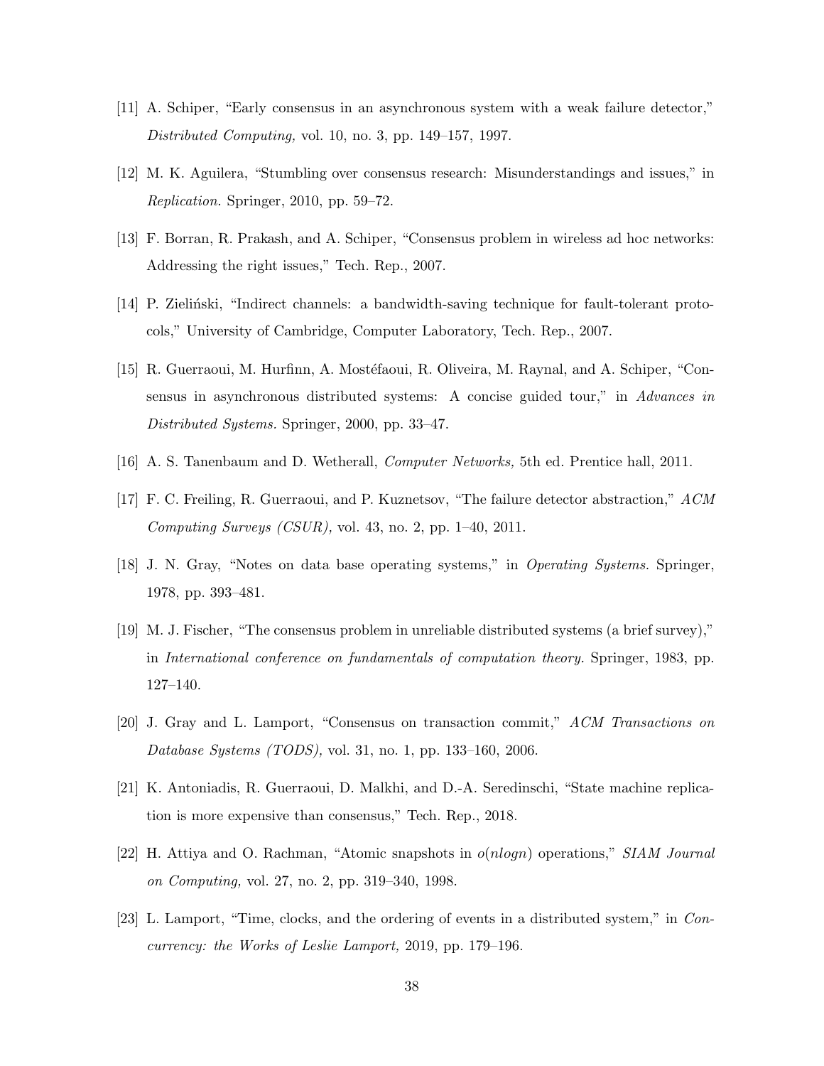[11] A. Schiper, "Early consensus in an asynchronous system with a weak failure detector," *Distributed Computing,* vol. 10, no. 3, pp. 149–157, 1997.

[12] M. K. Aguilera, "Stumbling over consensus research: Misunderstandings and issues," in *Replication.* Springer, 2010, pp. 59–72.

[13] F. Borran, R. Prakash, and A. Schiper, "Consensus problem in wireless ad hoc networks: Addressing the right issues," Tech. Rep., 2007.

[14] P. Zieliński, "Indirect channels: a bandwidth-saving technique for fault-tolerant protocols," University of Cambridge, Computer Laboratory, Tech. Rep., 2007.

[15] R. Guerraoui, M. Hurfinn, A. Mostéfaoui, R. Oliveira, M. Raynal, and A. Schiper, "Consensus in asynchronous distributed systems: A concise guided tour," in *Advances in Distributed Systems.* Springer, 2000, pp. 33–47.

[16] A. S. Tanenbaum and D. Wetherall, *Computer Networks,* 5th ed. Prentice hall, 2011.

[17] F. C. Freiling, R. Guerraoui, and P. Kuznetsov, "The failure detector abstraction," *ACM Computing Surveys (CSUR),* vol. 43, no. 2, pp. 1–40, 2011.

[18] J. N. Gray, "Notes on data base operating systems," in *Operating Systems.* Springer, 1978, pp. 393–481.

[19] M. J. Fischer, "The consensus problem in unreliable distributed systems (a brief survey)," in *International conference on fundamentals of computation theory.* Springer, 1983, pp. 127–140.

[20] J. Gray and L. Lamport, "Consensus on transaction commit," *ACM Transactions on Database Systems (TODS),* vol. 31, no. 1, pp. 133–160, 2006.

[21] K. Antoniadis, R. Guerraoui, D. Malkhi, and D.-A. Seredinschi, "State machine replication is more expensive than consensus," Tech. Rep., 2018.

[22] H. Attiya and O. Rachman, "Atomic snapshots in $o(nlogn)$ operations," *SIAM Journal on Computing,* vol. 27, no. 2, pp. 319–340, 1998.

[23] L. Lamport, "Time, clocks, and the ordering of events in a distributed system," in *Concurrency: the Works of Leslie Lamport,* 2019, pp. 179–196.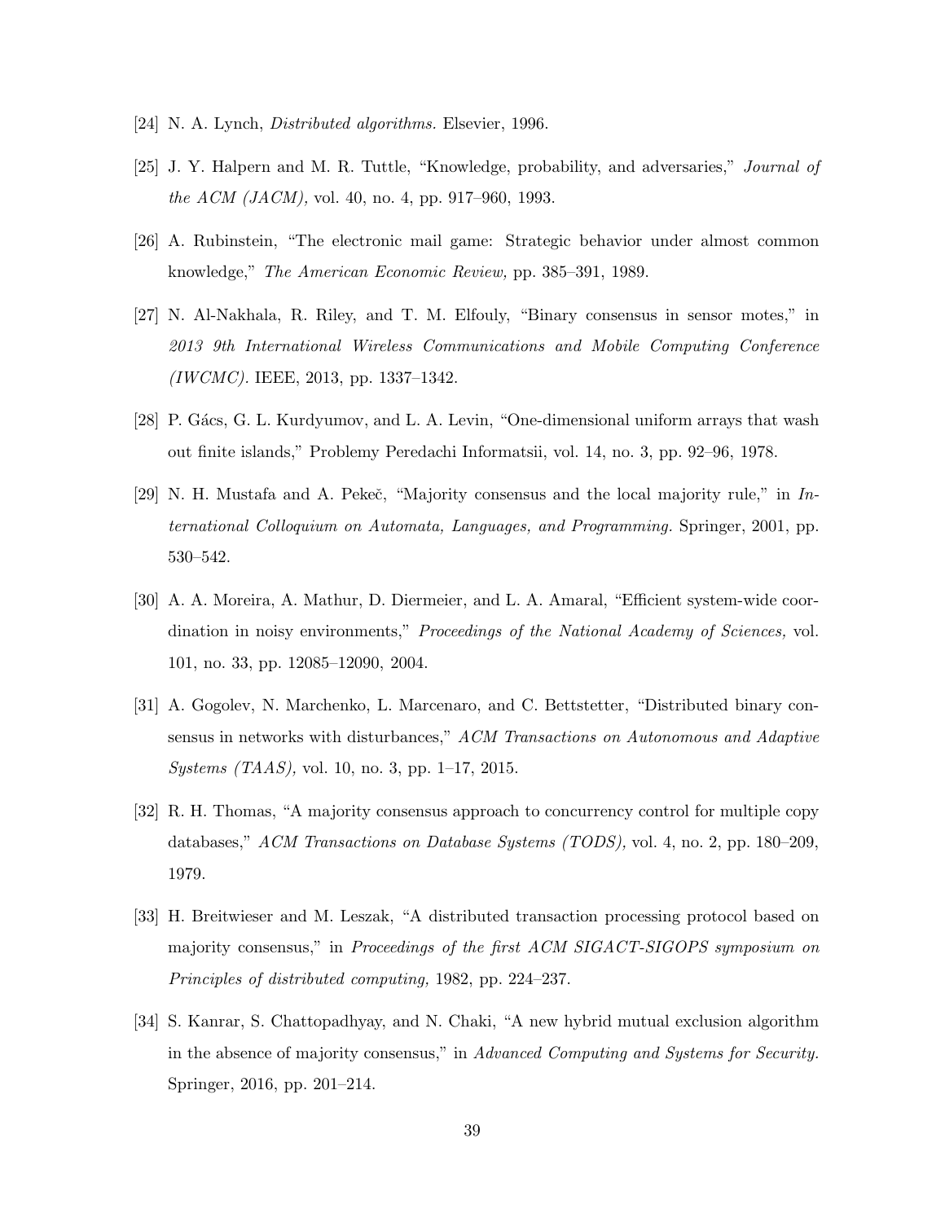[24] N. A. Lynch, *Distributed algorithms.* Elsevier, 1996.

[25] J. Y. Halpern and M. R. Tuttle, "Knowledge, probability, and adversaries," *Journal of the ACM (JACM),* vol. 40, no. 4, pp. 917–960, 1993.

[26] A. Rubinstein, "The electronic mail game: Strategic behavior under almost common knowledge," *The American Economic Review,* pp. 385–391, 1989.

[27] N. Al-Nakhala, R. Riley, and T. M. Elfouly, "Binary consensus in sensor motes," in *2013 9th International Wireless Communications and Mobile Computing Conference (IWCMC).* IEEE, 2013, pp. 1337–1342.

[28] P. Gács, G. L. Kurdyumov, and L. A. Levin, "One-dimensional uniform arrays that wash out finite islands," Problemy Peredachi Informatsii, vol. 14, no. 3, pp. 92–96, 1978.

[29] N. H. Mustafa and A. Pekeč, "Majority consensus and the local majority rule," in *International Colloquium on Automata, Languages, and Programming.* Springer, 2001, pp. 530–542.

[30] A. A. Moreira, A. Mathur, D. Diermeier, and L. A. Amaral, "Efficient system-wide coordination in noisy environments," *Proceedings of the National Academy of Sciences,* vol. 101, no. 33, pp. 12085–12090, 2004.

[31] A. Gogolev, N. Marchenko, L. Marcenaro, and C. Bettstetter, "Distributed binary consensus in networks with disturbances," *ACM Transactions on Autonomous and Adaptive Systems (TAAS),* vol. 10, no. 3, pp. 1–17, 2015.

[32] R. H. Thomas, "A majority consensus approach to concurrency control for multiple copy databases," *ACM Transactions on Database Systems (TODS),* vol. 4, no. 2, pp. 180–209, 1979.

[33] H. Breitwieser and M. Leszak, "A distributed transaction processing protocol based on majority consensus," in *Proceedings of the first ACM SIGACT-SIGOPS symposium on Principles of distributed computing,* 1982, pp. 224–237.

[34] S. Kanrar, S. Chattopadhyay, and N. Chaki, "A new hybrid mutual exclusion algorithm in the absence of majority consensus," in *Advanced Computing and Systems for Security.* Springer, 2016, pp. 201–214.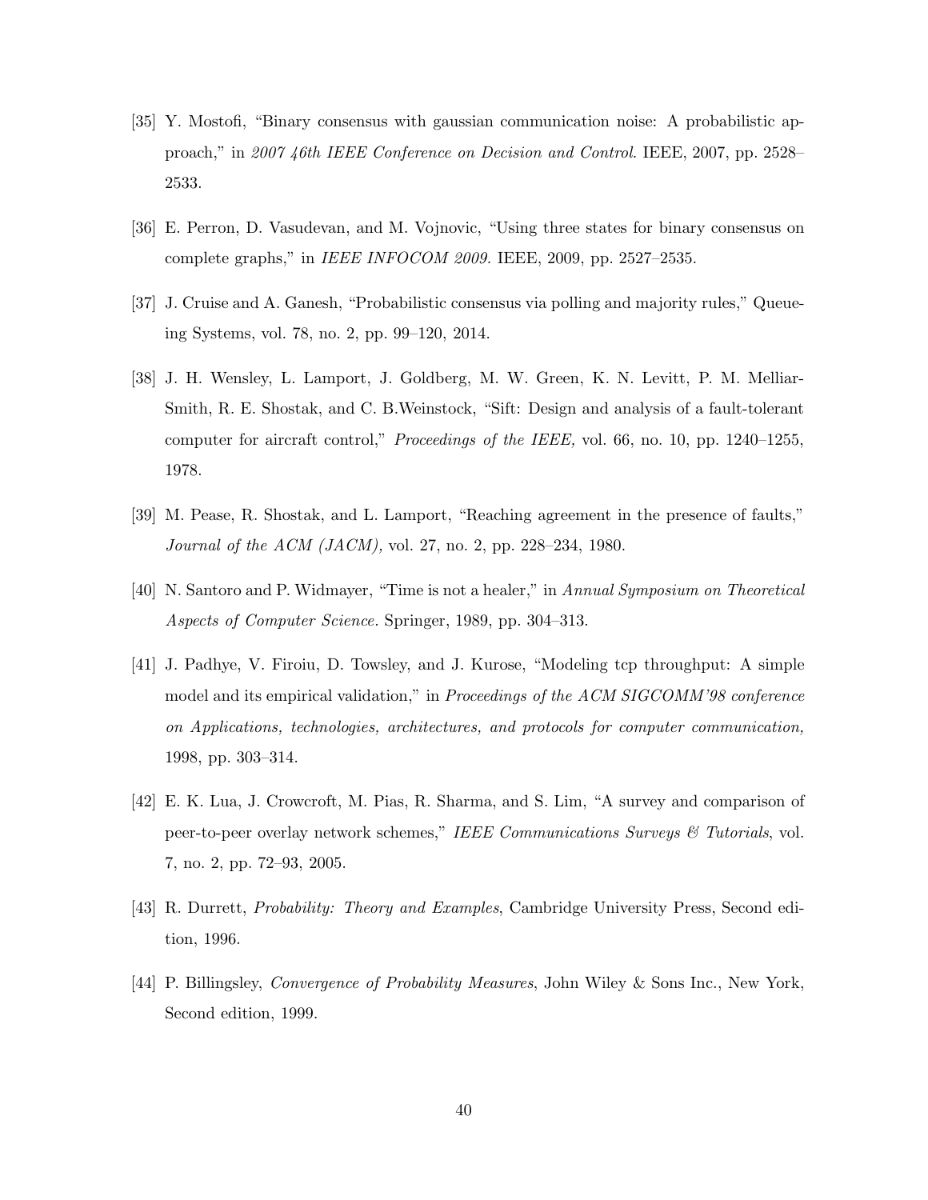[35] Y. Mostofi, "Binary consensus with gaussian communication noise: A probabilistic approach," in *2007 46th IEEE Conference on Decision and Control*. IEEE, 2007, pp. 2528–2533.

[36] E. Perron, D. Vasudevan, and M. Vojnovic, "Using three states for binary consensus on complete graphs," in *IEEE INFOCOM 2009*. IEEE, 2009, pp. 2527–2535.

[37] J. Cruise and A. Ganesh, "Probabilistic consensus via polling and majority rules," Queueing Systems, vol. 78, no. 2, pp. 99–120, 2014.

[38] J. H. Wensley, L. Lamport, J. Goldberg, M. W. Green, K. N. Levitt, P. M. Melliar-Smith, R. E. Shostak, and C. B.Weinstock, "Sift: Design and analysis of a fault-tolerant computer for aircraft control," *Proceedings of the IEEE,* vol. 66, no. 10, pp. 1240–1255, 1978.

[39] M. Pease, R. Shostak, and L. Lamport, "Reaching agreement in the presence of faults," *Journal of the ACM (JACM),* vol. 27, no. 2, pp. 228–234, 1980.

[40] N. Santoro and P. Widmayer, "Time is not a healer," in *Annual Symposium on Theoretical Aspects of Computer Science*. Springer, 1989, pp. 304–313.

[41] J. Padhye, V. Firoiu, D. Towsley, and J. Kurose, "Modeling tcp throughput: A simple model and its empirical validation," in *Proceedings of the ACM SIGCOMM'98 conference on Applications, technologies, architectures, and protocols for computer communication,* 1998, pp. 303–314.

[42] E. K. Lua, J. Crowcroft, M. Pias, R. Sharma, and S. Lim, "A survey and comparison of peer-to-peer overlay network schemes," *IEEE Communications Surveys & Tutorials*, vol. 7, no. 2, pp. 72–93, 2005.

[43] R. Durrett, *Probability: Theory and Examples*, Cambridge University Press, Second edition, 1996.

[44] P. Billingsley, *Convergence of Probability Measures*, John Wiley & Sons Inc., New York, Second edition, 1999.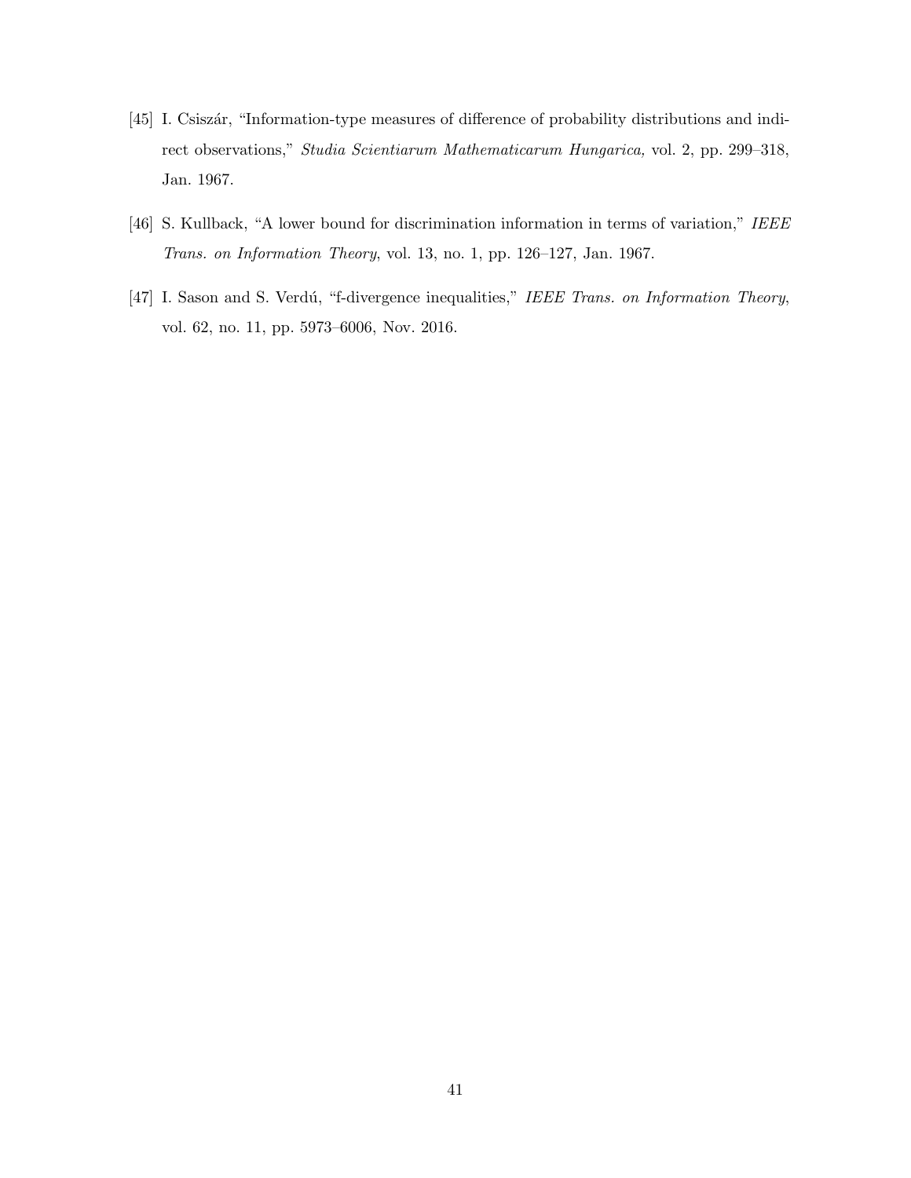[45] I. Csiszár, "Information-type measures of difference of probability distributions and indirect observations," *Studia Scientiarum Mathematicarum Hungarica,* vol. 2, pp. 299–318, Jan. 1967.

[46] S. Kullback, "A lower bound for discrimination information in terms of variation," *IEEE Trans. on Information Theory*, vol. 13, no. 1, pp. 126–127, Jan. 1967.

[47] I. Sason and S. Verdú, "f-divergence inequalities," *IEEE Trans. on Information Theory*, vol. 62, no. 11, pp. 5973–6006, Nov. 2016.